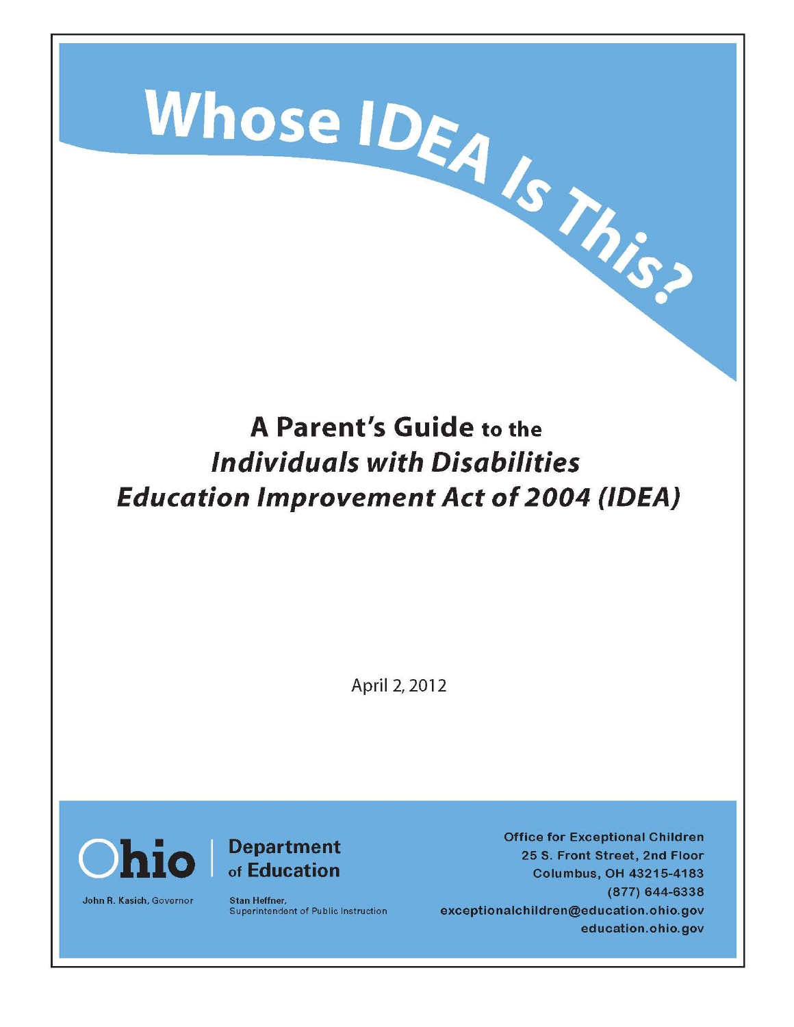# Whose IDEA Is This?

## A Parent's Guide to the *Individuals with Disabilities Education Improvement Act of 2004 (IDEA)*

April 2, 2012

Ohio | Department of Education

John R. Kasich, Governor

Stan Heffner, Superintendent of Public Instruction

Office for Exceptional Children
25 S. Front Street, 2nd Floor
Columbus, OH 43215-4183
(877) 644-6338
exceptionalchildren@education.ohio.gov
education.ohio.gov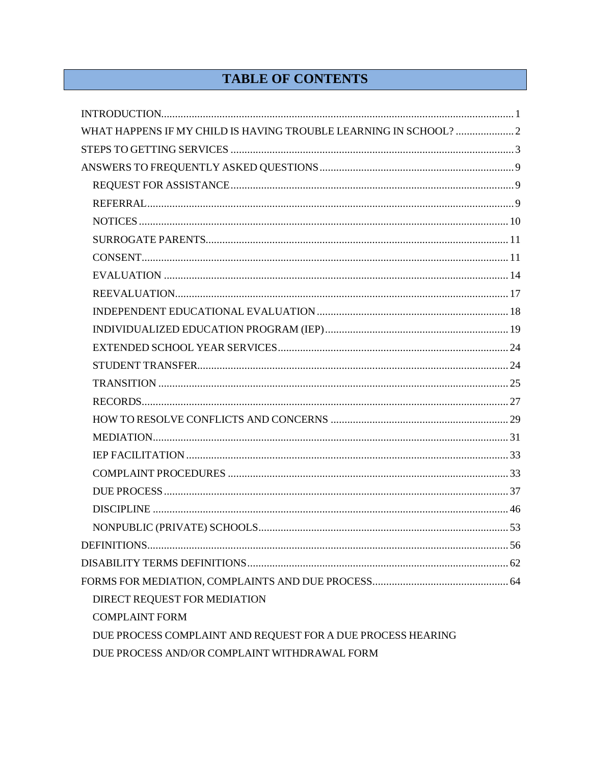# TABLE OF CONTENTS

- INTRODUCTION .... 1
- WHAT HAPPENS IF MY CHILD IS HAVING TROUBLE LEARNING IN SCHOOL? .... 2
- STEPS TO GETTING SERVICES .... 3
- ANSWERS TO FREQUENTLY ASKED QUESTIONS .... 9
  - REQUEST FOR ASSISTANCE .... 9
  - REFERRAL .... 9
  - NOTICES .... 10
  - SURROGATE PARENTS .... 11
  - CONSENT .... 11
  - EVALUATION .... 14
  - REEVALUATION .... 17
  - INDEPENDENT EDUCATIONAL EVALUATION .... 18
  - INDIVIDUALIZED EDUCATION PROGRAM (IEP) .... 19
  - EXTENDED SCHOOL YEAR SERVICES .... 24
  - STUDENT TRANSFER .... 24
  - TRANSITION .... 25
  - RECORDS .... 27
  - HOW TO RESOLVE CONFLICTS AND CONCERNS .... 29
  - MEDIATION .... 31
  - IEP FACILITATION .... 33
  - COMPLAINT PROCEDURES .... 33
  - DUE PROCESS .... 37
  - DISCIPLINE .... 46
  - NONPUBLIC (PRIVATE) SCHOOLS .... 53
- DEFINITIONS .... 56
- DISABILITY TERMS DEFINITIONS .... 62
- FORMS FOR MEDIATION, COMPLAINTS AND DUE PROCESS .... 64
  - DIRECT REQUEST FOR MEDIATION
  - COMPLAINT FORM
  - DUE PROCESS COMPLAINT AND REQUEST FOR A DUE PROCESS HEARING
  - DUE PROCESS AND/OR COMPLAINT WITHDRAWAL FORM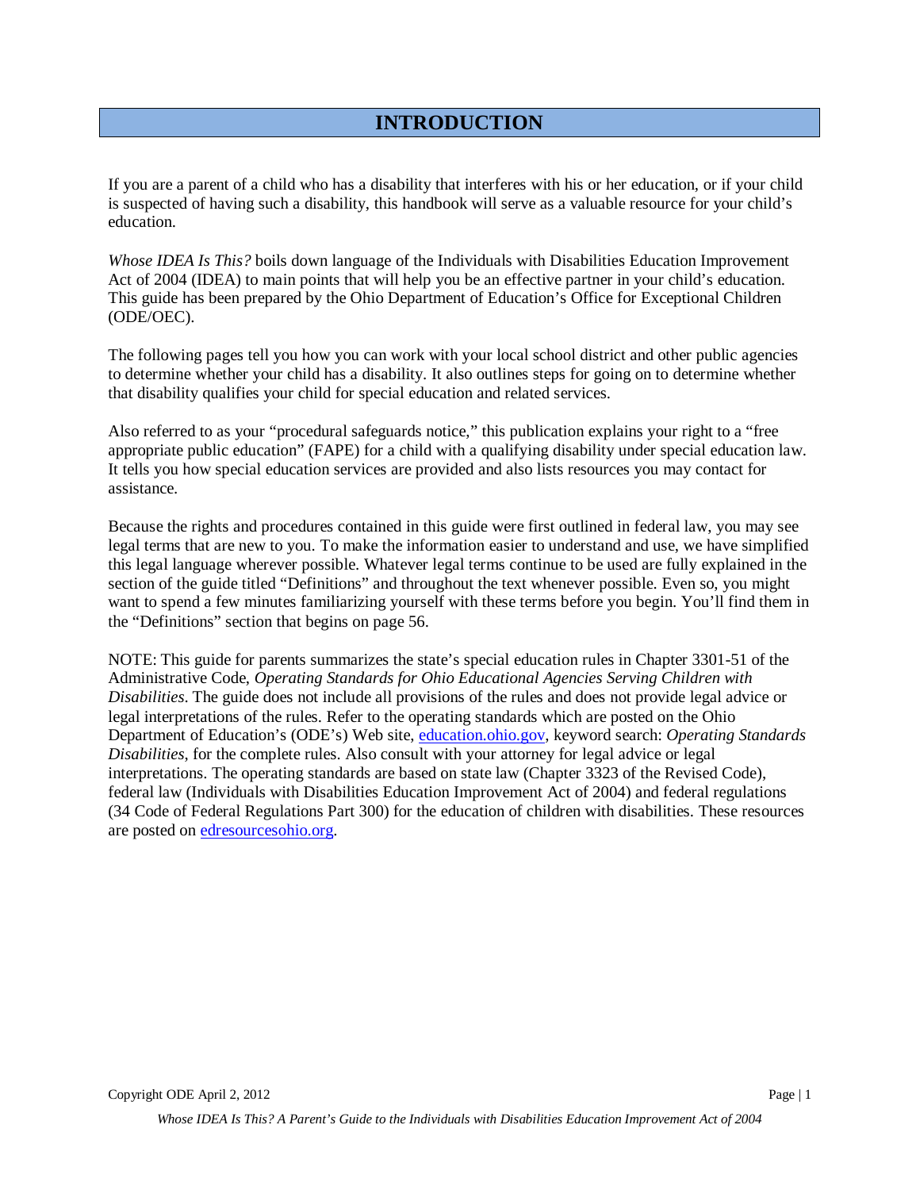# INTRODUCTION

If you are a parent of a child who has a disability that interferes with his or her education, or if your child is suspected of having such a disability, this handbook will serve as a valuable resource for your child's education.

*Whose IDEA Is This?* boils down language of the Individuals with Disabilities Education Improvement Act of 2004 (IDEA) to main points that will help you be an effective partner in your child's education. This guide has been prepared by the Ohio Department of Education's Office for Exceptional Children (ODE/OEC).

The following pages tell you how you can work with your local school district and other public agencies to determine whether your child has a disability. It also outlines steps for going on to determine whether that disability qualifies your child for special education and related services.

Also referred to as your "procedural safeguards notice," this publication explains your right to a "free appropriate public education" (FAPE) for a child with a qualifying disability under special education law. It tells you how special education services are provided and also lists resources you may contact for assistance.

Because the rights and procedures contained in this guide were first outlined in federal law, you may see legal terms that are new to you. To make the information easier to understand and use, we have simplified this legal language wherever possible. Whatever legal terms continue to be used are fully explained in the section of the guide titled "Definitions" and throughout the text whenever possible. Even so, you might want to spend a few minutes familiarizing yourself with these terms before you begin. You'll find them in the "Definitions" section that begins on page 56.

NOTE: This guide for parents summarizes the state's special education rules in Chapter 3301-51 of the Administrative Code, *Operating Standards for Ohio Educational Agencies Serving Children with Disabilities*. The guide does not include all provisions of the rules and does not provide legal advice or legal interpretations of the rules. Refer to the operating standards which are posted on the Ohio Department of Education's (ODE's) Web site, [education.ohio.gov](http://education.ohio.gov), keyword search: *Operating Standards Disabilities*, for the complete rules. Also consult with your attorney for legal advice or legal interpretations. The operating standards are based on state law (Chapter 3323 of the Revised Code), federal law (Individuals with Disabilities Education Improvement Act of 2004) and federal regulations (34 Code of Federal Regulations Part 300) for the education of children with disabilities. These resources are posted on [edresourcesohio.org](http://edresourcesohio.org).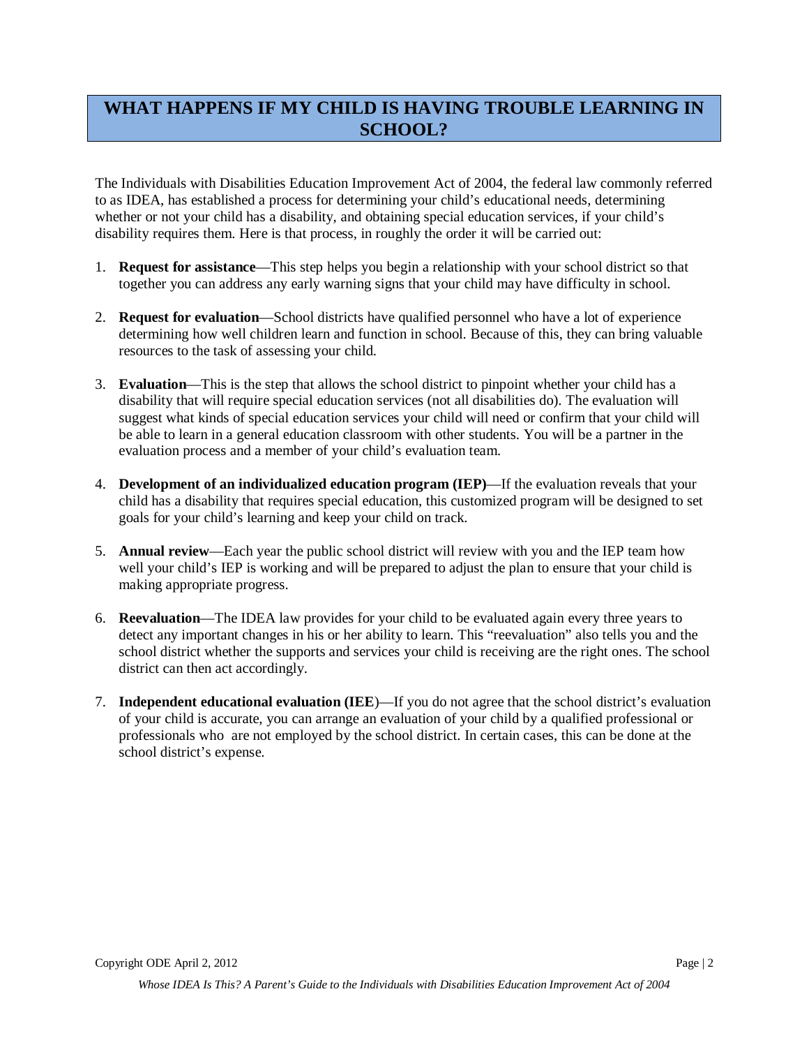# WHAT HAPPENS IF MY CHILD IS HAVING TROUBLE LEARNING IN SCHOOL?

The Individuals with Disabilities Education Improvement Act of 2004, the federal law commonly referred to as IDEA, has established a process for determining your child's educational needs, determining whether or not your child has a disability, and obtaining special education services, if your child's disability requires them. Here is that process, in roughly the order it will be carried out:

1. **Request for assistance**—This step helps you begin a relationship with your school district so that together you can address any early warning signs that your child may have difficulty in school.

2. **Request for evaluation**—School districts have qualified personnel who have a lot of experience determining how well children learn and function in school. Because of this, they can bring valuable resources to the task of assessing your child.

3. **Evaluation**—This is the step that allows the school district to pinpoint whether your child has a disability that will require special education services (not all disabilities do). The evaluation will suggest what kinds of special education services your child will need or confirm that your child will be able to learn in a general education classroom with other students. You will be a partner in the evaluation process and a member of your child's evaluation team.

4. **Development of an individualized education program (IEP)**—If the evaluation reveals that your child has a disability that requires special education, this customized program will be designed to set goals for your child's learning and keep your child on track.

5. **Annual review**—Each year the public school district will review with you and the IEP team how well your child's IEP is working and will be prepared to adjust the plan to ensure that your child is making appropriate progress.

6. **Reevaluation**—The IDEA law provides for your child to be evaluated again every three years to detect any important changes in his or her ability to learn. This "reevaluation" also tells you and the school district whether the supports and services your child is receiving are the right ones. The school district can then act accordingly.

7. **Independent educational evaluation (IEE**)—If you do not agree that the school district's evaluation of your child is accurate, you can arrange an evaluation of your child by a qualified professional or professionals who are not employed by the school district. In certain cases, this can be done at the school district's expense.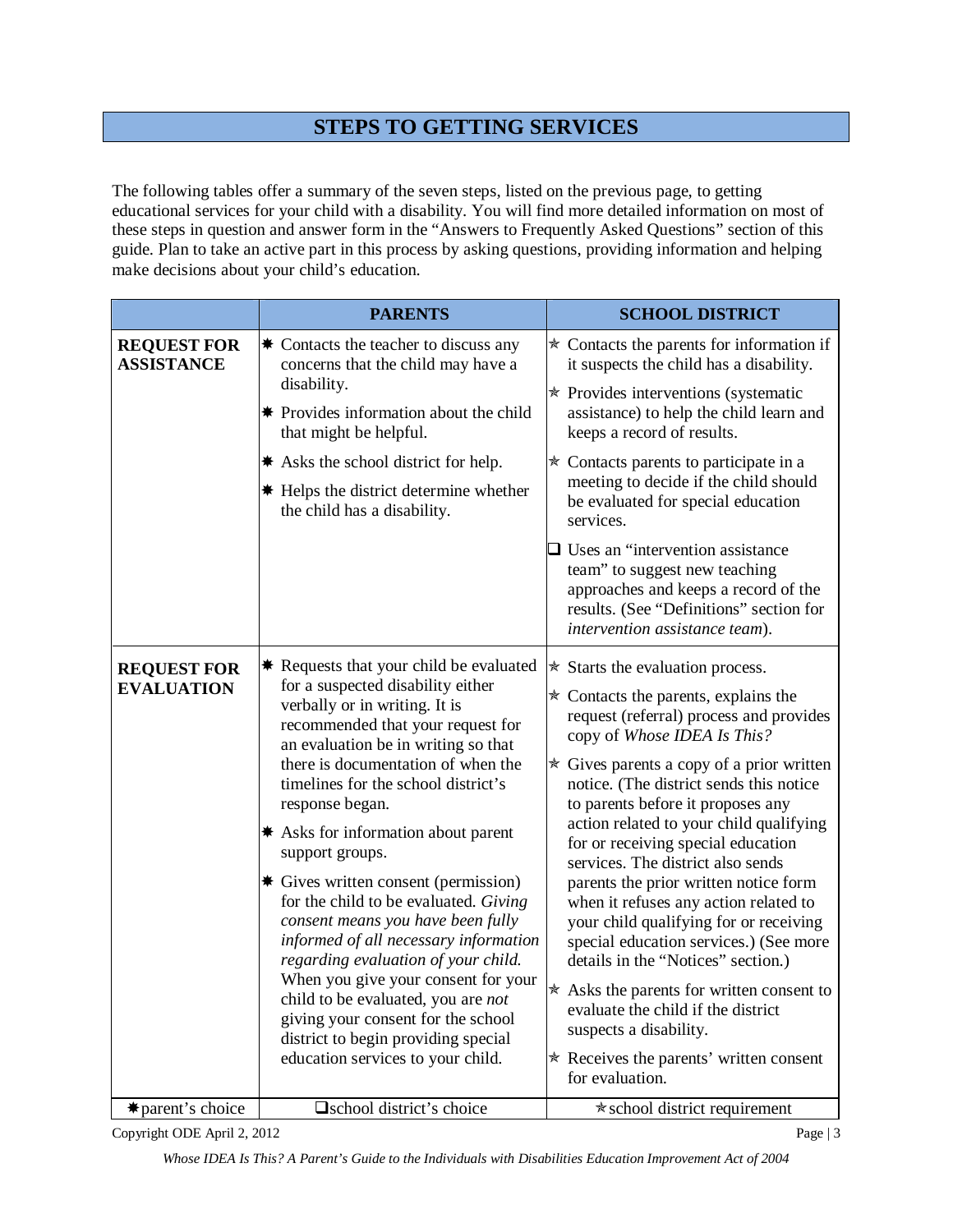# STEPS TO GETTING SERVICES

The following tables offer a summary of the seven steps, listed on the previous page, to getting educational services for your child with a disability. You will find more detailed information on most of these steps in question and answer form in the "Answers to Frequently Asked Questions" section of this guide. Plan to take an active part in this process by asking questions, providing information and helping make decisions about your child's education.

| | PARENTS | SCHOOL DISTRICT |
|---|---|---|
| **REQUEST FOR ASSISTANCE** | ✸ Contacts the teacher to discuss any concerns that the child may have a disability.<br>✸ Provides information about the child that might be helpful.<br>✸ Asks the school district for help.<br>✸ Helps the district determine whether the child has a disability. | ✯ Contacts the parents for information if it suspects the child has a disability.<br>✯ Provides interventions (systematic assistance) to help the child learn and keeps a record of results.<br>✯ Contacts parents to participate in a meeting to decide if the child should be evaluated for special education services.<br>❑ Uses an "intervention assistance team" to suggest new teaching approaches and keeps a record of the results. (See "Definitions" section for *intervention assistance team*). |
| **REQUEST FOR EVALUATION** | ✸ Requests that your child be evaluated for a suspected disability either verbally or in writing. It is recommended that your request for an evaluation be in writing so that there is documentation of when the timelines for the school district's response began.<br>✸ Asks for information about parent support groups.<br>✸ Gives written consent (permission) for the child to be evaluated. *Giving consent means you have been fully informed of all necessary information regarding evaluation of your child.* When you give your consent for your child to be evaluated, you are *not* giving your consent for the school district to begin providing special education services to your child. | ✯ Starts the evaluation process.<br>✯ Contacts the parents, explains the request (referral) process and provides copy of *Whose IDEA Is This?*<br>✯ Gives parents a copy of a prior written notice. (The district sends this notice to parents before it proposes any action related to your child qualifying for or receiving special education services. The district also sends parents the prior written notice form when it refuses any action related to your child qualifying for or receiving special education services.) (See more details in the "Notices" section.)<br>✯ Asks the parents for written consent to evaluate the child if the district suspects a disability.<br>✯ Receives the parents' written consent for evaluation. |
| ✸ parent's choice | ❑ school district's choice | ✯ school district requirement |

Copyright ODE April 2, 2012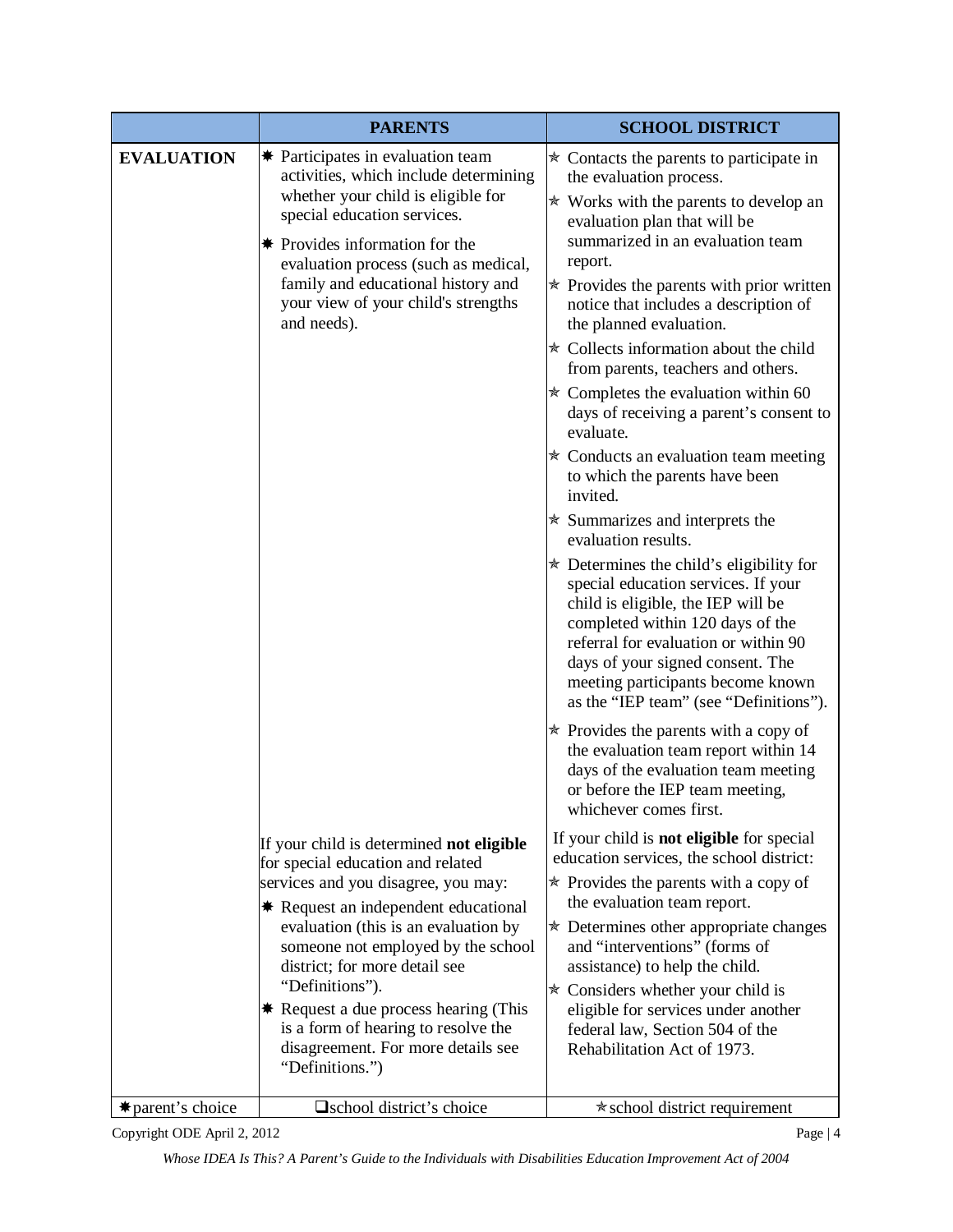| | PARENTS | SCHOOL DISTRICT |
|---|---|---|
| **EVALUATION** | ✸ Participates in evaluation team activities, which include determining whether your child is eligible for special education services.<br><br>✸ Provides information for the evaluation process (such as medical, family and educational history and your view of your child's strengths and needs). | ✫ Contacts the parents to participate in the evaluation process.<br><br>✫ Works with the parents to develop an evaluation plan that will be summarized in an evaluation team report.<br><br>✫ Provides the parents with prior written notice that includes a description of the planned evaluation.<br><br>✫ Collects information about the child from parents, teachers and others.<br><br>✫ Completes the evaluation within 60 days of receiving a parent's consent to evaluate.<br><br>✫ Conducts an evaluation team meeting to which the parents have been invited.<br><br>✫ Summarizes and interprets the evaluation results.<br><br>✫ Determines the child's eligibility for special education services. If your child is eligible, the IEP will be completed within 120 days of the referral for evaluation or within 90 days of your signed consent. The meeting participants become known as the "IEP team" (see "Definitions").<br><br>✫ Provides the parents with a copy of the evaluation team report within 14 days of the evaluation team meeting or before the IEP team meeting, whichever comes first. |
| | If your child is determined **not eligible** for special education and related services and you disagree, you may:<br><br>✸ Request an independent educational evaluation (this is an evaluation by someone not employed by the school district; for more detail see "Definitions").<br><br>✸ Request a due process hearing (This is a form of hearing to resolve the disagreement. For more details see "Definitions.") | If your child is **not eligible** for special education services, the school district:<br><br>✫ Provides the parents with a copy of the evaluation team report.<br><br>✫ Determines other appropriate changes and "interventions" (forms of assistance) to help the child.<br><br>✫ Considers whether your child is eligible for services under another federal law, Section 504 of the Rehabilitation Act of 1973. |
| ✸ parent's choice | ❑ school district's choice | ✫ school district requirement |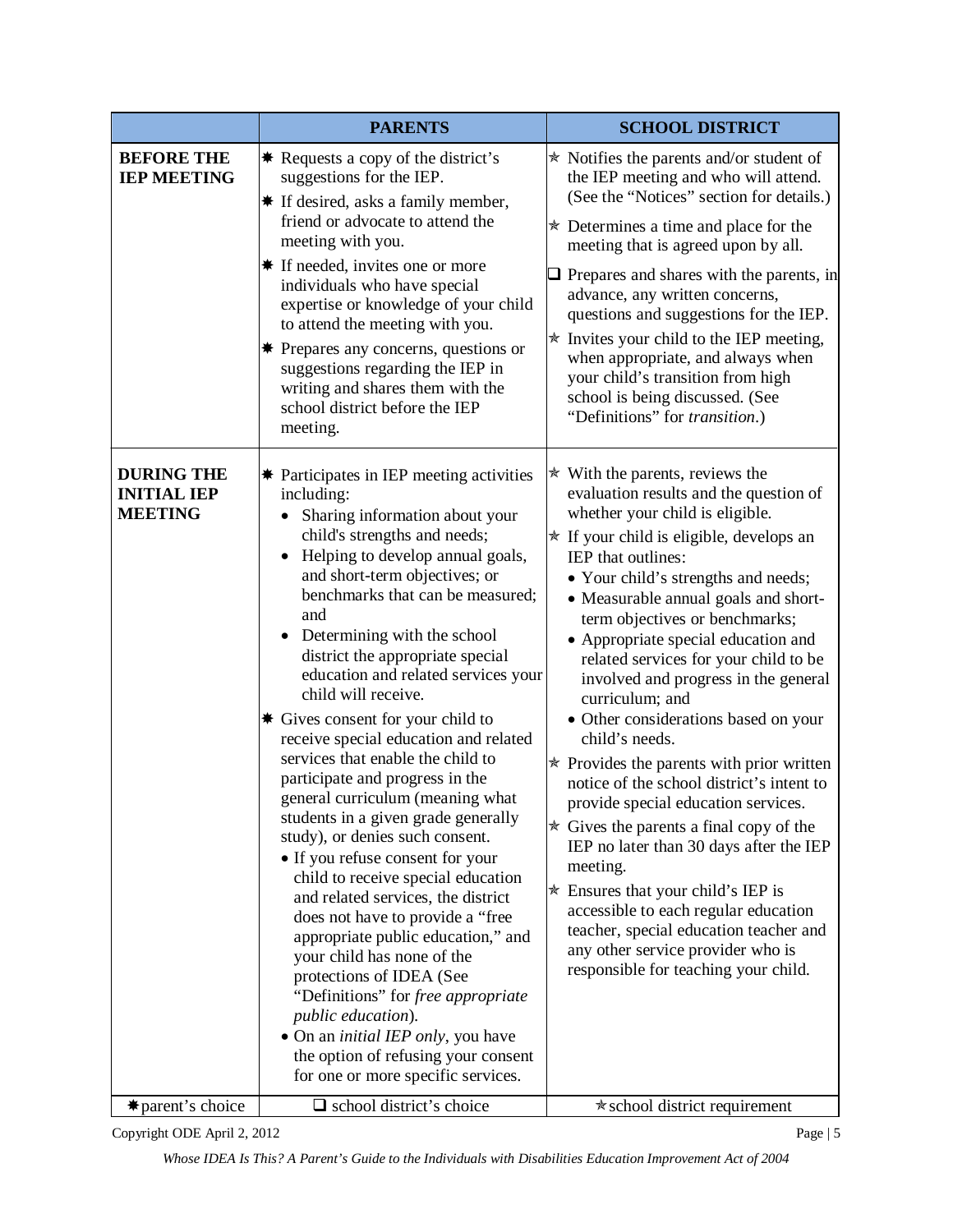| | PARENTS | SCHOOL DISTRICT |
|---|---|---|
| **BEFORE THE IEP MEETING** | ✸ Requests a copy of the district's suggestions for the IEP.<br>✸ If desired, asks a family member, friend or advocate to attend the meeting with you.<br>✸ If needed, invites one or more individuals who have special expertise or knowledge of your child to attend the meeting with you.<br>✸ Prepares any concerns, questions or suggestions regarding the IEP in writing and shares them with the school district before the IEP meeting. | ✫ Notifies the parents and/or student of the IEP meeting and who will attend. (See the "Notices" section for details.)<br>✫ Determines a time and place for the meeting that is agreed upon by all.<br>❑ Prepares and shares with the parents, in advance, any written concerns, questions and suggestions for the IEP.<br>✫ Invites your child to the IEP meeting, when appropriate, and always when your child's transition from high school is being discussed. (See "Definitions" for *transition*.) |
| **DURING THE INITIAL IEP MEETING** | ✸ Participates in IEP meeting activities including:<br>• Sharing information about your child's strengths and needs;<br>• Helping to develop annual goals, and short-term objectives; or benchmarks that can be measured; and<br>• Determining with the school district the appropriate special education and related services your child will receive.<br>✸ Gives consent for your child to receive special education and related services that enable the child to participate and progress in the general curriculum (meaning what students in a given grade generally study), or denies such consent.<br>• If you refuse consent for your child to receive special education and related services, the district does not have to provide a "free appropriate public education," and your child has none of the protections of IDEA (See "Definitions" for *free appropriate public education*).<br>• On an *initial IEP only*, you have the option of refusing your consent for one or more specific services. | ✫ With the parents, reviews the evaluation results and the question of whether your child is eligible.<br>✫ If your child is eligible, develops an IEP that outlines:<br>• Your child's strengths and needs;<br>• Measurable annual goals and short-term objectives or benchmarks;<br>• Appropriate special education and related services for your child to be involved and progress in the general curriculum; and<br>• Other considerations based on your child's needs.<br>✫ Provides the parents with prior written notice of the school district's intent to provide special education services.<br>✫ Gives the parents a final copy of the IEP no later than 30 days after the IEP meeting.<br>✫ Ensures that your child's IEP is accessible to each regular education teacher, special education teacher and any other service provider who is responsible for teaching your child. |
| ✸ parent's choice | ❑ school district's choice | ✫ school district requirement |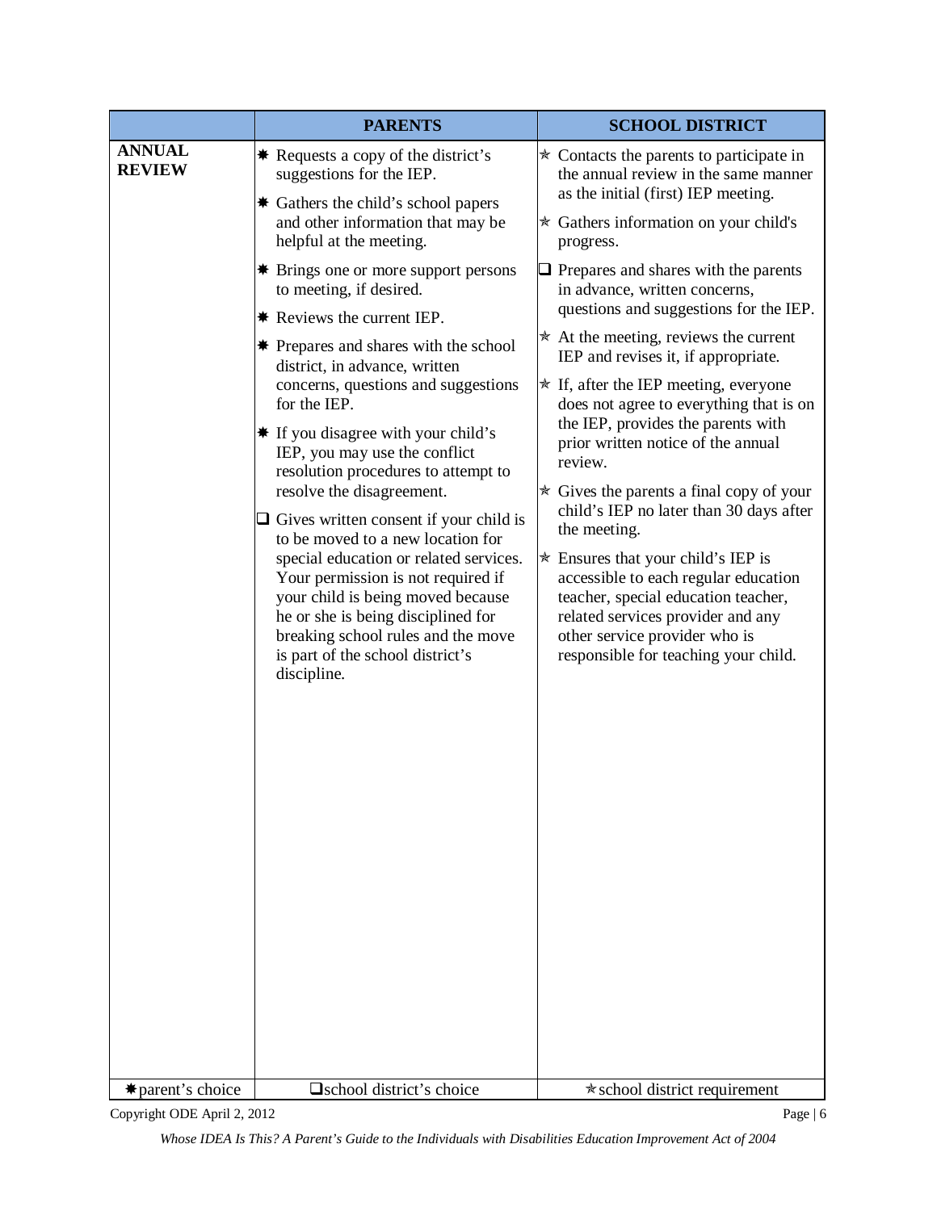| | PARENTS | SCHOOL DISTRICT |
|---|---|---|
| **ANNUAL REVIEW** | ✸ Requests a copy of the district's suggestions for the IEP.<br><br>✸ Gathers the child's school papers and other information that may be helpful at the meeting.<br><br>✸ Brings one or more support persons to meeting, if desired.<br><br>✸ Reviews the current IEP.<br><br>✸ Prepares and shares with the school district, in advance, written concerns, questions and suggestions for the IEP.<br><br>✸ If you disagree with your child's IEP, you may use the conflict resolution procedures to attempt to resolve the disagreement.<br><br>❑ Gives written consent if your child is to be moved to a new location for special education or related services. Your permission is not required if your child is being moved because he or she is being disciplined for breaking school rules and the move is part of the school district's discipline. | ✯ Contacts the parents to participate in the annual review in the same manner as the initial (first) IEP meeting.<br><br>✯ Gathers information on your child's progress.<br><br>❑ Prepares and shares with the parents in advance, written concerns, questions and suggestions for the IEP.<br><br>✯ At the meeting, reviews the current IEP and revises it, if appropriate.<br><br>✯ If, after the IEP meeting, everyone does not agree to everything that is on the IEP, provides the parents with prior written notice of the annual review.<br><br>✯ Gives the parents a final copy of your child's IEP no later than 30 days after the meeting.<br><br>✯ Ensures that your child's IEP is accessible to each regular education teacher, special education teacher, related services provider and any other service provider who is responsible for teaching your child. |
| ✸ parent's choice | ❑ school district's choice | ✯ school district requirement |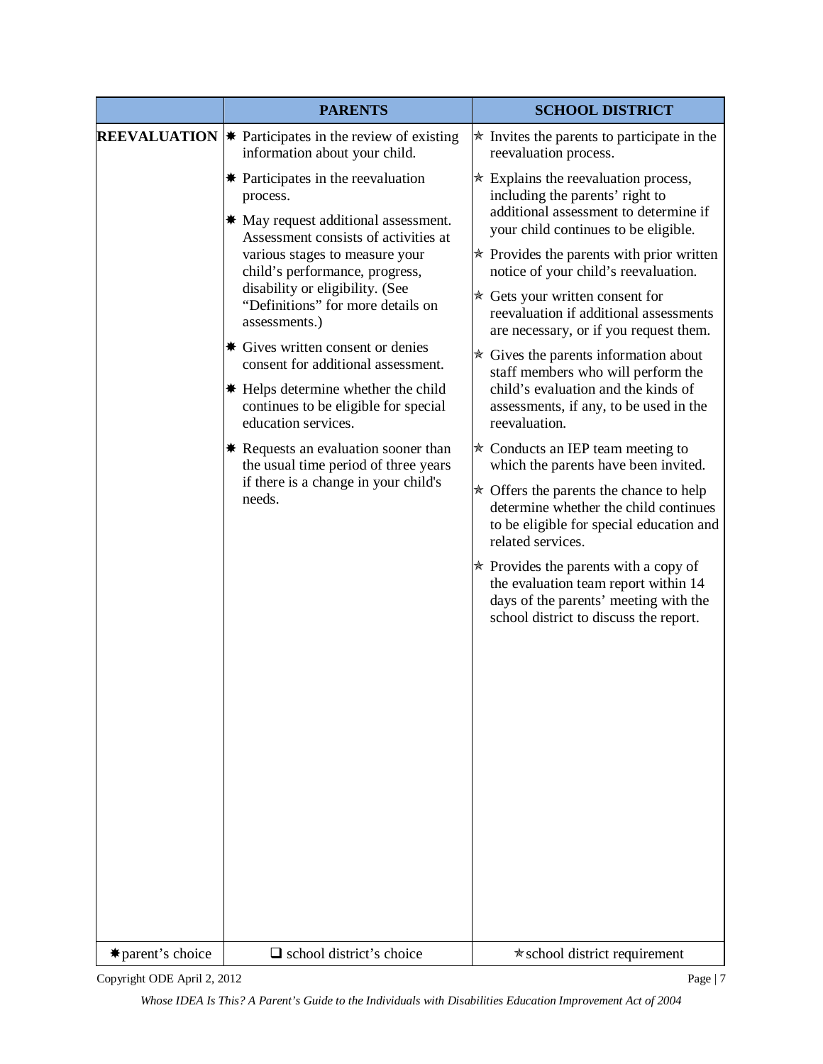| | PARENTS | SCHOOL DISTRICT |
|---|---|---|
| **REEVALUATION** | ✸ Participates in the review of existing information about your child.<br><br>✸ Participates in the reevaluation process.<br><br>✸ May request additional assessment. Assessment consists of activities at various stages to measure your child's performance, progress, disability or eligibility. (See "Definitions" for more details on assessments.)<br><br>✸ Gives written consent or denies consent for additional assessment.<br><br>✸ Helps determine whether the child continues to be eligible for special education services.<br><br>✸ Requests an evaluation sooner than the usual time period of three years if there is a change in your child's needs. | ✯ Invites the parents to participate in the reevaluation process.<br><br>✯ Explains the reevaluation process, including the parents' right to additional assessment to determine if your child continues to be eligible.<br><br>✯ Provides the parents with prior written notice of your child's reevaluation.<br><br>✯ Gets your written consent for reevaluation if additional assessments are necessary, or if you request them.<br><br>✯ Gives the parents information about staff members who will perform the child's evaluation and the kinds of assessments, if any, to be used in the reevaluation.<br><br>✯ Conducts an IEP team meeting to which the parents have been invited.<br><br>✯ Offers the parents the chance to help determine whether the child continues to be eligible for special education and related services.<br><br>✯ Provides the parents with a copy of the evaluation team report within 14 days of the parents' meeting with the school district to discuss the report. |
| ✸ parent's choice | ❑ school district's choice | ✯ school district requirement |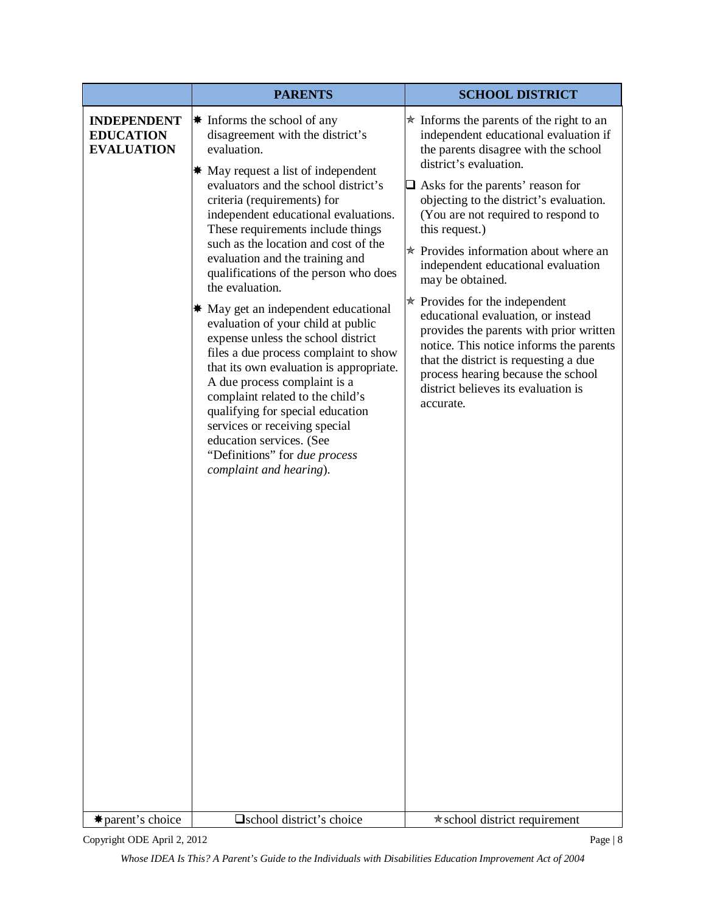| | PARENTS | SCHOOL DISTRICT |
|---|---|---|
| **INDEPENDENT EDUCATION EVALUATION** | ✸ Informs the school of any disagreement with the district's evaluation.<br><br>✸ May request a list of independent evaluators and the school district's criteria (requirements) for independent educational evaluations. These requirements include things such as the location and cost of the evaluation and the training and qualifications of the person who does the evaluation.<br><br>✸ May get an independent educational evaluation of your child at public expense unless the school district files a due process complaint to show that its own evaluation is appropriate. A due process complaint is a complaint related to the child's qualifying for special education services or receiving special education services. (See "Definitions" for *due process complaint and hearing*). | ✯ Informs the parents of the right to an independent educational evaluation if the parents disagree with the school district's evaluation.<br><br>❑ Asks for the parents' reason for objecting to the district's evaluation. (You are not required to respond to this request.)<br><br>✯ Provides information about where an independent educational evaluation may be obtained.<br><br>✯ Provides for the independent educational evaluation, or instead provides the parents with prior written notice. This notice informs the parents that the district is requesting a due process hearing because the school district believes its evaluation is accurate. |
| ✸parent's choice | ❑school district's choice | ✯school district requirement |

*Whose IDEA Is This? A Parent's Guide to the Individuals with Disabilities Education Improvement Act of 2004*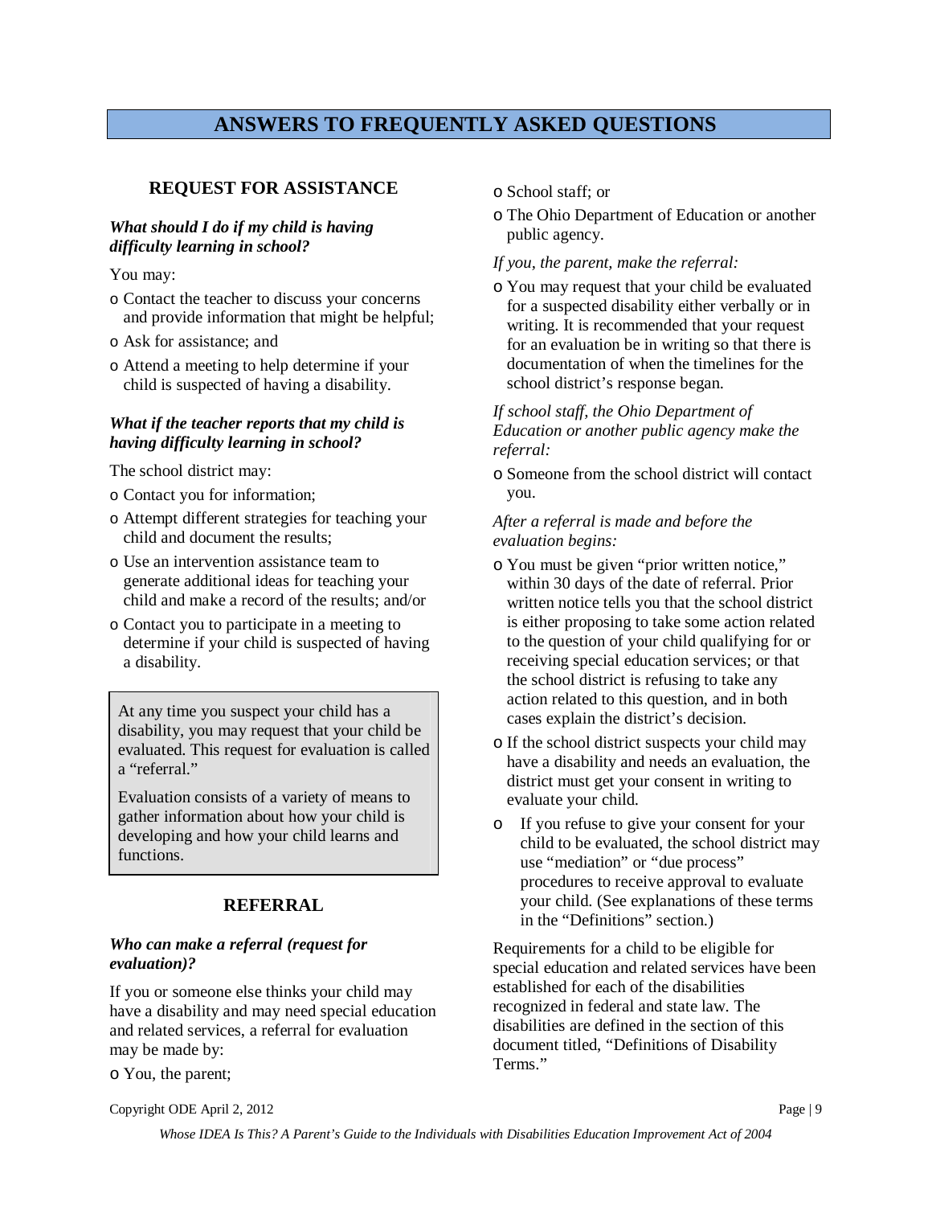# ANSWERS TO FREQUENTLY ASKED QUESTIONS

## REQUEST FOR ASSISTANCE

***What should I do if my child is having difficulty learning in school?***

You may:

- Contact the teacher to discuss your concerns and provide information that might be helpful;
- Ask for assistance; and
- Attend a meeting to help determine if your child is suspected of having a disability.

***What if the teacher reports that my child is having difficulty learning in school?***

The school district may:

- Contact you for information;
- Attempt different strategies for teaching your child and document the results;
- Use an intervention assistance team to generate additional ideas for teaching your child and make a record of the results; and/or
- Contact you to participate in a meeting to determine if your child is suspected of having a disability.

> At any time you suspect your child has a disability, you may request that your child be evaluated. This request for evaluation is called a "referral."
>
> Evaluation consists of a variety of means to gather information about how your child is developing and how your child learns and functions.

## REFERRAL

***Who can make a referral (request for evaluation)?***

If you or someone else thinks your child may have a disability and may need special education and related services, a referral for evaluation may be made by:

- You, the parent;
- School staff; or
- The Ohio Department of Education or another public agency.

*If you, the parent, make the referral:*

- You may request that your child be evaluated for a suspected disability either verbally or in writing. It is recommended that your request for an evaluation be in writing so that there is documentation of when the timelines for the school district's response began.

*If school staff, the Ohio Department of Education or another public agency make the referral:*

- Someone from the school district will contact you.

*After a referral is made and before the evaluation begins:*

- You must be given "prior written notice," within 30 days of the date of referral. Prior written notice tells you that the school district is either proposing to take some action related to the question of your child qualifying for or receiving special education services; or that the school district is refusing to take any action related to this question, and in both cases explain the district's decision.
- If the school district suspects your child may have a disability and needs an evaluation, the district must get your consent in writing to evaluate your child.
- If you refuse to give your consent for your child to be evaluated, the school district may use "mediation" or "due process" procedures to receive approval to evaluate your child. (See explanations of these terms in the "Definitions" section.)

Requirements for a child to be eligible for special education and related services have been established for each of the disabilities recognized in federal and state law. The disabilities are defined in the section of this document titled, "Definitions of Disability Terms."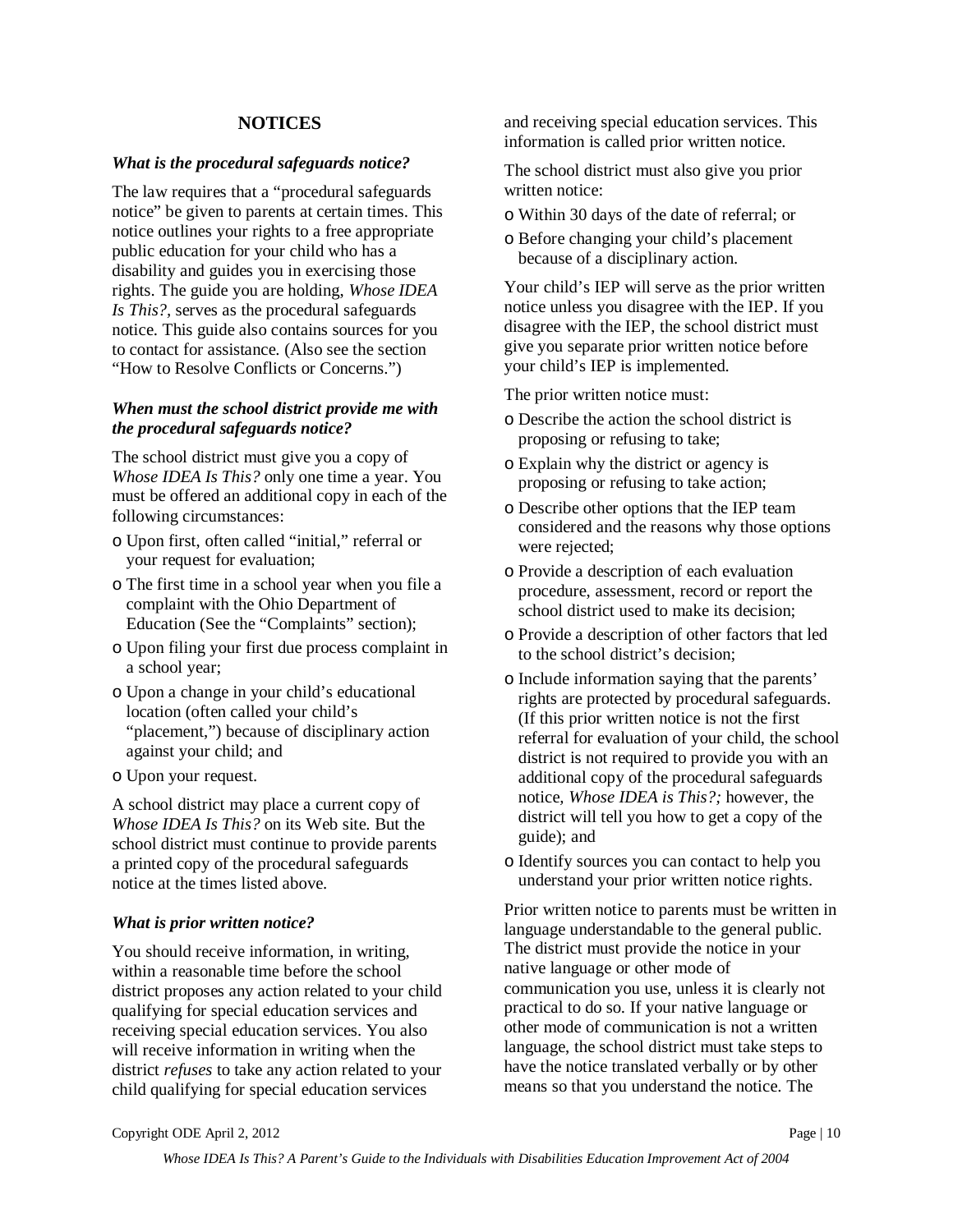## NOTICES

***What is the procedural safeguards notice?***

The law requires that a "procedural safeguards notice" be given to parents at certain times. This notice outlines your rights to a free appropriate public education for your child who has a disability and guides you in exercising those rights. The guide you are holding, *Whose IDEA Is This?*, serves as the procedural safeguards notice. This guide also contains sources for you to contact for assistance. (Also see the section "How to Resolve Conflicts or Concerns.")

***When must the school district provide me with the procedural safeguards notice?***

The school district must give you a copy of *Whose IDEA Is This?* only one time a year. You must be offered an additional copy in each of the following circumstances:

- Upon first, often called "initial," referral or your request for evaluation;
- The first time in a school year when you file a complaint with the Ohio Department of Education (See the "Complaints" section);
- Upon filing your first due process complaint in a school year;
- Upon a change in your child's educational location (often called your child's "placement,") because of disciplinary action against your child; and
- Upon your request.

A school district may place a current copy of *Whose IDEA Is This?* on its Web site. But the school district must continue to provide parents a printed copy of the procedural safeguards notice at the times listed above.

***What is prior written notice?***

You should receive information, in writing, within a reasonable time before the school district proposes any action related to your child qualifying for special education services and receiving special education services. You also will receive information in writing when the district *refuses* to take any action related to your child qualifying for special education services and receiving special education services. This information is called prior written notice.

The school district must also give you prior written notice:

- Within 30 days of the date of referral; or
- Before changing your child's placement because of a disciplinary action.

Your child's IEP will serve as the prior written notice unless you disagree with the IEP. If you disagree with the IEP, the school district must give you separate prior written notice before your child's IEP is implemented.

The prior written notice must:

- Describe the action the school district is proposing or refusing to take;
- Explain why the district or agency is proposing or refusing to take action;
- Describe other options that the IEP team considered and the reasons why those options were rejected;
- Provide a description of each evaluation procedure, assessment, record or report the school district used to make its decision;
- Provide a description of other factors that led to the school district's decision;
- Include information saying that the parents' rights are protected by procedural safeguards. (If this prior written notice is not the first referral for evaluation of your child, the school district is not required to provide you with an additional copy of the procedural safeguards notice, *Whose IDEA is This?;* however, the district will tell you how to get a copy of the guide); and
- Identify sources you can contact to help you understand your prior written notice rights.

Prior written notice to parents must be written in language understandable to the general public. The district must provide the notice in your native language or other mode of communication you use, unless it is clearly not practical to do so. If your native language or other mode of communication is not a written language, the school district must take steps to have the notice translated verbally or by other means so that you understand the notice. The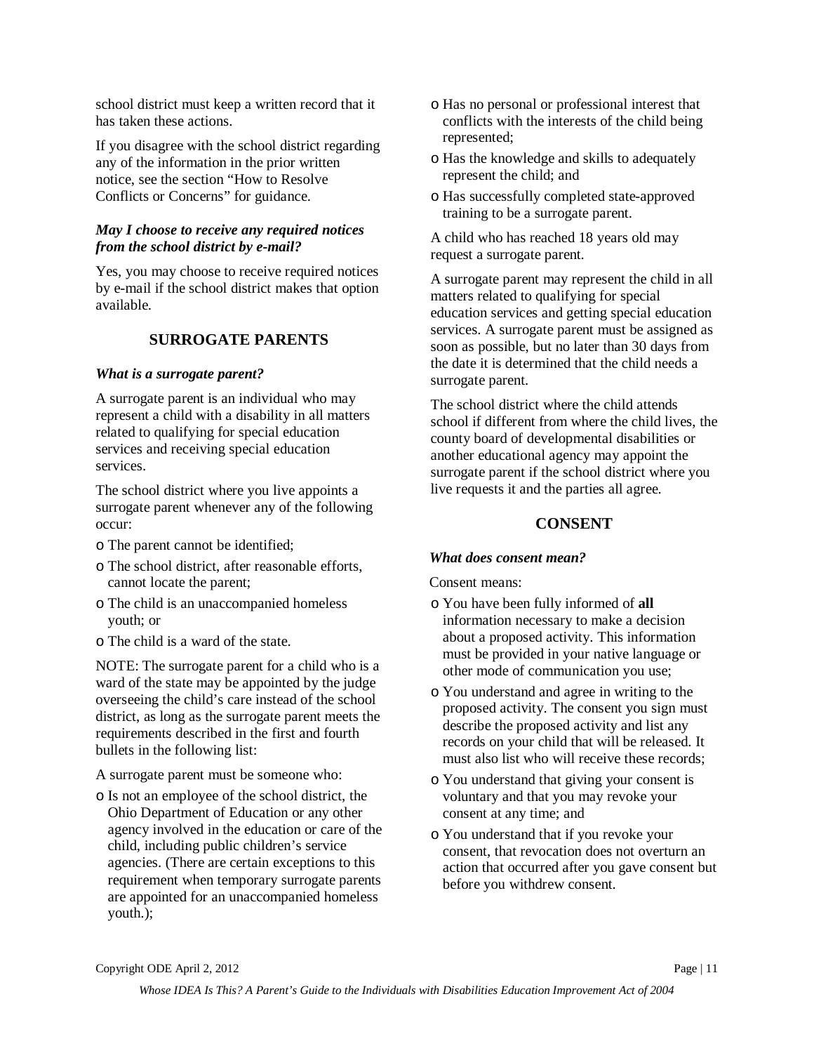school district must keep a written record that it has taken these actions.

If you disagree with the school district regarding any of the information in the prior written notice, see the section "How to Resolve Conflicts or Concerns" for guidance.

***May I choose to receive any required notices from the school district by e-mail?***

Yes, you may choose to receive required notices by e-mail if the school district makes that option available.

## SURROGATE PARENTS

***What is a surrogate parent?***

A surrogate parent is an individual who may represent a child with a disability in all matters related to qualifying for special education services and receiving special education services.

The school district where you live appoints a surrogate parent whenever any of the following occur:

- The parent cannot be identified;
- The school district, after reasonable efforts, cannot locate the parent;
- The child is an unaccompanied homeless youth; or
- The child is a ward of the state.

NOTE: The surrogate parent for a child who is a ward of the state may be appointed by the judge overseeing the child's care instead of the school district, as long as the surrogate parent meets the requirements described in the first and fourth bullets in the following list:

A surrogate parent must be someone who:

- Is not an employee of the school district, the Ohio Department of Education or any other agency involved in the education or care of the child, including public children's service agencies. (There are certain exceptions to this requirement when temporary surrogate parents are appointed for an unaccompanied homeless youth.);
- Has no personal or professional interest that conflicts with the interests of the child being represented;
- Has the knowledge and skills to adequately represent the child; and
- Has successfully completed state-approved training to be a surrogate parent.

A child who has reached 18 years old may request a surrogate parent.

A surrogate parent may represent the child in all matters related to qualifying for special education services and getting special education services. A surrogate parent must be assigned as soon as possible, but no later than 30 days from the date it is determined that the child needs a surrogate parent.

The school district where the child attends school if different from where the child lives, the county board of developmental disabilities or another educational agency may appoint the surrogate parent if the school district where you live requests it and the parties all agree.

## CONSENT

***What does consent mean?***

Consent means:

- You have been fully informed of **all** information necessary to make a decision about a proposed activity. This information must be provided in your native language or other mode of communication you use;
- You understand and agree in writing to the proposed activity. The consent you sign must describe the proposed activity and list any records on your child that will be released. It must also list who will receive these records;
- You understand that giving your consent is voluntary and that you may revoke your consent at any time; and
- You understand that if you revoke your consent, that revocation does not overturn an action that occurred after you gave consent but before you withdrew consent.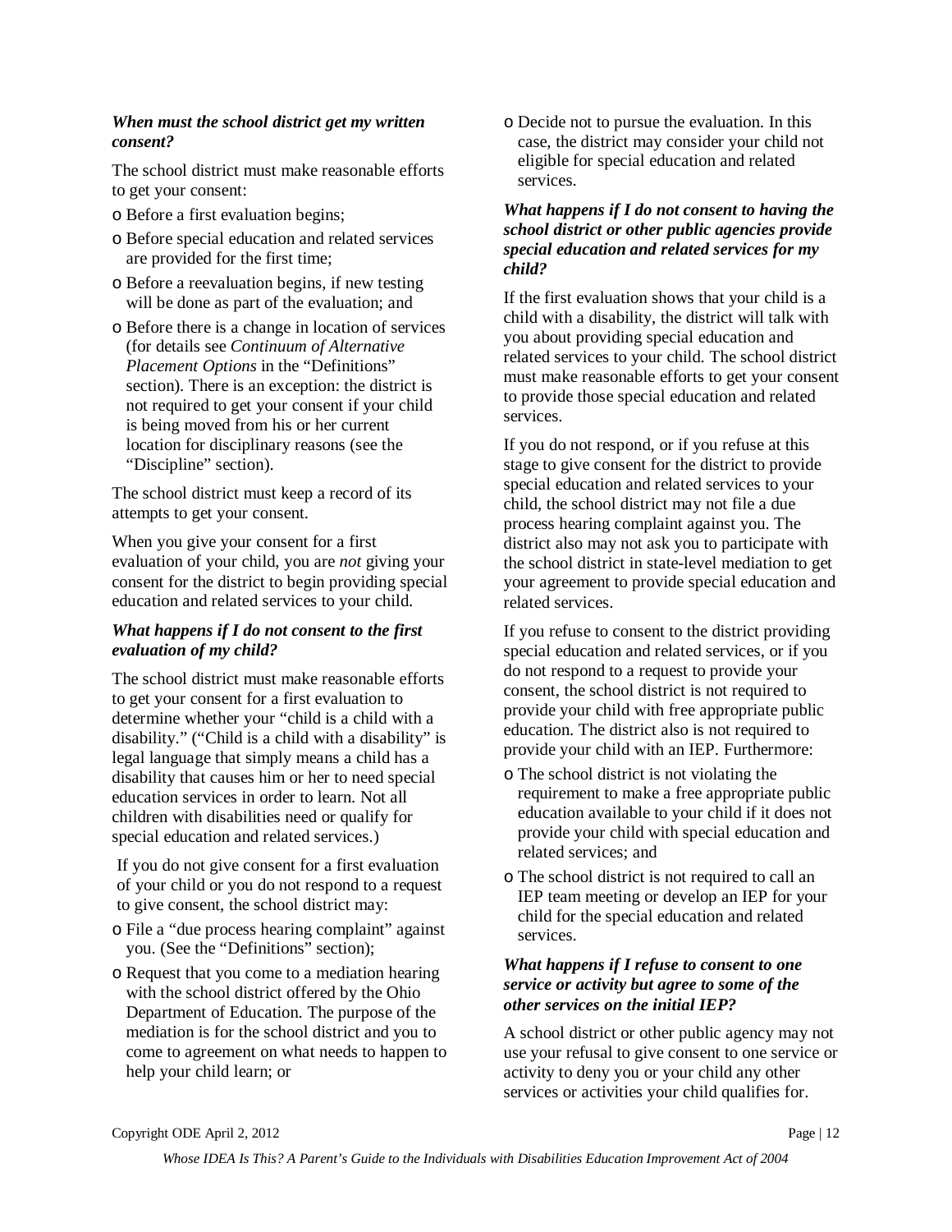***When must the school district get my written consent?***

The school district must make reasonable efforts to get your consent:

- Before a first evaluation begins;
- Before special education and related services are provided for the first time;
- Before a reevaluation begins, if new testing will be done as part of the evaluation; and
- Before there is a change in location of services (for details see *Continuum of Alternative Placement Options* in the "Definitions" section). There is an exception: the district is not required to get your consent if your child is being moved from his or her current location for disciplinary reasons (see the "Discipline" section).

The school district must keep a record of its attempts to get your consent.

When you give your consent for a first evaluation of your child, you are *not* giving your consent for the district to begin providing special education and related services to your child.

***What happens if I do not consent to the first evaluation of my child?***

The school district must make reasonable efforts to get your consent for a first evaluation to determine whether your "child is a child with a disability." ("Child is a child with a disability" is legal language that simply means a child has a disability that causes him or her to need special education services in order to learn. Not all children with disabilities need or qualify for special education and related services.)

If you do not give consent for a first evaluation of your child or you do not respond to a request to give consent, the school district may:

- File a "due process hearing complaint" against you. (See the "Definitions" section);
- Request that you come to a mediation hearing with the school district offered by the Ohio Department of Education. The purpose of the mediation is for the school district and you to come to agreement on what needs to happen to help your child learn; or
- Decide not to pursue the evaluation. In this case, the district may consider your child not eligible for special education and related services.

***What happens if I do not consent to having the school district or other public agencies provide special education and related services for my child?***

If the first evaluation shows that your child is a child with a disability, the district will talk with you about providing special education and related services to your child. The school district must make reasonable efforts to get your consent to provide those special education and related services.

If you do not respond, or if you refuse at this stage to give consent for the district to provide special education and related services to your child, the school district may not file a due process hearing complaint against you. The district also may not ask you to participate with the school district in state-level mediation to get your agreement to provide special education and related services.

If you refuse to consent to the district providing special education and related services, or if you do not respond to a request to provide your consent, the school district is not required to provide your child with free appropriate public education. The district also is not required to provide your child with an IEP. Furthermore:

- The school district is not violating the requirement to make a free appropriate public education available to your child if it does not provide your child with special education and related services; and
- The school district is not required to call an IEP team meeting or develop an IEP for your child for the special education and related services.

***What happens if I refuse to consent to one service or activity but agree to some of the other services on the initial IEP?***

A school district or other public agency may not use your refusal to give consent to one service or activity to deny you or your child any other services or activities your child qualifies for.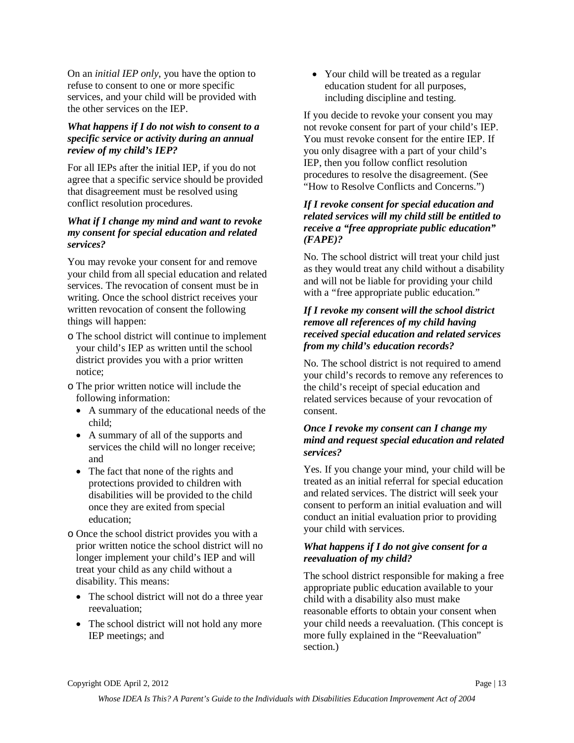On an *initial IEP only*, you have the option to refuse to consent to one or more specific services, and your child will be provided with the other services on the IEP.

***What happens if I do not wish to consent to a specific service or activity during an annual review of my child's IEP?***

For all IEPs after the initial IEP, if you do not agree that a specific service should be provided that disagreement must be resolved using conflict resolution procedures.

***What if I change my mind and want to revoke my consent for special education and related services?***

You may revoke your consent for and remove your child from all special education and related services. The revocation of consent must be in writing. Once the school district receives your written revocation of consent the following things will happen:

- The school district will continue to implement your child's IEP as written until the school district provides you with a prior written notice;
- The prior written notice will include the following information:
  - A summary of the educational needs of the child;
  - A summary of all of the supports and services the child will no longer receive; and
  - The fact that none of the rights and protections provided to children with disabilities will be provided to the child once they are exited from special education;
- Once the school district provides you with a prior written notice the school district will no longer implement your child's IEP and will treat your child as any child without a disability. This means:
  - The school district will not do a three year reevaluation;
  - The school district will not hold any more IEP meetings; and
  - Your child will be treated as a regular education student for all purposes, including discipline and testing.

If you decide to revoke your consent you may not revoke consent for part of your child's IEP. You must revoke consent for the entire IEP. If you only disagree with a part of your child's IEP, then you follow conflict resolution procedures to resolve the disagreement. (See "How to Resolve Conflicts and Concerns.")

***If I revoke consent for special education and related services will my child still be entitled to receive a "free appropriate public education" (FAPE)?***

No. The school district will treat your child just as they would treat any child without a disability and will not be liable for providing your child with a "free appropriate public education."

***If I revoke my consent will the school district remove all references of my child having received special education and related services from my child's education records?***

No. The school district is not required to amend your child's records to remove any references to the child's receipt of special education and related services because of your revocation of consent.

***Once I revoke my consent can I change my mind and request special education and related services?***

Yes. If you change your mind, your child will be treated as an initial referral for special education and related services. The district will seek your consent to perform an initial evaluation and will conduct an initial evaluation prior to providing your child with services.

***What happens if I do not give consent for a reevaluation of my child?***

The school district responsible for making a free appropriate public education available to your child with a disability also must make reasonable efforts to obtain your consent when your child needs a reevaluation. (This concept is more fully explained in the "Reevaluation" section.)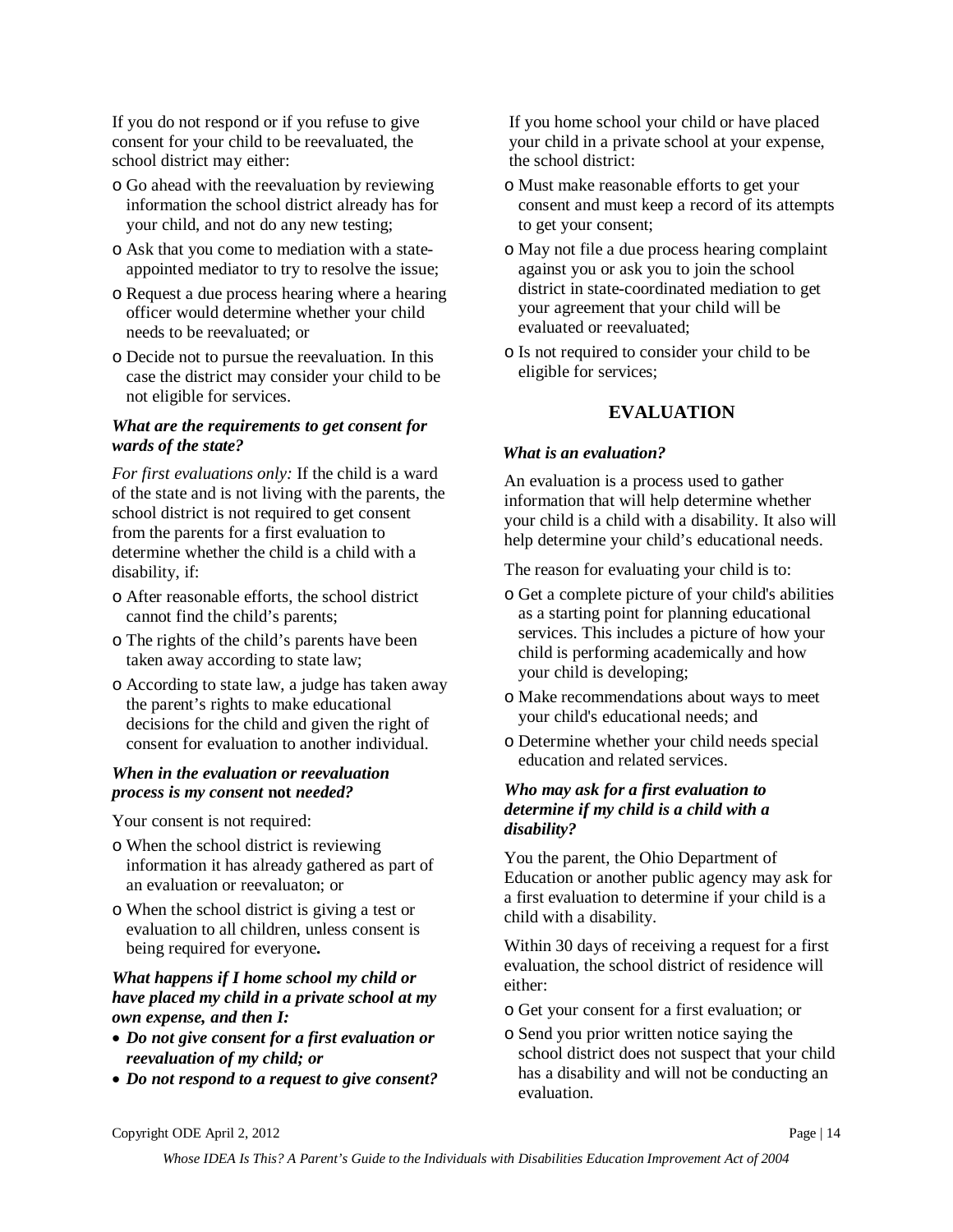If you do not respond or if you refuse to give consent for your child to be reevaluated, the school district may either:

- Go ahead with the reevaluation by reviewing information the school district already has for your child, and not do any new testing;
- Ask that you come to mediation with a state-appointed mediator to try to resolve the issue;
- Request a due process hearing where a hearing officer would determine whether your child needs to be reevaluated; or
- Decide not to pursue the reevaluation. In this case the district may consider your child to be not eligible for services.

***What are the requirements to get consent for wards of the state?***

*For first evaluations only:* If the child is a ward of the state and is not living with the parents, the school district is not required to get consent from the parents for a first evaluation to determine whether the child is a child with a disability, if:

- After reasonable efforts, the school district cannot find the child's parents;
- The rights of the child's parents have been taken away according to state law;
- According to state law, a judge has taken away the parent's rights to make educational decisions for the child and given the right of consent for evaluation to another individual.

***When in the evaluation or reevaluation process is my consent* not *needed?***

Your consent is not required:

- When the school district is reviewing information it has already gathered as part of an evaluation or reevaluaton; or
- When the school district is giving a test or evaluation to all children, unless consent is being required for everyone**.**

***What happens if I home school my child or have placed my child in a private school at my own expense, and then I:***

- ***Do not give consent for a first evaluation or reevaluation of my child; or***
- ***Do not respond to a request to give consent?***

If you home school your child or have placed your child in a private school at your expense, the school district:

- Must make reasonable efforts to get your consent and must keep a record of its attempts to get your consent;
- May not file a due process hearing complaint against you or ask you to join the school district in state-coordinated mediation to get your agreement that your child will be evaluated or reevaluated;
- Is not required to consider your child to be eligible for services;

## EVALUATION

***What is an evaluation?***

An evaluation is a process used to gather information that will help determine whether your child is a child with a disability. It also will help determine your child's educational needs.

The reason for evaluating your child is to:

- Get a complete picture of your child's abilities as a starting point for planning educational services. This includes a picture of how your child is performing academically and how your child is developing;
- Make recommendations about ways to meet your child's educational needs; and
- Determine whether your child needs special education and related services.

***Who may ask for a first evaluation to determine if my child is a child with a disability?***

You the parent, the Ohio Department of Education or another public agency may ask for a first evaluation to determine if your child is a child with a disability.

Within 30 days of receiving a request for a first evaluation, the school district of residence will either:

- Get your consent for a first evaluation; or
- Send you prior written notice saying the school district does not suspect that your child has a disability and will not be conducting an evaluation.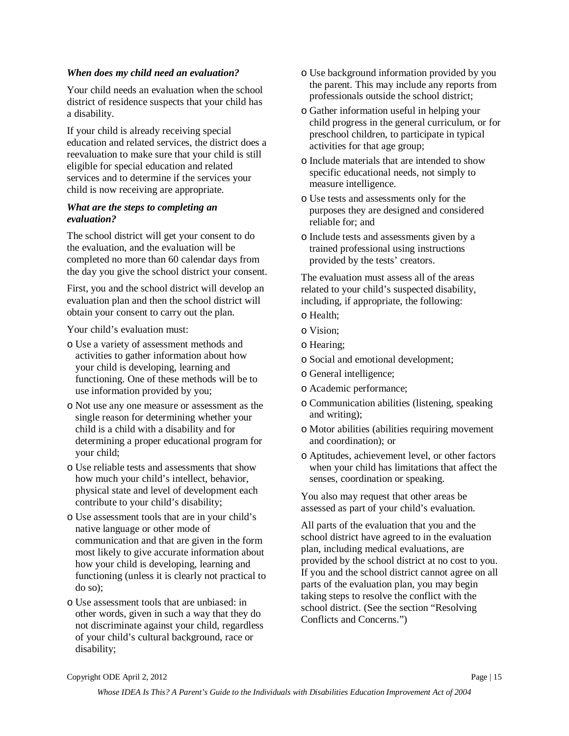***When does my child need an evaluation?***

Your child needs an evaluation when the school district of residence suspects that your child has a disability.

If your child is already receiving special education and related services, the district does a reevaluation to make sure that your child is still eligible for special education and related services and to determine if the services your child is now receiving are appropriate.

***What are the steps to completing an evaluation?***

The school district will get your consent to do the evaluation, and the evaluation will be completed no more than 60 calendar days from the day you give the school district your consent.

First, you and the school district will develop an evaluation plan and then the school district will obtain your consent to carry out the plan.

Your child's evaluation must:

- Use a variety of assessment methods and activities to gather information about how your child is developing, learning and functioning. One of these methods will be to use information provided by you;
- Not use any one measure or assessment as the single reason for determining whether your child is a child with a disability and for determining a proper educational program for your child;
- Use reliable tests and assessments that show how much your child's intellect, behavior, physical state and level of development each contribute to your child's disability;
- Use assessment tools that are in your child's native language or other mode of communication and that are given in the form most likely to give accurate information about how your child is developing, learning and functioning (unless it is clearly not practical to do so);
- Use assessment tools that are unbiased: in other words, given in such a way that they do not discriminate against your child, regardless of your child's cultural background, race or disability;
- Use background information provided by you the parent. This may include any reports from professionals outside the school district;
- Gather information useful in helping your child progress in the general curriculum, or for preschool children, to participate in typical activities for that age group;
- Include materials that are intended to show specific educational needs, not simply to measure intelligence.
- Use tests and assessments only for the purposes they are designed and considered reliable for; and
- Include tests and assessments given by a trained professional using instructions provided by the tests' creators.

The evaluation must assess all of the areas related to your child's suspected disability, including, if appropriate, the following:

- Health;
- Vision;
- Hearing;
- Social and emotional development;
- General intelligence;
- Academic performance;
- Communication abilities (listening, speaking and writing);
- Motor abilities (abilities requiring movement and coordination); or
- Aptitudes, achievement level, or other factors when your child has limitations that affect the senses, coordination or speaking.

You also may request that other areas be assessed as part of your child's evaluation.

All parts of the evaluation that you and the school district have agreed to in the evaluation plan, including medical evaluations, are provided by the school district at no cost to you. If you and the school district cannot agree on all parts of the evaluation plan, you may begin taking steps to resolve the conflict with the school district. (See the section "Resolving Conflicts and Concerns.")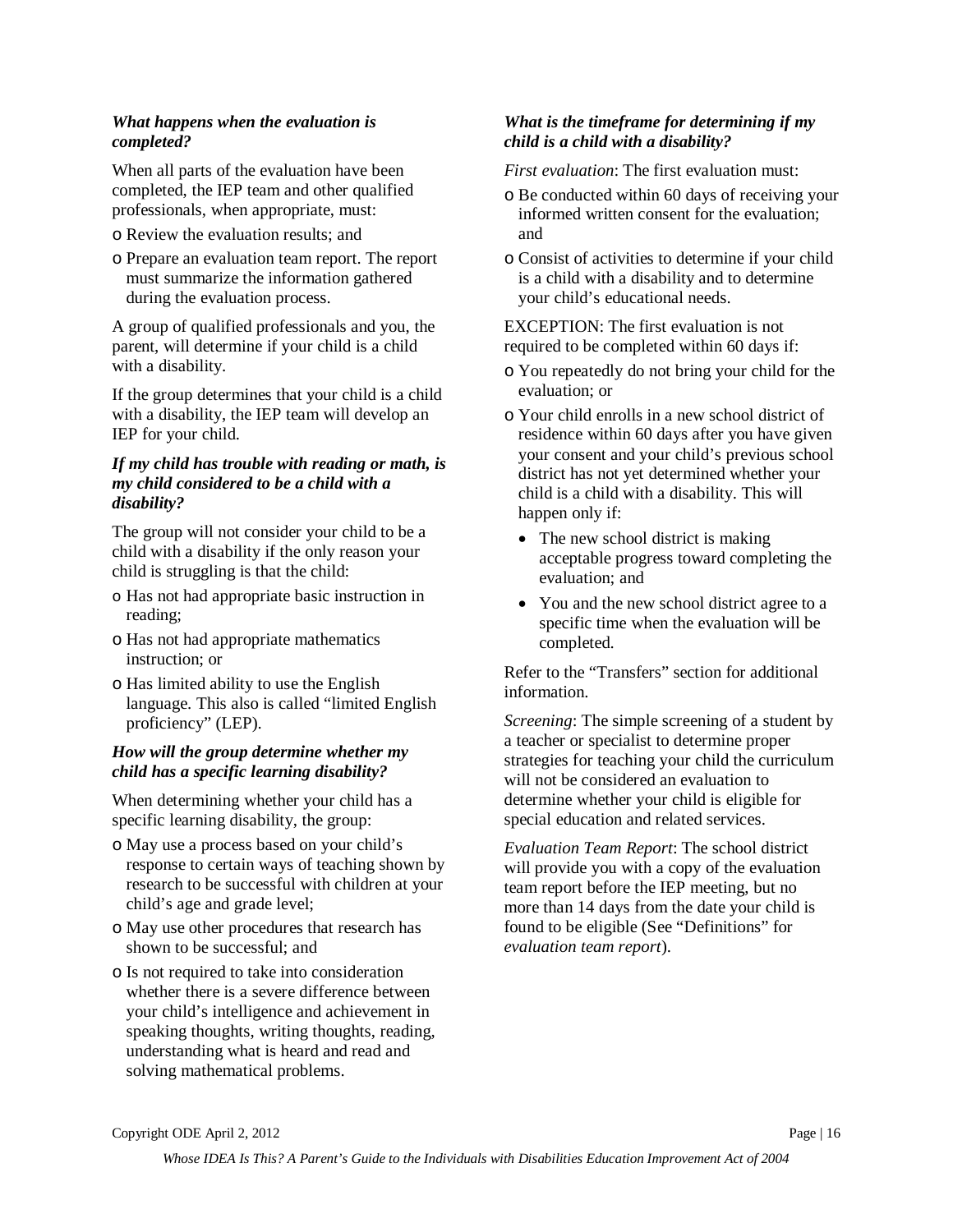### *What happens when the evaluation is completed?*

When all parts of the evaluation have been completed, the IEP team and other qualified professionals, when appropriate, must:

- Review the evaluation results; and
- Prepare an evaluation team report. The report must summarize the information gathered during the evaluation process.

A group of qualified professionals and you, the parent, will determine if your child is a child with a disability.

If the group determines that your child is a child with a disability, the IEP team will develop an IEP for your child.

### *If my child has trouble with reading or math, is my child considered to be a child with a disability?*

The group will not consider your child to be a child with a disability if the only reason your child is struggling is that the child:

- Has not had appropriate basic instruction in reading;
- Has not had appropriate mathematics instruction; or
- Has limited ability to use the English language. This also is called "limited English proficiency" (LEP).

### *How will the group determine whether my child has a specific learning disability?*

When determining whether your child has a specific learning disability, the group:

- May use a process based on your child's response to certain ways of teaching shown by research to be successful with children at your child's age and grade level;
- May use other procedures that research has shown to be successful; and
- Is not required to take into consideration whether there is a severe difference between your child's intelligence and achievement in speaking thoughts, writing thoughts, reading, understanding what is heard and read and solving mathematical problems.

### *What is the timeframe for determining if my child is a child with a disability?*

*First evaluation*: The first evaluation must:

- Be conducted within 60 days of receiving your informed written consent for the evaluation; and
- Consist of activities to determine if your child is a child with a disability and to determine your child's educational needs.

EXCEPTION: The first evaluation is not required to be completed within 60 days if:

- You repeatedly do not bring your child for the evaluation; or
- Your child enrolls in a new school district of residence within 60 days after you have given your consent and your child's previous school district has not yet determined whether your child is a child with a disability. This will happen only if:
  - The new school district is making acceptable progress toward completing the evaluation; and
  - You and the new school district agree to a specific time when the evaluation will be completed.

Refer to the "Transfers" section for additional information.

*Screening*: The simple screening of a student by a teacher or specialist to determine proper strategies for teaching your child the curriculum will not be considered an evaluation to determine whether your child is eligible for special education and related services.

*Evaluation Team Report*: The school district will provide you with a copy of the evaluation team report before the IEP meeting, but no more than 14 days from the date your child is found to be eligible (See "Definitions" for *evaluation team report*).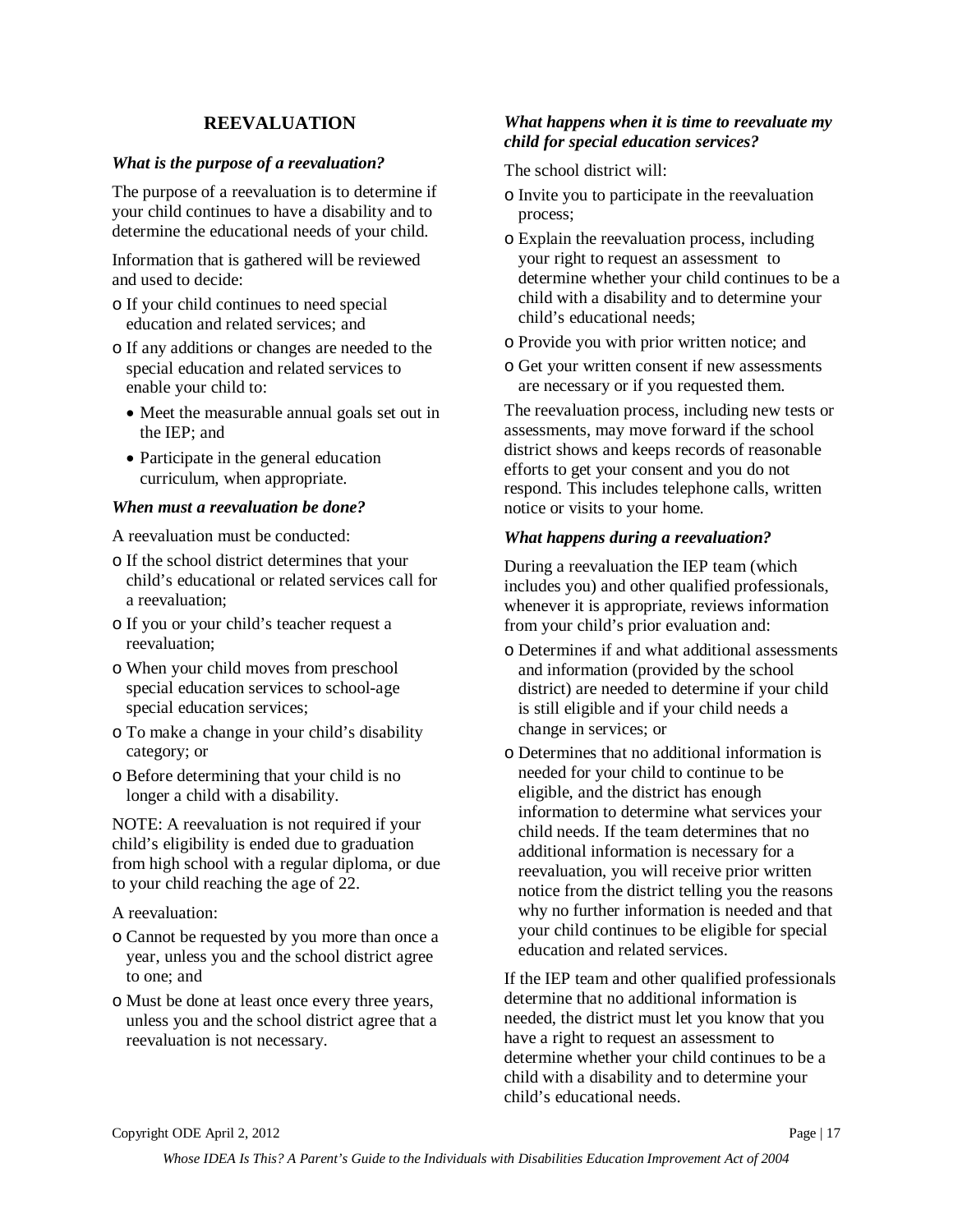## REEVALUATION

### *What is the purpose of a reevaluation?*

The purpose of a reevaluation is to determine if your child continues to have a disability and to determine the educational needs of your child.

Information that is gathered will be reviewed and used to decide:

- If your child continues to need special education and related services; and
- If any additions or changes are needed to the special education and related services to enable your child to:
  - Meet the measurable annual goals set out in the IEP; and
  - Participate in the general education curriculum, when appropriate.

### *When must a reevaluation be done?*

A reevaluation must be conducted:

- If the school district determines that your child's educational or related services call for a reevaluation;
- If you or your child's teacher request a reevaluation;
- When your child moves from preschool special education services to school-age special education services;
- To make a change in your child's disability category; or
- Before determining that your child is no longer a child with a disability.

NOTE: A reevaluation is not required if your child's eligibility is ended due to graduation from high school with a regular diploma, or due to your child reaching the age of 22.

A reevaluation:

- Cannot be requested by you more than once a year, unless you and the school district agree to one; and
- Must be done at least once every three years, unless you and the school district agree that a reevaluation is not necessary.

### *What happens when it is time to reevaluate my child for special education services?*

The school district will:

- Invite you to participate in the reevaluation process;
- Explain the reevaluation process, including your right to request an assessment to determine whether your child continues to be a child with a disability and to determine your child's educational needs;
- Provide you with prior written notice; and
- Get your written consent if new assessments are necessary or if you requested them.

The reevaluation process, including new tests or assessments, may move forward if the school district shows and keeps records of reasonable efforts to get your consent and you do not respond. This includes telephone calls, written notice or visits to your home.

### *What happens during a reevaluation?*

During a reevaluation the IEP team (which includes you) and other qualified professionals, whenever it is appropriate, reviews information from your child's prior evaluation and:

- Determines if and what additional assessments and information (provided by the school district) are needed to determine if your child is still eligible and if your child needs a change in services; or
- Determines that no additional information is needed for your child to continue to be eligible, and the district has enough information to determine what services your child needs. If the team determines that no additional information is necessary for a reevaluation, you will receive prior written notice from the district telling you the reasons why no further information is needed and that your child continues to be eligible for special education and related services.

If the IEP team and other qualified professionals determine that no additional information is needed, the district must let you know that you have a right to request an assessment to determine whether your child continues to be a child with a disability and to determine your child's educational needs.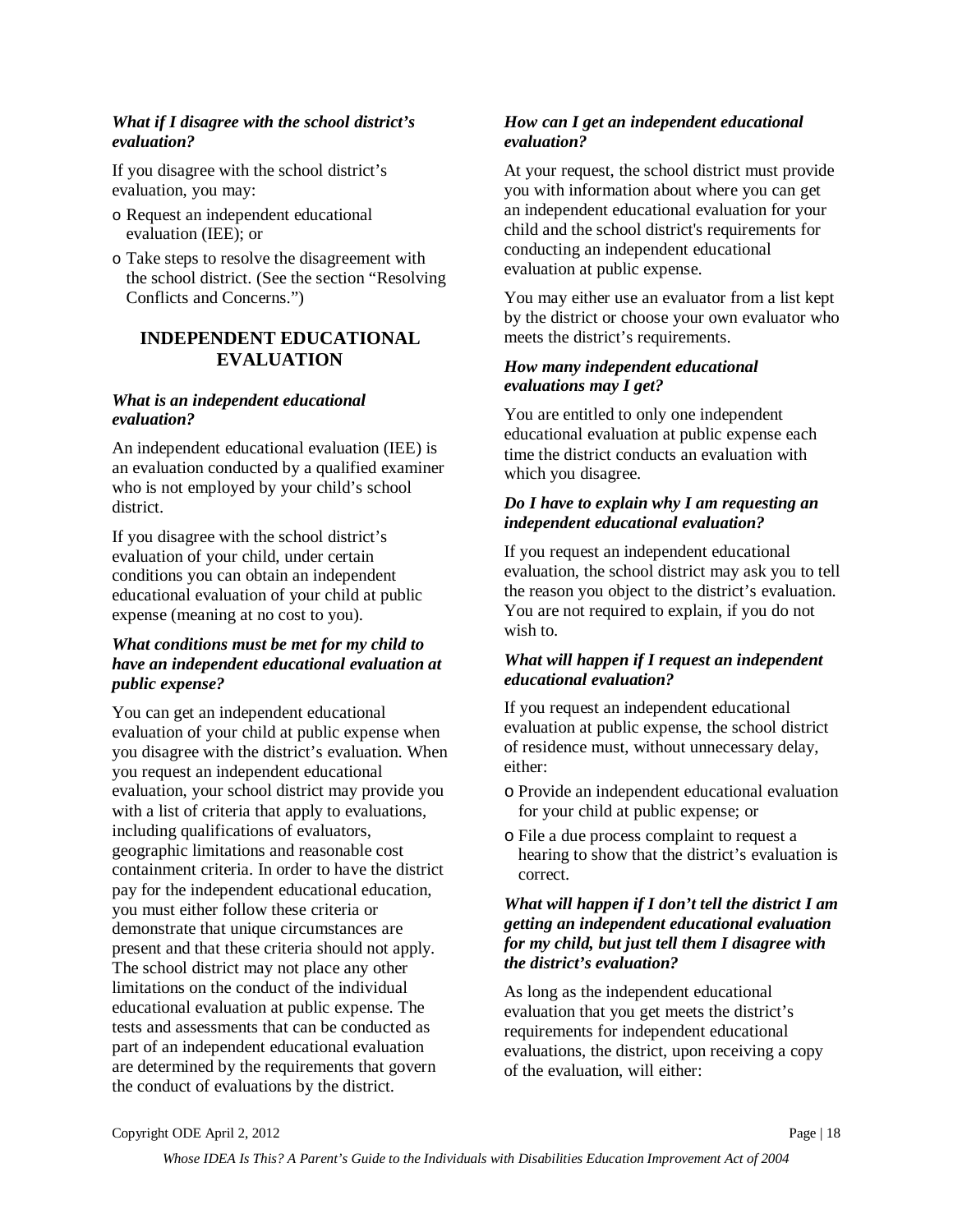***What if I disagree with the school district's evaluation?***

If you disagree with the school district's evaluation, you may:

- Request an independent educational evaluation (IEE); or
- Take steps to resolve the disagreement with the school district. (See the section "Resolving Conflicts and Concerns.")

## INDEPENDENT EDUCATIONAL EVALUATION

***What is an independent educational evaluation?***

An independent educational evaluation (IEE) is an evaluation conducted by a qualified examiner who is not employed by your child's school district.

If you disagree with the school district's evaluation of your child, under certain conditions you can obtain an independent educational evaluation of your child at public expense (meaning at no cost to you).

***What conditions must be met for my child to have an independent educational evaluation at public expense?***

You can get an independent educational evaluation of your child at public expense when you disagree with the district's evaluation. When you request an independent educational evaluation, your school district may provide you with a list of criteria that apply to evaluations, including qualifications of evaluators, geographic limitations and reasonable cost containment criteria. In order to have the district pay for the independent educational education, you must either follow these criteria or demonstrate that unique circumstances are present and that these criteria should not apply. The school district may not place any other limitations on the conduct of the individual educational evaluation at public expense. The tests and assessments that can be conducted as part of an independent educational evaluation are determined by the requirements that govern the conduct of evaluations by the district.

***How can I get an independent educational evaluation?***

At your request, the school district must provide you with information about where you can get an independent educational evaluation for your child and the school district's requirements for conducting an independent educational evaluation at public expense.

You may either use an evaluator from a list kept by the district or choose your own evaluator who meets the district's requirements.

***How many independent educational evaluations may I get?***

You are entitled to only one independent educational evaluation at public expense each time the district conducts an evaluation with which you disagree.

***Do I have to explain why I am requesting an independent educational evaluation?***

If you request an independent educational evaluation, the school district may ask you to tell the reason you object to the district's evaluation. You are not required to explain, if you do not wish to.

***What will happen if I request an independent educational evaluation?***

If you request an independent educational evaluation at public expense, the school district of residence must, without unnecessary delay, either:

- Provide an independent educational evaluation for your child at public expense; or
- File a due process complaint to request a hearing to show that the district's evaluation is correct.

***What will happen if I don't tell the district I am getting an independent educational evaluation for my child, but just tell them I disagree with the district's evaluation?***

As long as the independent educational evaluation that you get meets the district's requirements for independent educational evaluations, the district, upon receiving a copy of the evaluation, will either: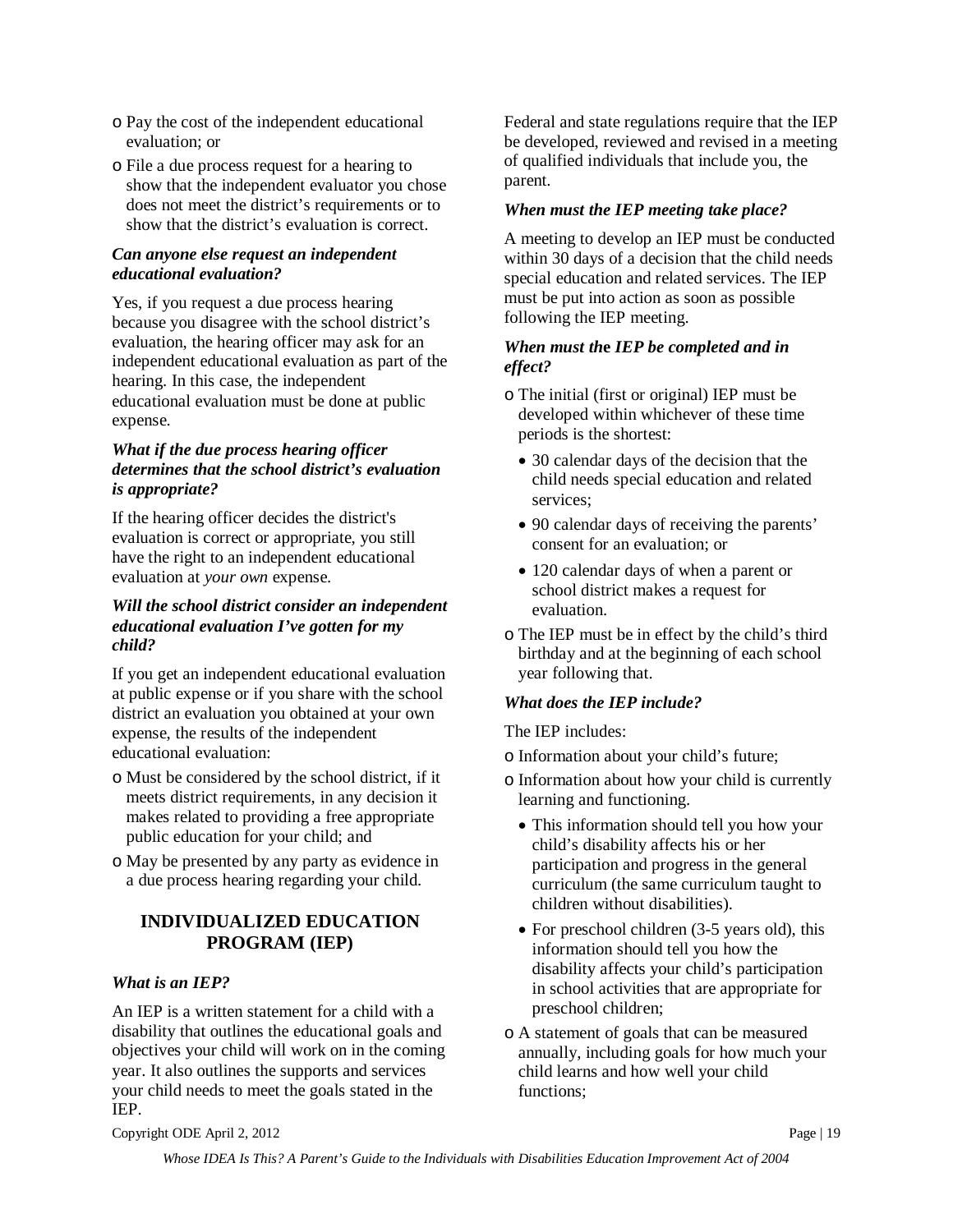- Pay the cost of the independent educational evaluation; or
- File a due process request for a hearing to show that the independent evaluator you chose does not meet the district's requirements or to show that the district's evaluation is correct.

***Can anyone else request an independent educational evaluation?***

Yes, if you request a due process hearing because you disagree with the school district's evaluation, the hearing officer may ask for an independent educational evaluation as part of the hearing. In this case, the independent educational evaluation must be done at public expense.

***What if the due process hearing officer determines that the school district's evaluation is appropriate?***

If the hearing officer decides the district's evaluation is correct or appropriate, you still have the right to an independent educational evaluation at *your own* expense.

***Will the school district consider an independent educational evaluation I've gotten for my child?***

If you get an independent educational evaluation at public expense or if you share with the school district an evaluation you obtained at your own expense, the results of the independent educational evaluation:

- Must be considered by the school district, if it meets district requirements, in any decision it makes related to providing a free appropriate public education for your child; and
- May be presented by any party as evidence in a due process hearing regarding your child.

## INDIVIDUALIZED EDUCATION PROGRAM (IEP)

***What is an IEP?***

An IEP is a written statement for a child with a disability that outlines the educational goals and objectives your child will work on in the coming year. It also outlines the supports and services your child needs to meet the goals stated in the IEP.

Federal and state regulations require that the IEP be developed, reviewed and revised in a meeting of qualified individuals that include you, the parent.

***When must the IEP meeting take place?***

A meeting to develop an IEP must be conducted within 30 days of a decision that the child needs special education and related services. The IEP must be put into action as soon as possible following the IEP meeting.

***When must the IEP be completed and in effect?***

- The initial (first or original) IEP must be developed within whichever of these time periods is the shortest:
  - 30 calendar days of the decision that the child needs special education and related services;
  - 90 calendar days of receiving the parents' consent for an evaluation; or
  - 120 calendar days of when a parent or school district makes a request for evaluation.
- The IEP must be in effect by the child's third birthday and at the beginning of each school year following that.

***What does the IEP include?***

The IEP includes:

- Information about your child's future;
- Information about how your child is currently learning and functioning.
  - This information should tell you how your child's disability affects his or her participation and progress in the general curriculum (the same curriculum taught to children without disabilities).
  - For preschool children (3-5 years old), this information should tell you how the disability affects your child's participation in school activities that are appropriate for preschool children;
- A statement of goals that can be measured annually, including goals for how much your child learns and how well your child functions;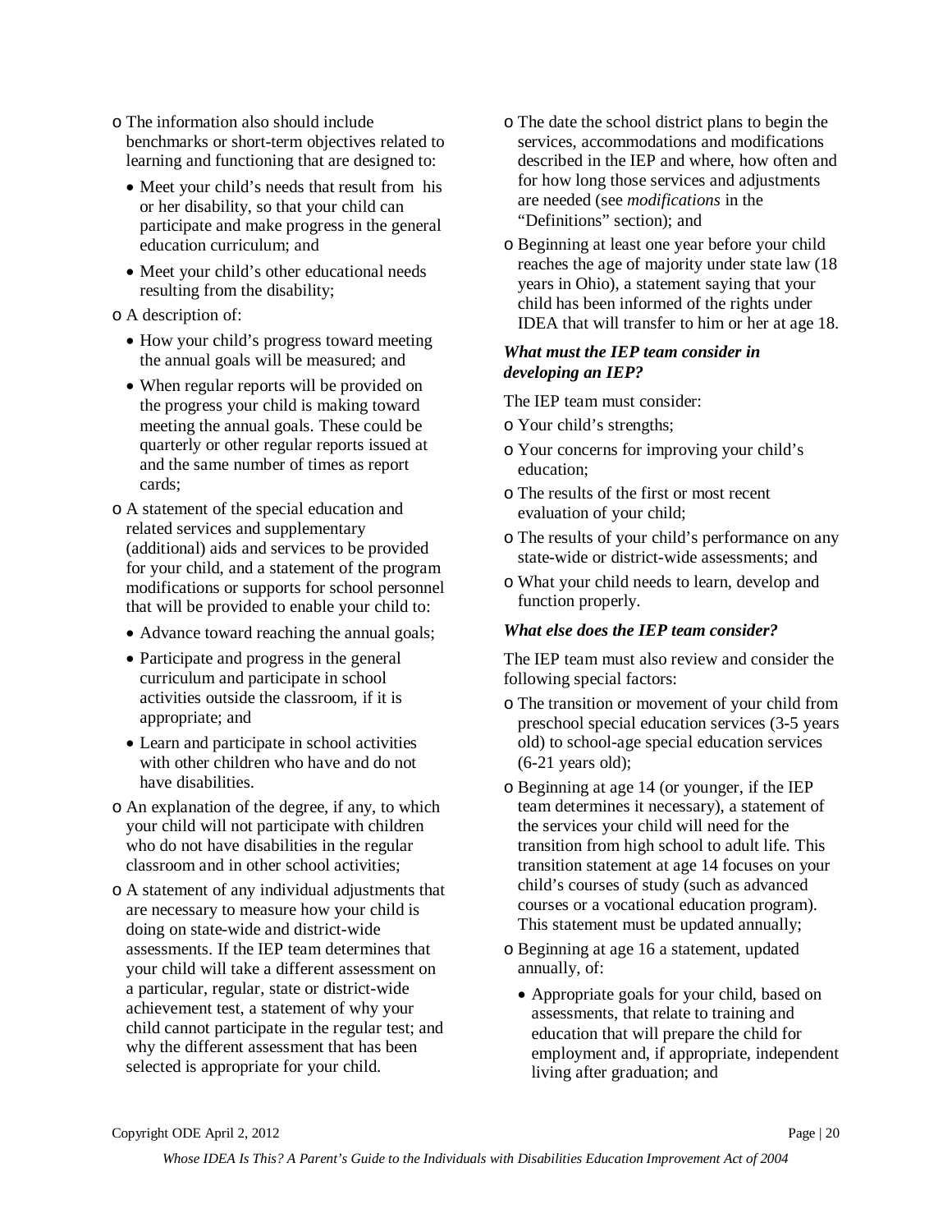- The information also should include benchmarks or short-term objectives related to learning and functioning that are designed to:
  - Meet your child's needs that result from his or her disability, so that your child can participate and make progress in the general education curriculum; and
  - Meet your child's other educational needs resulting from the disability;
- A description of:
  - How your child's progress toward meeting the annual goals will be measured; and
  - When regular reports will be provided on the progress your child is making toward meeting the annual goals. These could be quarterly or other regular reports issued at and the same number of times as report cards;
- A statement of the special education and related services and supplementary (additional) aids and services to be provided for your child, and a statement of the program modifications or supports for school personnel that will be provided to enable your child to:
  - Advance toward reaching the annual goals;
  - Participate and progress in the general curriculum and participate in school activities outside the classroom, if it is appropriate; and
  - Learn and participate in school activities with other children who have and do not have disabilities.
- An explanation of the degree, if any, to which your child will not participate with children who do not have disabilities in the regular classroom and in other school activities;
- A statement of any individual adjustments that are necessary to measure how your child is doing on state-wide and district-wide assessments. If the IEP team determines that your child will take a different assessment on a particular, regular, state or district-wide achievement test, a statement of why your child cannot participate in the regular test; and why the different assessment that has been selected is appropriate for your child.
- The date the school district plans to begin the services, accommodations and modifications described in the IEP and where, how often and for how long those services and adjustments are needed (see *modifications* in the "Definitions" section); and
- Beginning at least one year before your child reaches the age of majority under state law (18 years in Ohio), a statement saying that your child has been informed of the rights under IDEA that will transfer to him or her at age 18.

***What must the IEP team consider in developing an IEP?***

The IEP team must consider:

- Your child's strengths;
- Your concerns for improving your child's education;
- The results of the first or most recent evaluation of your child;
- The results of your child's performance on any state-wide or district-wide assessments; and
- What your child needs to learn, develop and function properly.

***What else does the IEP team consider?***

The IEP team must also review and consider the following special factors:

- The transition or movement of your child from preschool special education services (3-5 years old) to school-age special education services (6-21 years old);
- Beginning at age 14 (or younger, if the IEP team determines it necessary), a statement of the services your child will need for the transition from high school to adult life. This transition statement at age 14 focuses on your child's courses of study (such as advanced courses or a vocational education program). This statement must be updated annually;
- Beginning at age 16 a statement, updated annually, of:
  - Appropriate goals for your child, based on assessments, that relate to training and education that will prepare the child for employment and, if appropriate, independent living after graduation; and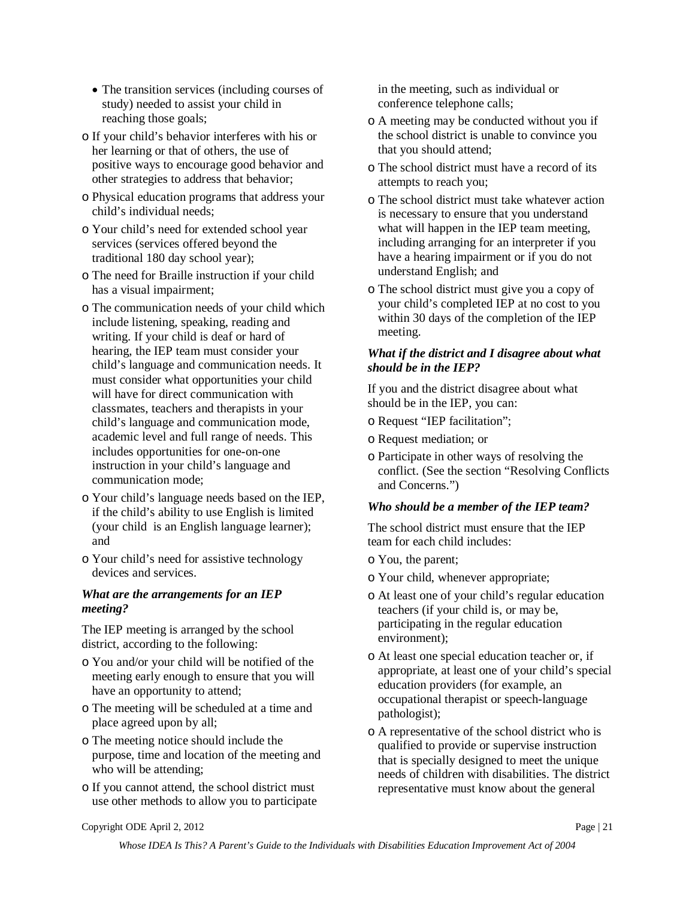- The transition services (including courses of study) needed to assist your child in reaching those goals;

- If your child's behavior interferes with his or her learning or that of others, the use of positive ways to encourage good behavior and other strategies to address that behavior;
- Physical education programs that address your child's individual needs;
- Your child's need for extended school year services (services offered beyond the traditional 180 day school year);
- The need for Braille instruction if your child has a visual impairment;
- The communication needs of your child which include listening, speaking, reading and writing. If your child is deaf or hard of hearing, the IEP team must consider your child's language and communication needs. It must consider what opportunities your child will have for direct communication with classmates, teachers and therapists in your child's language and communication mode, academic level and full range of needs. This includes opportunities for one-on-one instruction in your child's language and communication mode;
- Your child's language needs based on the IEP, if the child's ability to use English is limited (your child is an English language learner); and
- Your child's need for assistive technology devices and services.

***What are the arrangements for an IEP meeting?***

The IEP meeting is arranged by the school district, according to the following:

- You and/or your child will be notified of the meeting early enough to ensure that you will have an opportunity to attend;
- The meeting will be scheduled at a time and place agreed upon by all;
- The meeting notice should include the purpose, time and location of the meeting and who will be attending;
- If you cannot attend, the school district must use other methods to allow you to participate in the meeting, such as individual or conference telephone calls;
- A meeting may be conducted without you if the school district is unable to convince you that you should attend;
- The school district must have a record of its attempts to reach you;
- The school district must take whatever action is necessary to ensure that you understand what will happen in the IEP team meeting, including arranging for an interpreter if you have a hearing impairment or if you do not understand English; and
- The school district must give you a copy of your child's completed IEP at no cost to you within 30 days of the completion of the IEP meeting.

***What if the district and I disagree about what should be in the IEP?***

If you and the district disagree about what should be in the IEP, you can:

- Request "IEP facilitation";
- Request mediation; or
- Participate in other ways of resolving the conflict. (See the section "Resolving Conflicts and Concerns.")

***Who should be a member of the IEP team?***

The school district must ensure that the IEP team for each child includes:

- You, the parent;
- Your child, whenever appropriate;
- At least one of your child's regular education teachers (if your child is, or may be, participating in the regular education environment);
- At least one special education teacher or, if appropriate, at least one of your child's special education providers (for example, an occupational therapist or speech-language pathologist);
- A representative of the school district who is qualified to provide or supervise instruction that is specially designed to meet the unique needs of children with disabilities. The district representative must know about the general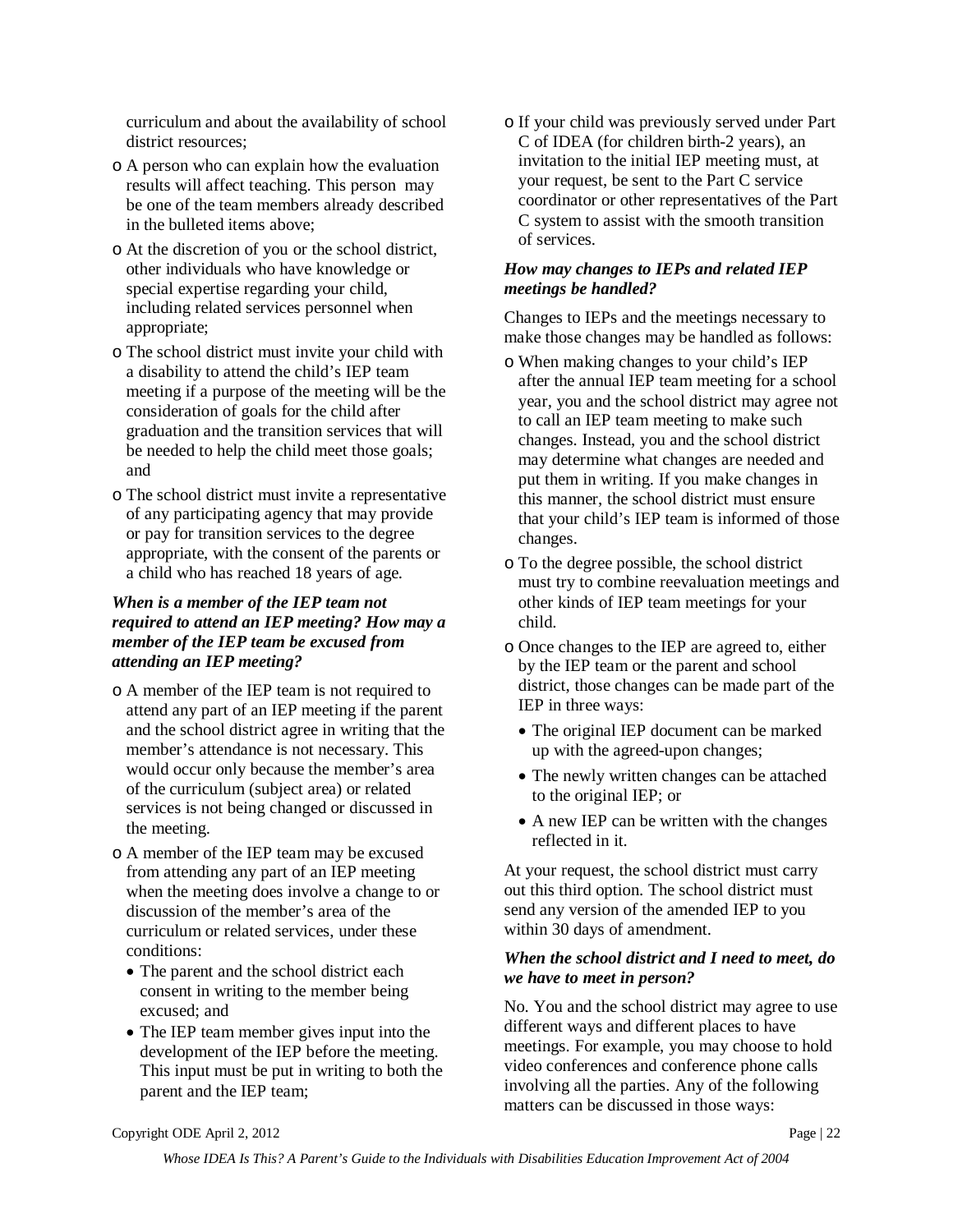curriculum and about the availability of school district resources;

- A person who can explain how the evaluation results will affect teaching. This person may be one of the team members already described in the bulleted items above;
- At the discretion of you or the school district, other individuals who have knowledge or special expertise regarding your child, including related services personnel when appropriate;
- The school district must invite your child with a disability to attend the child's IEP team meeting if a purpose of the meeting will be the consideration of goals for the child after graduation and the transition services that will be needed to help the child meet those goals; and
- The school district must invite a representative of any participating agency that may provide or pay for transition services to the degree appropriate, with the consent of the parents or a child who has reached 18 years of age.

### *When is a member of the IEP team not required to attend an IEP meeting? How may a member of the IEP team be excused from attending an IEP meeting?*

- A member of the IEP team is not required to attend any part of an IEP meeting if the parent and the school district agree in writing that the member's attendance is not necessary. This would occur only because the member's area of the curriculum (subject area) or related services is not being changed or discussed in the meeting.
- A member of the IEP team may be excused from attending any part of an IEP meeting when the meeting does involve a change to or discussion of the member's area of the curriculum or related services, under these conditions:
  - The parent and the school district each consent in writing to the member being excused; and
  - The IEP team member gives input into the development of the IEP before the meeting. This input must be put in writing to both the parent and the IEP team;
- If your child was previously served under Part C of IDEA (for children birth-2 years), an invitation to the initial IEP meeting must, at your request, be sent to the Part C service coordinator or other representatives of the Part C system to assist with the smooth transition of services.

### *How may changes to IEPs and related IEP meetings be handled?*

Changes to IEPs and the meetings necessary to make those changes may be handled as follows:

- When making changes to your child's IEP after the annual IEP team meeting for a school year, you and the school district may agree not to call an IEP team meeting to make such changes. Instead, you and the school district may determine what changes are needed and put them in writing. If you make changes in this manner, the school district must ensure that your child's IEP team is informed of those changes.
- To the degree possible, the school district must try to combine reevaluation meetings and other kinds of IEP team meetings for your child.
- Once changes to the IEP are agreed to, either by the IEP team or the parent and school district, those changes can be made part of the IEP in three ways:
  - The original IEP document can be marked up with the agreed-upon changes;
  - The newly written changes can be attached to the original IEP; or
  - A new IEP can be written with the changes reflected in it.

At your request, the school district must carry out this third option. The school district must send any version of the amended IEP to you within 30 days of amendment.

### *When the school district and I need to meet, do we have to meet in person?*

No. You and the school district may agree to use different ways and different places to have meetings. For example, you may choose to hold video conferences and conference phone calls involving all the parties. Any of the following matters can be discussed in those ways: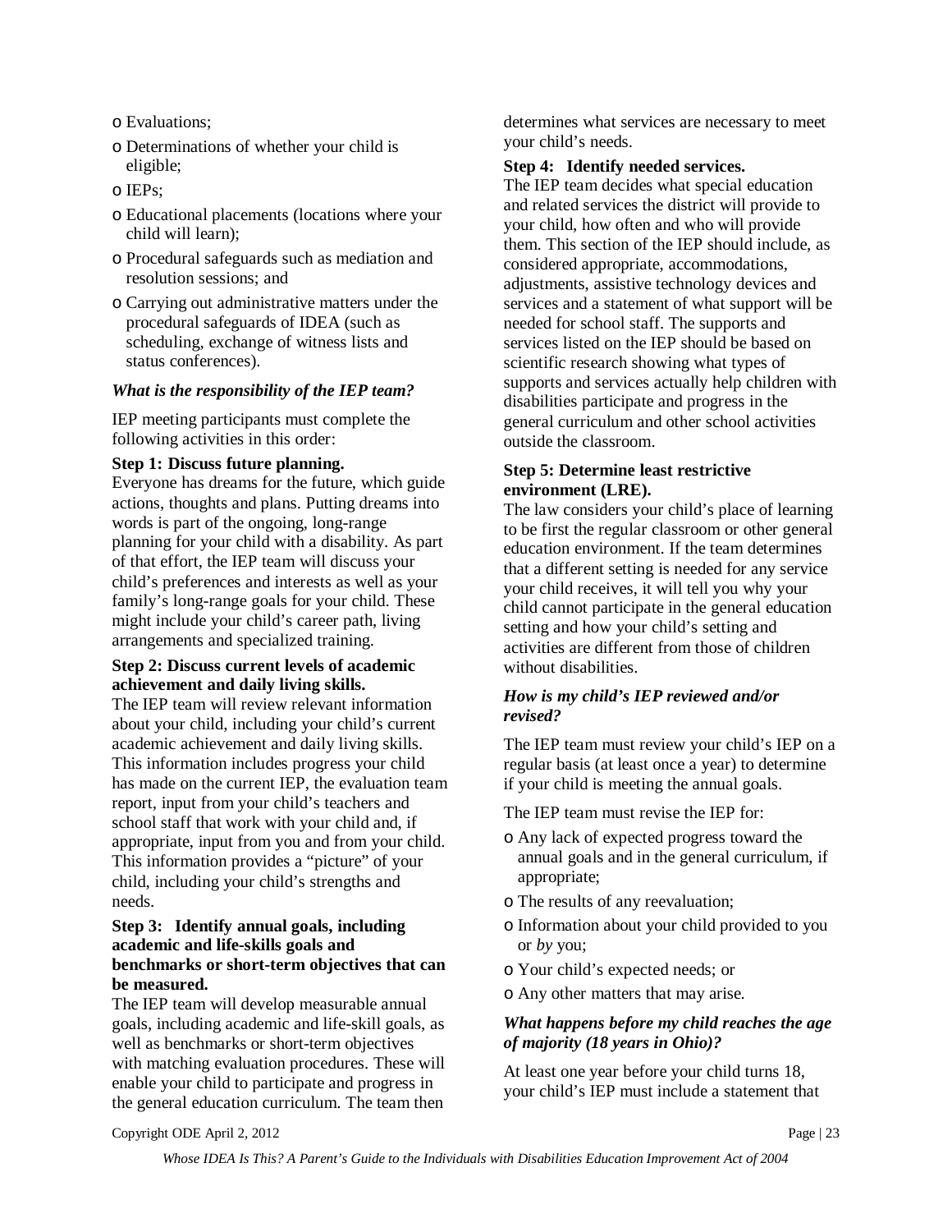- Evaluations;
- Determinations of whether your child is eligible;
- IEPs;
- Educational placements (locations where your child will learn);
- Procedural safeguards such as mediation and resolution sessions; and
- Carrying out administrative matters under the procedural safeguards of IDEA (such as scheduling, exchange of witness lists and status conferences).

### *What is the responsibility of the IEP team?*

IEP meeting participants must complete the following activities in this order:

**Step 1: Discuss future planning.**
Everyone has dreams for the future, which guide actions, thoughts and plans. Putting dreams into words is part of the ongoing, long-range planning for your child with a disability. As part of that effort, the IEP team will discuss your child's preferences and interests as well as your family's long-range goals for your child. These might include your child's career path, living arrangements and specialized training.

**Step 2: Discuss current levels of academic achievement and daily living skills.**
The IEP team will review relevant information about your child, including your child's current academic achievement and daily living skills. This information includes progress your child has made on the current IEP, the evaluation team report, input from your child's teachers and school staff that work with your child and, if appropriate, input from you and from your child. This information provides a "picture" of your child, including your child's strengths and needs.

**Step 3: Identify annual goals, including academic and life-skills goals and benchmarks or short-term objectives that can be measured.**
The IEP team will develop measurable annual goals, including academic and life-skill goals, as well as benchmarks or short-term objectives with matching evaluation procedures. These will enable your child to participate and progress in the general education curriculum. The team then determines what services are necessary to meet your child's needs.

**Step 4: Identify needed services.**
The IEP team decides what special education and related services the district will provide to your child, how often and who will provide them. This section of the IEP should include, as considered appropriate, accommodations, adjustments, assistive technology devices and services and a statement of what support will be needed for school staff. The supports and services listed on the IEP should be based on scientific research showing what types of supports and services actually help children with disabilities participate and progress in the general curriculum and other school activities outside the classroom.

**Step 5: Determine least restrictive environment (LRE).**
The law considers your child's place of learning to be first the regular classroom or other general education environment. If the team determines that a different setting is needed for any service your child receives, it will tell you why your child cannot participate in the general education setting and how your child's setting and activities are different from those of children without disabilities.

### *How is my child's IEP reviewed and/or revised?*

The IEP team must review your child's IEP on a regular basis (at least once a year) to determine if your child is meeting the annual goals.

The IEP team must revise the IEP for:

- Any lack of expected progress toward the annual goals and in the general curriculum, if appropriate;
- The results of any reevaluation;
- Information about your child provided to you or *by* you;
- Your child's expected needs; or
- Any other matters that may arise.

### *What happens before my child reaches the age of majority (18 years in Ohio)?*

At least one year before your child turns 18, your child's IEP must include a statement that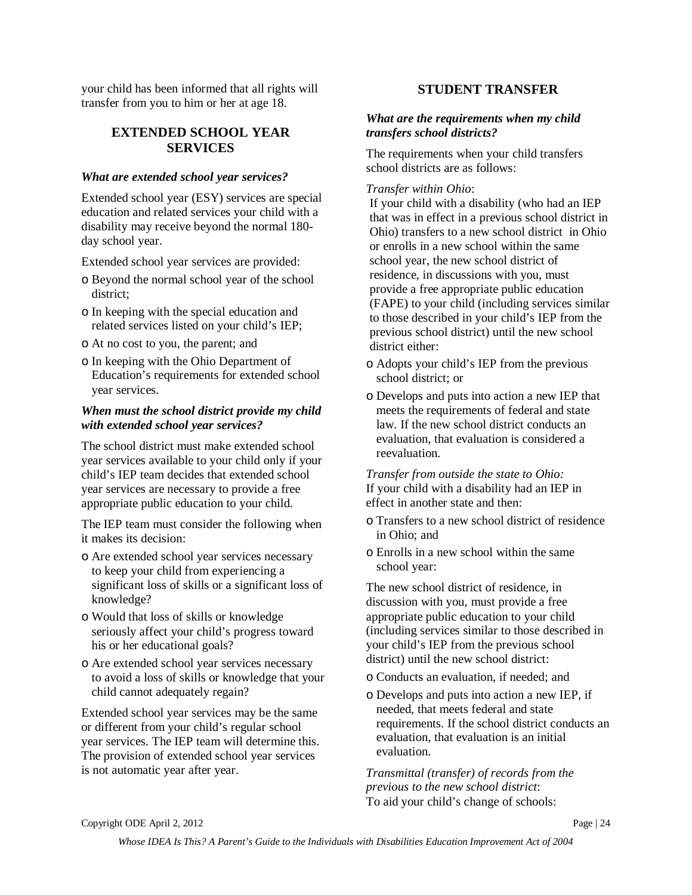your child has been informed that all rights will transfer from you to him or her at age 18.

## EXTENDED SCHOOL YEAR SERVICES

***What are extended school year services?***

Extended school year (ESY) services are special education and related services your child with a disability may receive beyond the normal 180-day school year.

Extended school year services are provided:

- Beyond the normal school year of the school district;
- In keeping with the special education and related services listed on your child's IEP;
- At no cost to you, the parent; and
- In keeping with the Ohio Department of Education's requirements for extended school year services.

***When must the school district provide my child with extended school year services?***

The school district must make extended school year services available to your child only if your child's IEP team decides that extended school year services are necessary to provide a free appropriate public education to your child.

The IEP team must consider the following when it makes its decision:

- Are extended school year services necessary to keep your child from experiencing a significant loss of skills or a significant loss of knowledge?
- Would that loss of skills or knowledge seriously affect your child's progress toward his or her educational goals?
- Are extended school year services necessary to avoid a loss of skills or knowledge that your child cannot adequately regain?

Extended school year services may be the same or different from your child's regular school year services. The IEP team will determine this. The provision of extended school year services is not automatic year after year.

## STUDENT TRANSFER

***What are the requirements when my child transfers school districts?***

The requirements when your child transfers school districts are as follows:

*Transfer within Ohio*:
If your child with a disability (who had an IEP that was in effect in a previous school district in Ohio) transfers to a new school district in Ohio or enrolls in a new school within the same school year, the new school district of residence, in discussions with you, must provide a free appropriate public education (FAPE) to your child (including services similar to those described in your child's IEP from the previous school district) until the new school district either:

- Adopts your child's IEP from the previous school district; or
- Develops and puts into action a new IEP that meets the requirements of federal and state law. If the new school district conducts an evaluation, that evaluation is considered a reevaluation.

*Transfer from outside the state to Ohio:*
If your child with a disability had an IEP in effect in another state and then:

- Transfers to a new school district of residence in Ohio; and
- Enrolls in a new school within the same school year:

The new school district of residence, in discussion with you, must provide a free appropriate public education to your child (including services similar to those described in your child's IEP from the previous school district) until the new school district:

- Conducts an evaluation, if needed; and
- Develops and puts into action a new IEP, if needed, that meets federal and state requirements. If the school district conducts an evaluation, that evaluation is an initial evaluation.

*Transmittal (transfer) of records from the previous to the new school district*:
To aid your child's change of schools: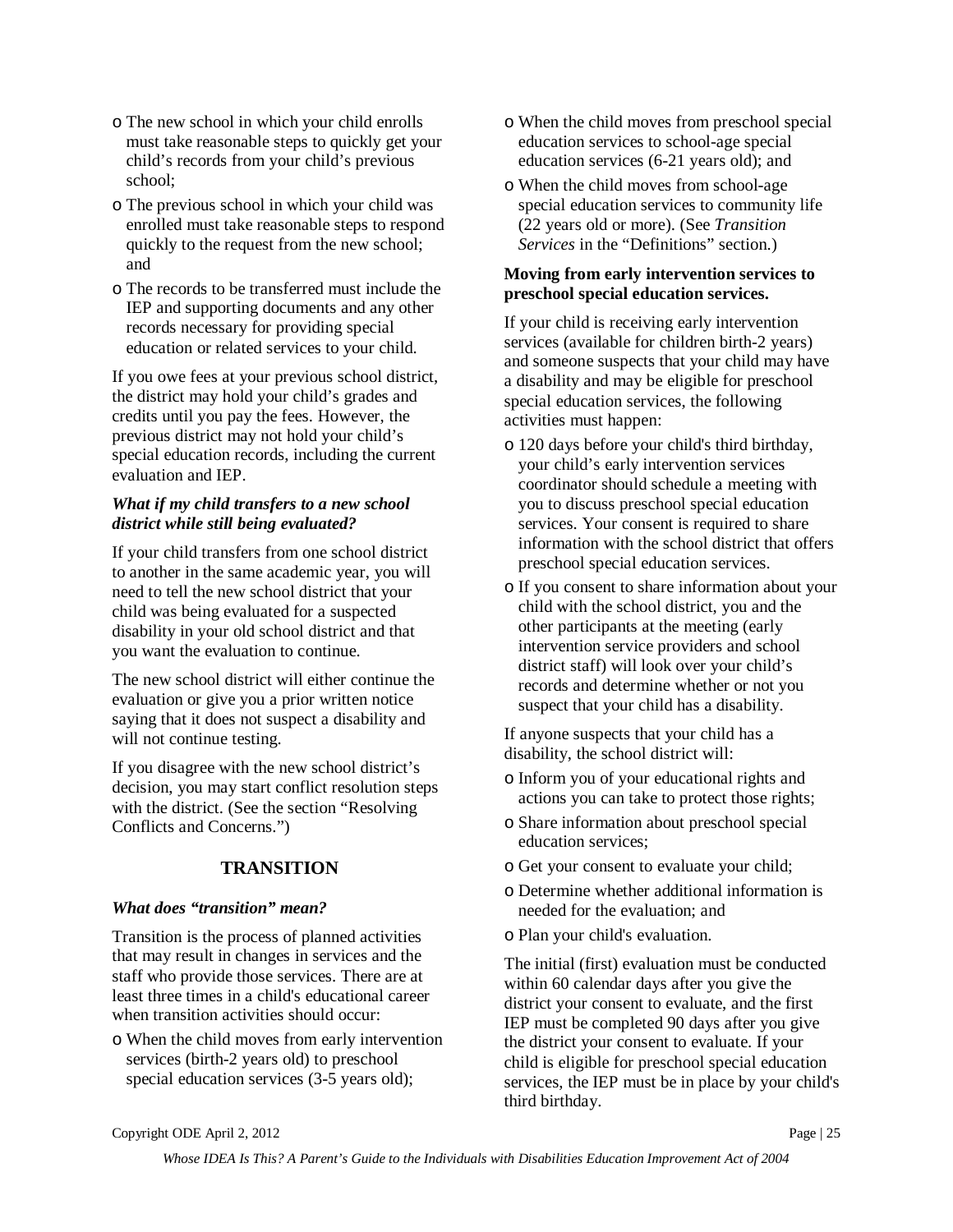- The new school in which your child enrolls must take reasonable steps to quickly get your child's records from your child's previous school;
- The previous school in which your child was enrolled must take reasonable steps to respond quickly to the request from the new school; and
- The records to be transferred must include the IEP and supporting documents and any other records necessary for providing special education or related services to your child.

If you owe fees at your previous school district, the district may hold your child's grades and credits until you pay the fees. However, the previous district may not hold your child's special education records, including the current evaluation and IEP.

***What if my child transfers to a new school district while still being evaluated?***

If your child transfers from one school district to another in the same academic year, you will need to tell the new school district that your child was being evaluated for a suspected disability in your old school district and that you want the evaluation to continue.

The new school district will either continue the evaluation or give you a prior written notice saying that it does not suspect a disability and will not continue testing.

If you disagree with the new school district's decision, you may start conflict resolution steps with the district. (See the section "Resolving Conflicts and Concerns.")

## TRANSITION

***What does "transition" mean?***

Transition is the process of planned activities that may result in changes in services and the staff who provide those services. There are at least three times in a child's educational career when transition activities should occur:

- When the child moves from early intervention services (birth-2 years old) to preschool special education services (3-5 years old);
- When the child moves from preschool special education services to school-age special education services (6-21 years old); and
- When the child moves from school-age special education services to community life (22 years old or more). (See *Transition Services* in the "Definitions" section.)

**Moving from early intervention services to preschool special education services.**

If your child is receiving early intervention services (available for children birth-2 years) and someone suspects that your child may have a disability and may be eligible for preschool special education services, the following activities must happen:

- 120 days before your child's third birthday, your child's early intervention services coordinator should schedule a meeting with you to discuss preschool special education services. Your consent is required to share information with the school district that offers preschool special education services.
- If you consent to share information about your child with the school district, you and the other participants at the meeting (early intervention service providers and school district staff) will look over your child's records and determine whether or not you suspect that your child has a disability.

If anyone suspects that your child has a disability, the school district will:

- Inform you of your educational rights and actions you can take to protect those rights;
- Share information about preschool special education services;
- Get your consent to evaluate your child;
- Determine whether additional information is needed for the evaluation; and
- Plan your child's evaluation.

The initial (first) evaluation must be conducted within 60 calendar days after you give the district your consent to evaluate, and the first IEP must be completed 90 days after you give the district your consent to evaluate. If your child is eligible for preschool special education services, the IEP must be in place by your child's third birthday.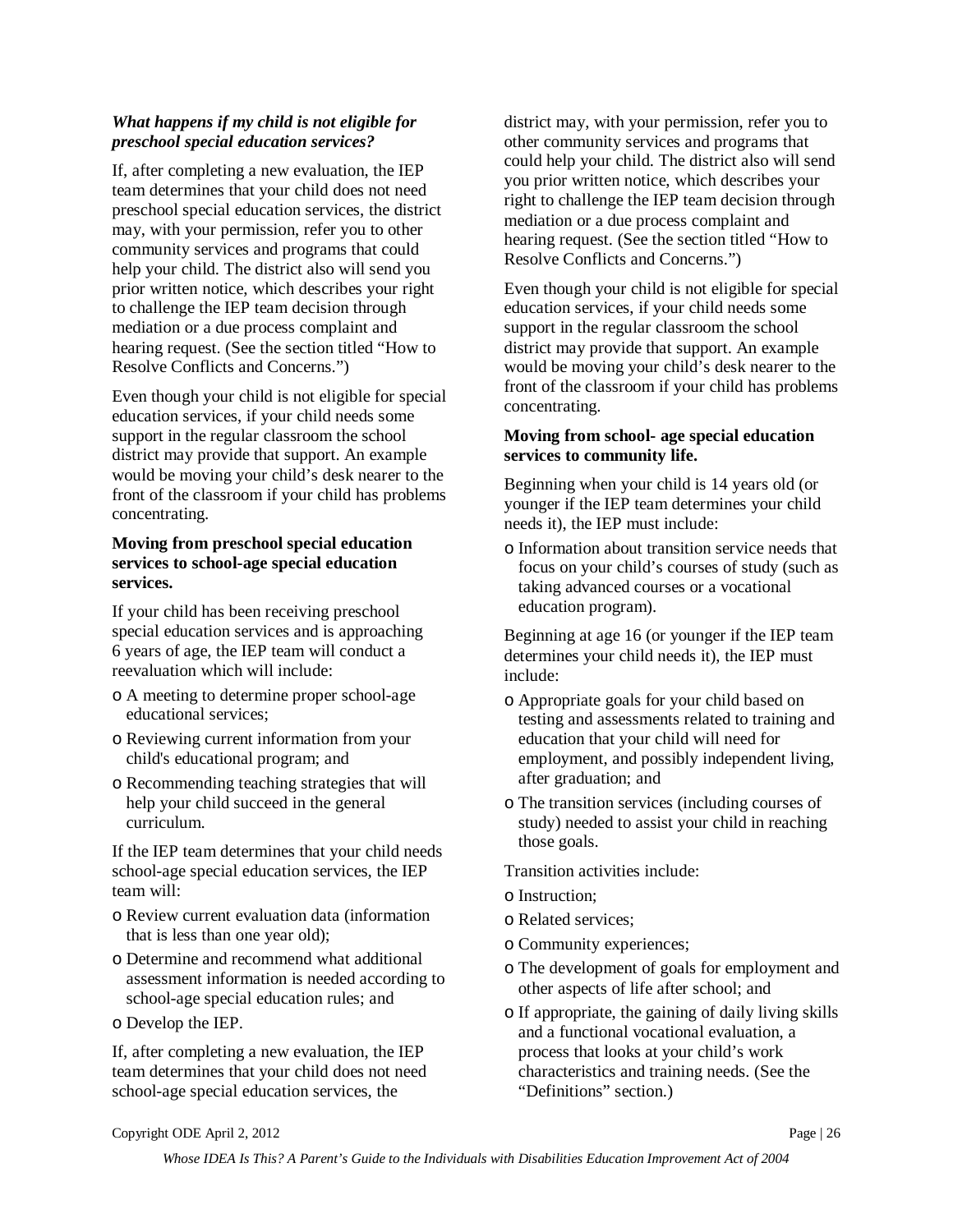***What happens if my child is not eligible for preschool special education services?***

If, after completing a new evaluation, the IEP team determines that your child does not need preschool special education services, the district may, with your permission, refer you to other community services and programs that could help your child. The district also will send you prior written notice, which describes your right to challenge the IEP team decision through mediation or a due process complaint and hearing request. (See the section titled "How to Resolve Conflicts and Concerns.")

Even though your child is not eligible for special education services, if your child needs some support in the regular classroom the school district may provide that support. An example would be moving your child's desk nearer to the front of the classroom if your child has problems concentrating.

**Moving from preschool special education services to school-age special education services.**

If your child has been receiving preschool special education services and is approaching 6 years of age, the IEP team will conduct a reevaluation which will include:

- A meeting to determine proper school-age educational services;
- Reviewing current information from your child's educational program; and
- Recommending teaching strategies that will help your child succeed in the general curriculum.

If the IEP team determines that your child needs school-age special education services, the IEP team will:

- Review current evaluation data (information that is less than one year old);
- Determine and recommend what additional assessment information is needed according to school-age special education rules; and
- Develop the IEP.

If, after completing a new evaluation, the IEP team determines that your child does not need school-age special education services, the district may, with your permission, refer you to other community services and programs that could help your child. The district also will send you prior written notice, which describes your right to challenge the IEP team decision through mediation or a due process complaint and hearing request. (See the section titled "How to Resolve Conflicts and Concerns.")

Even though your child is not eligible for special education services, if your child needs some support in the regular classroom the school district may provide that support. An example would be moving your child's desk nearer to the front of the classroom if your child has problems concentrating.

**Moving from school- age special education services to community life.**

Beginning when your child is 14 years old (or younger if the IEP team determines your child needs it), the IEP must include:

- Information about transition service needs that focus on your child's courses of study (such as taking advanced courses or a vocational education program).

Beginning at age 16 (or younger if the IEP team determines your child needs it), the IEP must include:

- Appropriate goals for your child based on testing and assessments related to training and education that your child will need for employment, and possibly independent living, after graduation; and
- The transition services (including courses of study) needed to assist your child in reaching those goals.

Transition activities include:

- Instruction;
- Related services;
- Community experiences;
- The development of goals for employment and other aspects of life after school; and
- If appropriate, the gaining of daily living skills and a functional vocational evaluation, a process that looks at your child's work characteristics and training needs. (See the "Definitions" section.)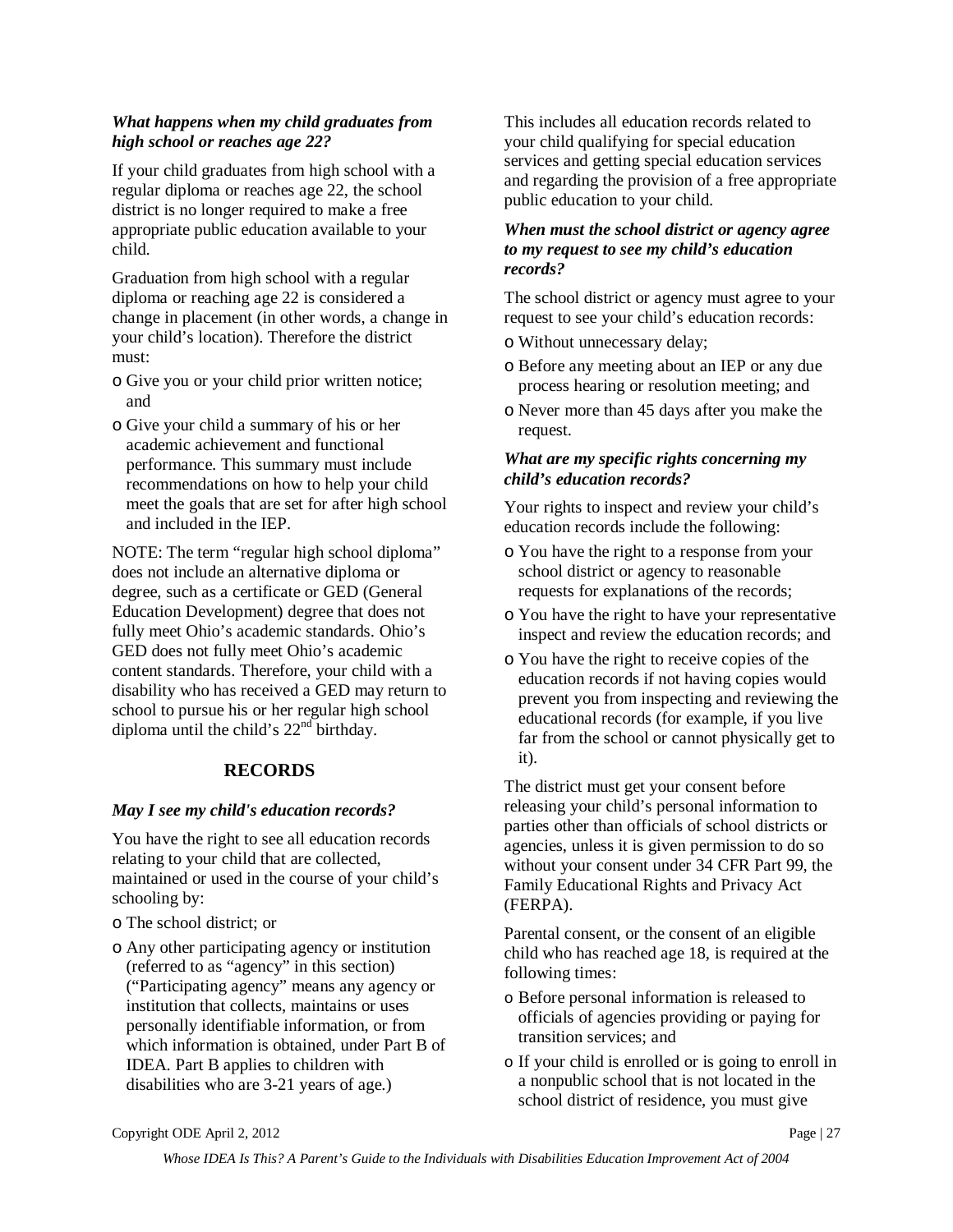***What happens when my child graduates from high school or reaches age 22?***

If your child graduates from high school with a regular diploma or reaches age 22, the school district is no longer required to make a free appropriate public education available to your child.

Graduation from high school with a regular diploma or reaching age 22 is considered a change in placement (in other words, a change in your child's location). Therefore the district must:

- Give you or your child prior written notice; and
- Give your child a summary of his or her academic achievement and functional performance. This summary must include recommendations on how to help your child meet the goals that are set for after high school and included in the IEP.

NOTE: The term "regular high school diploma" does not include an alternative diploma or degree, such as a certificate or GED (General Education Development) degree that does not fully meet Ohio's academic standards. Ohio's GED does not fully meet Ohio's academic content standards. Therefore, your child with a disability who has received a GED may return to school to pursue his or her regular high school diploma until the child's 22nd birthday.

## RECORDS

***May I see my child's education records?***

You have the right to see all education records relating to your child that are collected, maintained or used in the course of your child's schooling by:

- The school district; or
- Any other participating agency or institution (referred to as "agency" in this section) ("Participating agency" means any agency or institution that collects, maintains or uses personally identifiable information, or from which information is obtained, under Part B of IDEA. Part B applies to children with disabilities who are 3-21 years of age.)

This includes all education records related to your child qualifying for special education services and getting special education services and regarding the provision of a free appropriate public education to your child.

***When must the school district or agency agree to my request to see my child's education records?***

The school district or agency must agree to your request to see your child's education records:

- Without unnecessary delay;
- Before any meeting about an IEP or any due process hearing or resolution meeting; and
- Never more than 45 days after you make the request.

***What are my specific rights concerning my child's education records?***

Your rights to inspect and review your child's education records include the following:

- You have the right to a response from your school district or agency to reasonable requests for explanations of the records;
- You have the right to have your representative inspect and review the education records; and
- You have the right to receive copies of the education records if not having copies would prevent you from inspecting and reviewing the educational records (for example, if you live far from the school or cannot physically get to it).

The district must get your consent before releasing your child's personal information to parties other than officials of school districts or agencies, unless it is given permission to do so without your consent under 34 CFR Part 99, the Family Educational Rights and Privacy Act (FERPA).

Parental consent, or the consent of an eligible child who has reached age 18, is required at the following times:

- Before personal information is released to officials of agencies providing or paying for transition services; and
- If your child is enrolled or is going to enroll in a nonpublic school that is not located in the school district of residence, you must give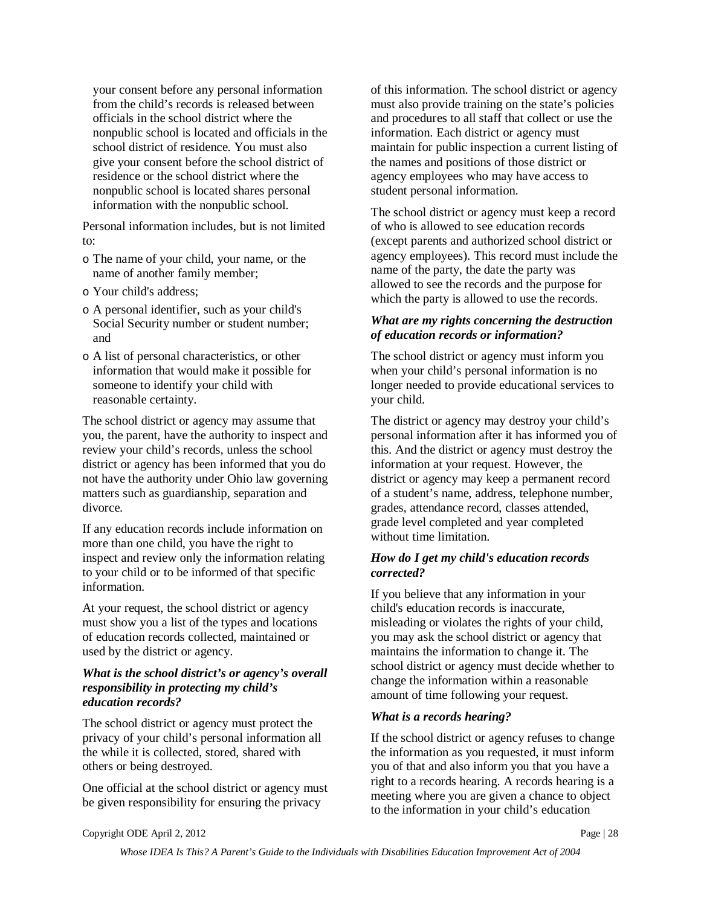your consent before any personal information from the child's records is released between officials in the school district where the nonpublic school is located and officials in the school district of residence. You must also give your consent before the school district of residence or the school district where the nonpublic school is located shares personal information with the nonpublic school.

Personal information includes, but is not limited to:

- The name of your child, your name, or the name of another family member;
- Your child's address;
- A personal identifier, such as your child's Social Security number or student number; and
- A list of personal characteristics, or other information that would make it possible for someone to identify your child with reasonable certainty.

The school district or agency may assume that you, the parent, have the authority to inspect and review your child's records, unless the school district or agency has been informed that you do not have the authority under Ohio law governing matters such as guardianship, separation and divorce.

If any education records include information on more than one child, you have the right to inspect and review only the information relating to your child or to be informed of that specific information.

At your request, the school district or agency must show you a list of the types and locations of education records collected, maintained or used by the district or agency.

***What is the school district's or agency's overall responsibility in protecting my child's education records?***

The school district or agency must protect the privacy of your child's personal information all the while it is collected, stored, shared with others or being destroyed.

One official at the school district or agency must be given responsibility for ensuring the privacy of this information. The school district or agency must also provide training on the state's policies and procedures to all staff that collect or use the information. Each district or agency must maintain for public inspection a current listing of the names and positions of those district or agency employees who may have access to student personal information.

The school district or agency must keep a record of who is allowed to see education records (except parents and authorized school district or agency employees). This record must include the name of the party, the date the party was allowed to see the records and the purpose for which the party is allowed to use the records.

***What are my rights concerning the destruction of education records or information?***

The school district or agency must inform you when your child's personal information is no longer needed to provide educational services to your child.

The district or agency may destroy your child's personal information after it has informed you of this. And the district or agency must destroy the information at your request. However, the district or agency may keep a permanent record of a student's name, address, telephone number, grades, attendance record, classes attended, grade level completed and year completed without time limitation.

***How do I get my child's education records corrected?***

If you believe that any information in your child's education records is inaccurate, misleading or violates the rights of your child, you may ask the school district or agency that maintains the information to change it. The school district or agency must decide whether to change the information within a reasonable amount of time following your request.

***What is a records hearing?***

If the school district or agency refuses to change the information as you requested, it must inform you of that and also inform you that you have a right to a records hearing. A records hearing is a meeting where you are given a chance to object to the information in your child's education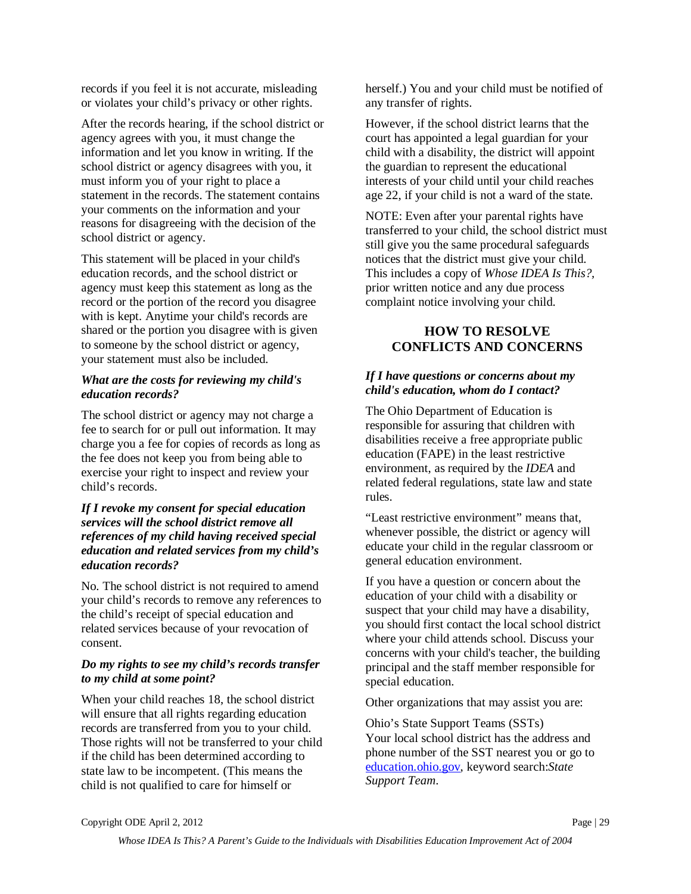records if you feel it is not accurate, misleading or violates your child's privacy or other rights.

After the records hearing, if the school district or agency agrees with you, it must change the information and let you know in writing. If the school district or agency disagrees with you, it must inform you of your right to place a statement in the records. The statement contains your comments on the information and your reasons for disagreeing with the decision of the school district or agency.

This statement will be placed in your child's education records, and the school district or agency must keep this statement as long as the record or the portion of the record you disagree with is kept. Anytime your child's records are shared or the portion you disagree with is given to someone by the school district or agency, your statement must also be included.

***What are the costs for reviewing my child's education records?***

The school district or agency may not charge a fee to search for or pull out information. It may charge you a fee for copies of records as long as the fee does not keep you from being able to exercise your right to inspect and review your child's records.

***If I revoke my consent for special education services will the school district remove all references of my child having received special education and related services from my child's education records?***

No. The school district is not required to amend your child's records to remove any references to the child's receipt of special education and related services because of your revocation of consent.

***Do my rights to see my child's records transfer to my child at some point?***

When your child reaches 18, the school district will ensure that all rights regarding education records are transferred from you to your child. Those rights will not be transferred to your child if the child has been determined according to state law to be incompetent. (This means the child is not qualified to care for himself or herself.) You and your child must be notified of any transfer of rights.

However, if the school district learns that the court has appointed a legal guardian for your child with a disability, the district will appoint the guardian to represent the educational interests of your child until your child reaches age 22, if your child is not a ward of the state.

NOTE: Even after your parental rights have transferred to your child, the school district must still give you the same procedural safeguards notices that the district must give your child. This includes a copy of *Whose IDEA Is This?*, prior written notice and any due process complaint notice involving your child.

## HOW TO RESOLVE CONFLICTS AND CONCERNS

***If I have questions or concerns about my child's education, whom do I contact?***

The Ohio Department of Education is responsible for assuring that children with disabilities receive a free appropriate public education (FAPE) in the least restrictive environment, as required by the *IDEA* and related federal regulations, state law and state rules.

"Least restrictive environment" means that, whenever possible, the district or agency will educate your child in the regular classroom or general education environment.

If you have a question or concern about the education of your child with a disability or suspect that your child may have a disability, you should first contact the local school district where your child attends school. Discuss your concerns with your child's teacher, the building principal and the staff member responsible for special education.

Other organizations that may assist you are:

Ohio's State Support Teams (SSTs)
Your local school district has the address and phone number of the SST nearest you or go to education.ohio.gov, keyword search:*State Support Team*.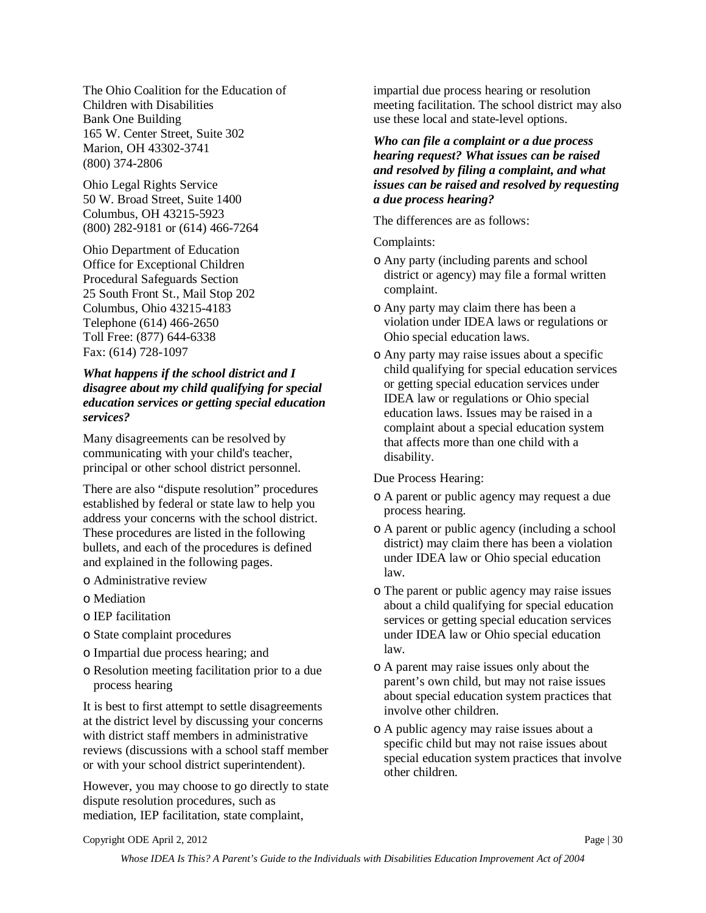The Ohio Coalition for the Education of Children with Disabilities
Bank One Building
165 W. Center Street, Suite 302
Marion, OH 43302-3741
(800) 374-2806

Ohio Legal Rights Service
50 W. Broad Street, Suite 1400
Columbus, OH 43215-5923
(800) 282-9181 or (614) 466-7264

Ohio Department of Education
Office for Exceptional Children
Procedural Safeguards Section
25 South Front St., Mail Stop 202
Columbus, Ohio 43215-4183
Telephone (614) 466-2650
Toll Free: (877) 644-6338
Fax: (614) 728-1097

***What happens if the school district and I disagree about my child qualifying for special education services or getting special education services?***

Many disagreements can be resolved by communicating with your child's teacher, principal or other school district personnel.

There are also "dispute resolution" procedures established by federal or state law to help you address your concerns with the school district. These procedures are listed in the following bullets, and each of the procedures is defined and explained in the following pages.

- Administrative review
- Mediation
- IEP facilitation
- State complaint procedures
- Impartial due process hearing; and
- Resolution meeting facilitation prior to a due process hearing

It is best to first attempt to settle disagreements at the district level by discussing your concerns with district staff members in administrative reviews (discussions with a school staff member or with your school district superintendent).

However, you may choose to go directly to state dispute resolution procedures, such as mediation, IEP facilitation, state complaint, impartial due process hearing or resolution meeting facilitation. The school district may also use these local and state-level options.

***Who can file a complaint or a due process hearing request? What issues can be raised and resolved by filing a complaint, and what issues can be raised and resolved by requesting a due process hearing?***

The differences are as follows:

Complaints:

- Any party (including parents and school district or agency) may file a formal written complaint.
- Any party may claim there has been a violation under IDEA laws or regulations or Ohio special education laws.
- Any party may raise issues about a specific child qualifying for special education services or getting special education services under IDEA law or regulations or Ohio special education laws. Issues may be raised in a complaint about a special education system that affects more than one child with a disability.

Due Process Hearing:

- A parent or public agency may request a due process hearing.
- A parent or public agency (including a school district) may claim there has been a violation under IDEA law or Ohio special education law.
- The parent or public agency may raise issues about a child qualifying for special education services or getting special education services under IDEA law or Ohio special education law.
- A parent may raise issues only about the parent's own child, but may not raise issues about special education system practices that involve other children.
- A public agency may raise issues about a specific child but may not raise issues about special education system practices that involve other children.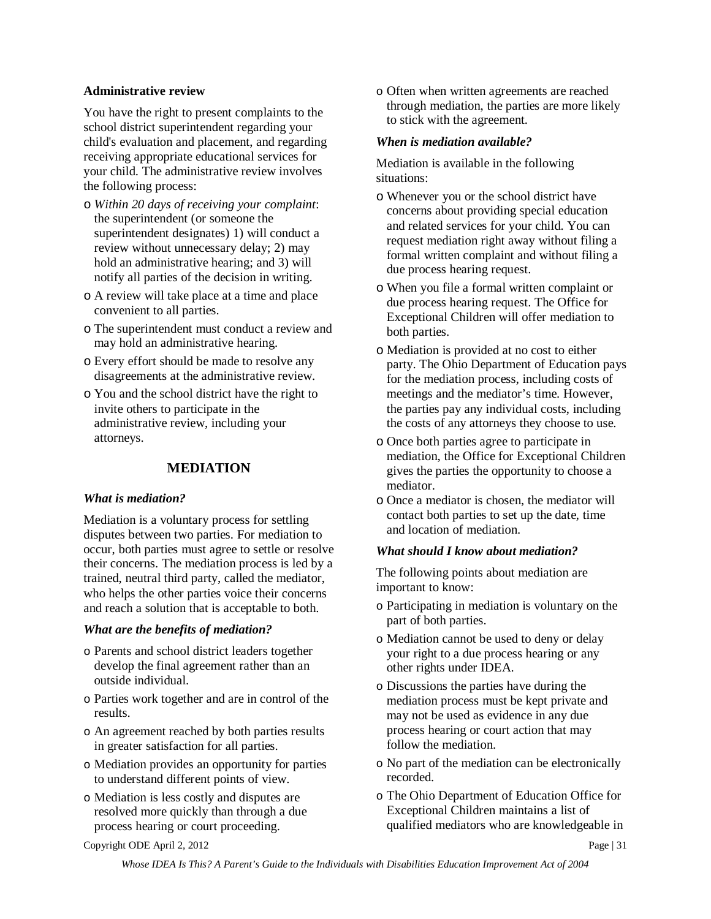**Administrative review**

You have the right to present complaints to the school district superintendent regarding your child's evaluation and placement, and regarding receiving appropriate educational services for your child. The administrative review involves the following process:

- *Within 20 days of receiving your complaint*: the superintendent (or someone the superintendent designates) 1) will conduct a review without unnecessary delay; 2) may hold an administrative hearing; and 3) will notify all parties of the decision in writing.
- A review will take place at a time and place convenient to all parties.
- The superintendent must conduct a review and may hold an administrative hearing.
- Every effort should be made to resolve any disagreements at the administrative review.
- You and the school district have the right to invite others to participate in the administrative review, including your attorneys.

## MEDIATION

### *What is mediation?*

Mediation is a voluntary process for settling disputes between two parties. For mediation to occur, both parties must agree to settle or resolve their concerns. The mediation process is led by a trained, neutral third party, called the mediator, who helps the other parties voice their concerns and reach a solution that is acceptable to both.

### *What are the benefits of mediation?*

- Parents and school district leaders together develop the final agreement rather than an outside individual.
- Parties work together and are in control of the results.
- An agreement reached by both parties results in greater satisfaction for all parties.
- Mediation provides an opportunity for parties to understand different points of view.
- Mediation is less costly and disputes are resolved more quickly than through a due process hearing or court proceeding.
- Often when written agreements are reached through mediation, the parties are more likely to stick with the agreement.

### *When is mediation available?*

Mediation is available in the following situations:

- Whenever you or the school district have concerns about providing special education and related services for your child. You can request mediation right away without filing a formal written complaint and without filing a due process hearing request.
- When you file a formal written complaint or due process hearing request. The Office for Exceptional Children will offer mediation to both parties.
- Mediation is provided at no cost to either party. The Ohio Department of Education pays for the mediation process, including costs of meetings and the mediator's time. However, the parties pay any individual costs, including the costs of any attorneys they choose to use.
- Once both parties agree to participate in mediation, the Office for Exceptional Children gives the parties the opportunity to choose a mediator.
- Once a mediator is chosen, the mediator will contact both parties to set up the date, time and location of mediation.

### *What should I know about mediation?*

The following points about mediation are important to know:

- Participating in mediation is voluntary on the part of both parties.
- Mediation cannot be used to deny or delay your right to a due process hearing or any other rights under IDEA.
- Discussions the parties have during the mediation process must be kept private and may not be used as evidence in any due process hearing or court action that may follow the mediation.
- No part of the mediation can be electronically recorded.
- The Ohio Department of Education Office for Exceptional Children maintains a list of qualified mediators who are knowledgeable in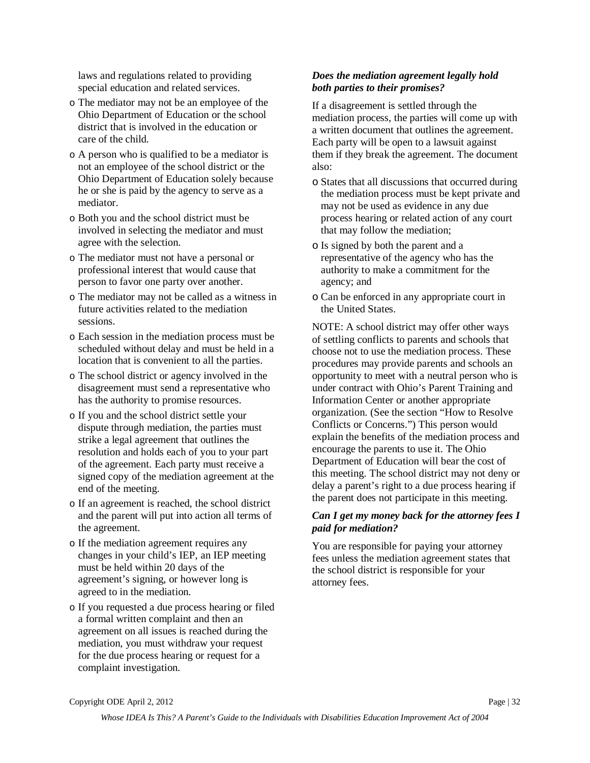laws and regulations related to providing special education and related services.

- The mediator may not be an employee of the Ohio Department of Education or the school district that is involved in the education or care of the child.
- A person who is qualified to be a mediator is not an employee of the school district or the Ohio Department of Education solely because he or she is paid by the agency to serve as a mediator.
- Both you and the school district must be involved in selecting the mediator and must agree with the selection.
- The mediator must not have a personal or professional interest that would cause that person to favor one party over another.
- The mediator may not be called as a witness in future activities related to the mediation sessions.
- Each session in the mediation process must be scheduled without delay and must be held in a location that is convenient to all the parties.
- The school district or agency involved in the disagreement must send a representative who has the authority to promise resources.
- If you and the school district settle your dispute through mediation, the parties must strike a legal agreement that outlines the resolution and holds each of you to your part of the agreement. Each party must receive a signed copy of the mediation agreement at the end of the meeting.
- If an agreement is reached, the school district and the parent will put into action all terms of the agreement.
- If the mediation agreement requires any changes in your child's IEP, an IEP meeting must be held within 20 days of the agreement's signing, or however long is agreed to in the mediation.
- If you requested a due process hearing or filed a formal written complaint and then an agreement on all issues is reached during the mediation, you must withdraw your request for the due process hearing or request for a complaint investigation.

***Does the mediation agreement legally hold both parties to their promises?***

If a disagreement is settled through the mediation process, the parties will come up with a written document that outlines the agreement. Each party will be open to a lawsuit against them if they break the agreement. The document also:

- States that all discussions that occurred during the mediation process must be kept private and may not be used as evidence in any due process hearing or related action of any court that may follow the mediation;
- Is signed by both the parent and a representative of the agency who has the authority to make a commitment for the agency; and
- Can be enforced in any appropriate court in the United States.

NOTE: A school district may offer other ways of settling conflicts to parents and schools that choose not to use the mediation process. These procedures may provide parents and schools an opportunity to meet with a neutral person who is under contract with Ohio's Parent Training and Information Center or another appropriate organization. (See the section "How to Resolve Conflicts or Concerns.") This person would explain the benefits of the mediation process and encourage the parents to use it. The Ohio Department of Education will bear the cost of this meeting. The school district may not deny or delay a parent's right to a due process hearing if the parent does not participate in this meeting.

***Can I get my money back for the attorney fees I paid for mediation?***

You are responsible for paying your attorney fees unless the mediation agreement states that the school district is responsible for your attorney fees.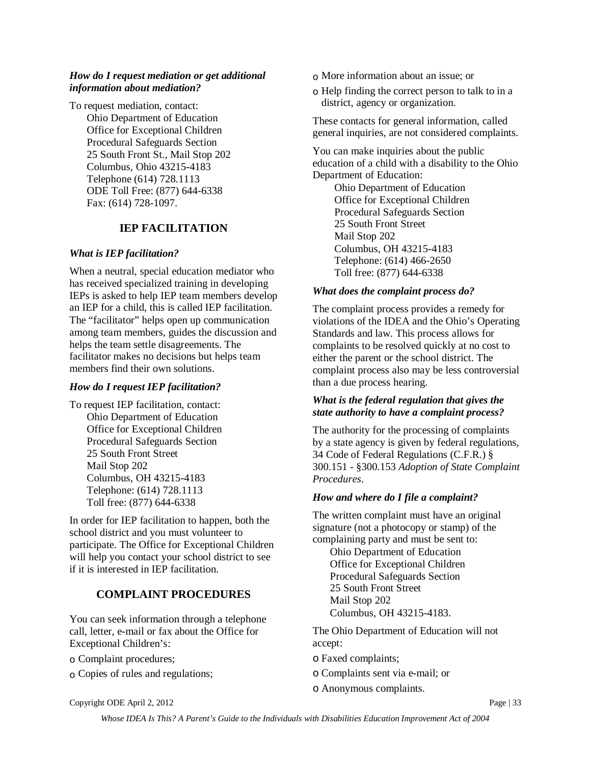### *How do I request mediation or get additional information about mediation?*

To request mediation, contact:

Ohio Department of Education
Office for Exceptional Children
Procedural Safeguards Section
25 South Front St., Mail Stop 202
Columbus, Ohio 43215-4183
Telephone (614) 728.1113
ODE Toll Free: (877) 644-6338
Fax: (614) 728-1097.

## IEP FACILITATION

### *What is IEP facilitation?*

When a neutral, special education mediator who has received specialized training in developing IEPs is asked to help IEP team members develop an IEP for a child, this is called IEP facilitation. The "facilitator" helps open up communication among team members, guides the discussion and helps the team settle disagreements. The facilitator makes no decisions but helps team members find their own solutions.

### *How do I request IEP facilitation?*

To request IEP facilitation, contact:

Ohio Department of Education
Office for Exceptional Children
Procedural Safeguards Section
25 South Front Street
Mail Stop 202
Columbus, OH 43215-4183
Telephone: (614) 728.1113
Toll free: (877) 644-6338

In order for IEP facilitation to happen, both the school district and you must volunteer to participate. The Office for Exceptional Children will help you contact your school district to see if it is interested in IEP facilitation.

## COMPLAINT PROCEDURES

You can seek information through a telephone call, letter, e-mail or fax about the Office for Exceptional Children's:

- Complaint procedures;
- Copies of rules and regulations;
- More information about an issue; or
- Help finding the correct person to talk to in a district, agency or organization.

These contacts for general information, called general inquiries, are not considered complaints.

You can make inquiries about the public education of a child with a disability to the Ohio Department of Education:

Ohio Department of Education
Office for Exceptional Children
Procedural Safeguards Section
25 South Front Street
Mail Stop 202
Columbus, OH 43215-4183
Telephone: (614) 466-2650
Toll free: (877) 644-6338

### *What does the complaint process do?*

The complaint process provides a remedy for violations of the IDEA and the Ohio's Operating Standards and law. This process allows for complaints to be resolved quickly at no cost to either the parent or the school district. The complaint process also may be less controversial than a due process hearing.

### *What is the federal regulation that gives the state authority to have a complaint process?*

The authority for the processing of complaints by a state agency is given by federal regulations, 34 Code of Federal Regulations (C.F.R.) § 300.151 - §300.153 *Adoption of State Complaint Procedures*.

### *How and where do I file a complaint?*

The written complaint must have an original signature (not a photocopy or stamp) of the complaining party and must be sent to:

Ohio Department of Education
Office for Exceptional Children
Procedural Safeguards Section
25 South Front Street
Mail Stop 202
Columbus, OH 43215-4183.

The Ohio Department of Education will not accept:

- Faxed complaints;
- Complaints sent via e-mail; or
- Anonymous complaints.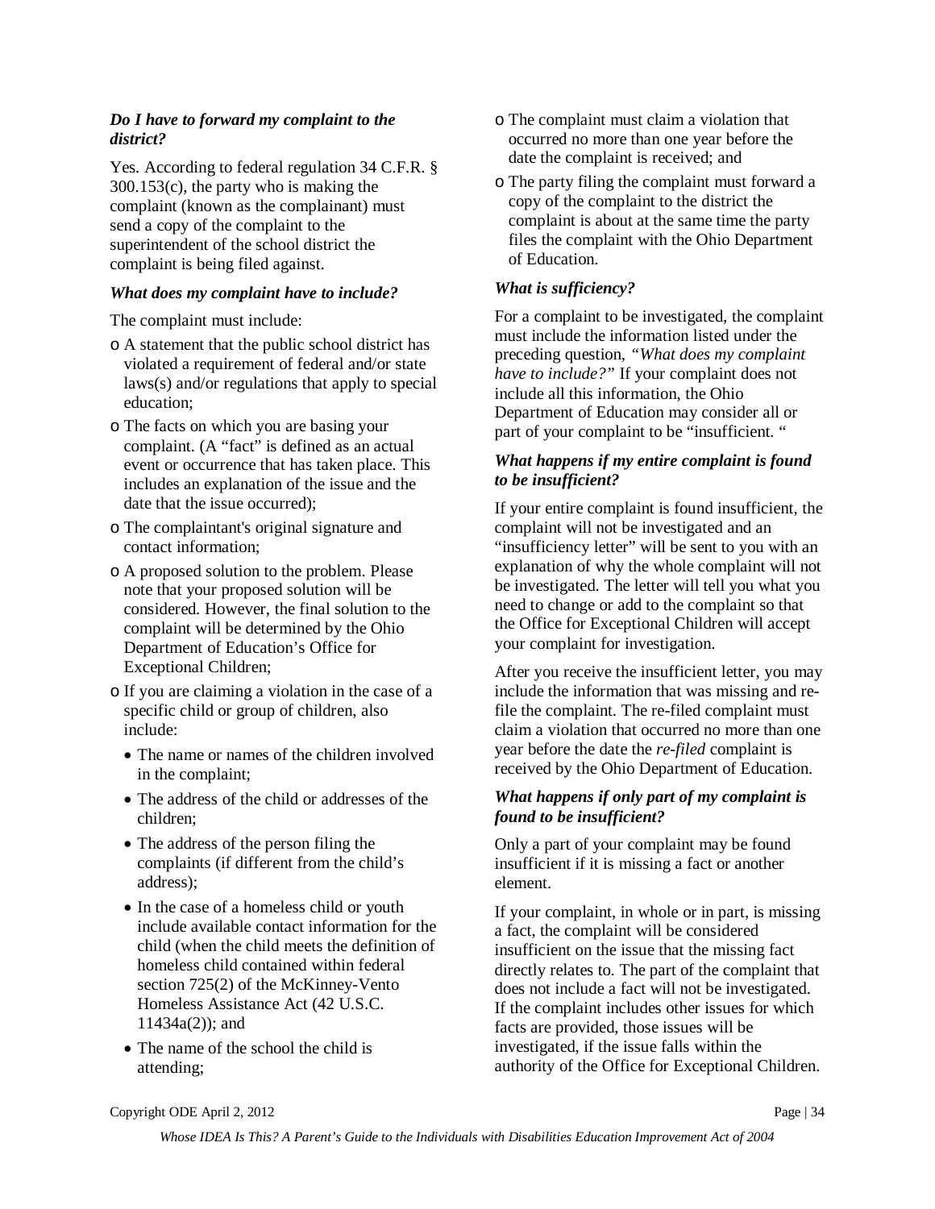### *Do I have to forward my complaint to the district?*

Yes. According to federal regulation 34 C.F.R. § 300.153(c), the party who is making the complaint (known as the complainant) must send a copy of the complaint to the superintendent of the school district the complaint is being filed against.

### *What does my complaint have to include?*

The complaint must include:

- A statement that the public school district has violated a requirement of federal and/or state laws(s) and/or regulations that apply to special education;
- The facts on which you are basing your complaint. (A "fact" is defined as an actual event or occurrence that has taken place. This includes an explanation of the issue and the date that the issue occurred);
- The complaintant's original signature and contact information;
- A proposed solution to the problem. Please note that your proposed solution will be considered. However, the final solution to the complaint will be determined by the Ohio Department of Education's Office for Exceptional Children;
- If you are claiming a violation in the case of a specific child or group of children, also include:
  - The name or names of the children involved in the complaint;
  - The address of the child or addresses of the children;
  - The address of the person filing the complaints (if different from the child's address);
  - In the case of a homeless child or youth include available contact information for the child (when the child meets the definition of homeless child contained within federal section 725(2) of the McKinney-Vento Homeless Assistance Act (42 U.S.C. 11434a(2)); and
  - The name of the school the child is attending;
- The complaint must claim a violation that occurred no more than one year before the date the complaint is received; and
- The party filing the complaint must forward a copy of the complaint to the district the complaint is about at the same time the party files the complaint with the Ohio Department of Education.

### *What is sufficiency?*

For a complaint to be investigated, the complaint must include the information listed under the preceding question, *"What does my complaint have to include?"* If your complaint does not include all this information, the Ohio Department of Education may consider all or part of your complaint to be "insufficient. "

### *What happens if my entire complaint is found to be insufficient?*

If your entire complaint is found insufficient, the complaint will not be investigated and an "insufficiency letter" will be sent to you with an explanation of why the whole complaint will not be investigated. The letter will tell you what you need to change or add to the complaint so that the Office for Exceptional Children will accept your complaint for investigation.

After you receive the insufficient letter, you may include the information that was missing and re-file the complaint. The re-filed complaint must claim a violation that occurred no more than one year before the date the *re-filed* complaint is received by the Ohio Department of Education.

### *What happens if only part of my complaint is found to be insufficient?*

Only a part of your complaint may be found insufficient if it is missing a fact or another element.

If your complaint, in whole or in part, is missing a fact, the complaint will be considered insufficient on the issue that the missing fact directly relates to. The part of the complaint that does not include a fact will not be investigated. If the complaint includes other issues for which facts are provided, those issues will be investigated, if the issue falls within the authority of the Office for Exceptional Children.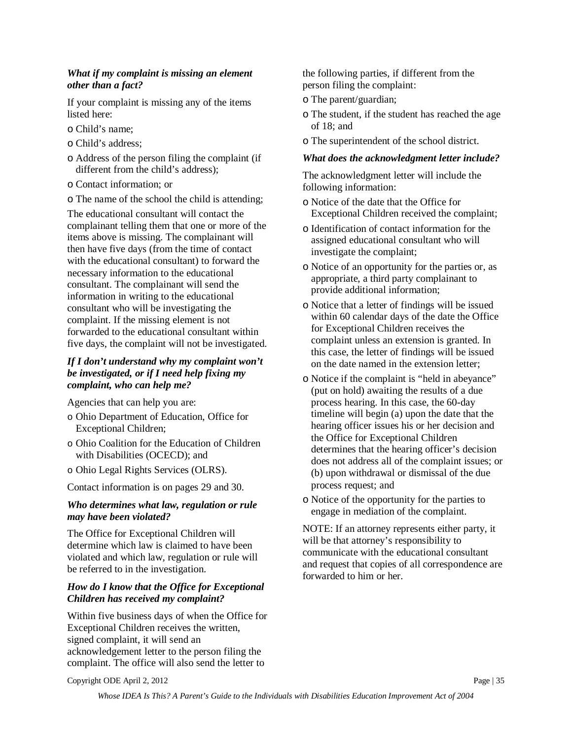### *What if my complaint is missing an element other than a fact?*

If your complaint is missing any of the items listed here:

- Child's name;
- Child's address;
- Address of the person filing the complaint (if different from the child's address);
- Contact information; or
- The name of the school the child is attending;

The educational consultant will contact the complainant telling them that one or more of the items above is missing. The complainant will then have five days (from the time of contact with the educational consultant) to forward the necessary information to the educational consultant. The complainant will send the information in writing to the educational consultant who will be investigating the complaint. If the missing element is not forwarded to the educational consultant within five days, the complaint will not be investigated.

### *If I don't understand why my complaint won't be investigated, or if I need help fixing my complaint, who can help me?*

Agencies that can help you are:

- Ohio Department of Education, Office for Exceptional Children;
- Ohio Coalition for the Education of Children with Disabilities (OCECD); and
- Ohio Legal Rights Services (OLRS).

Contact information is on pages 29 and 30.

### *Who determines what law, regulation or rule may have been violated?*

The Office for Exceptional Children will determine which law is claimed to have been violated and which law, regulation or rule will be referred to in the investigation.

### *How do I know that the Office for Exceptional Children has received my complaint?*

Within five business days of when the Office for Exceptional Children receives the written, signed complaint, it will send an acknowledgement letter to the person filing the complaint. The office will also send the letter to the following parties, if different from the person filing the complaint:

- The parent/guardian;
- The student, if the student has reached the age of 18; and
- The superintendent of the school district.

### *What does the acknowledgment letter include?*

The acknowledgment letter will include the following information:

- Notice of the date that the Office for Exceptional Children received the complaint;
- Identification of contact information for the assigned educational consultant who will investigate the complaint;
- Notice of an opportunity for the parties or, as appropriate, a third party complainant to provide additional information;
- Notice that a letter of findings will be issued within 60 calendar days of the date the Office for Exceptional Children receives the complaint unless an extension is granted. In this case, the letter of findings will be issued on the date named in the extension letter;
- Notice if the complaint is "held in abeyance" (put on hold) awaiting the results of a due process hearing. In this case, the 60-day timeline will begin (a) upon the date that the hearing officer issues his or her decision and the Office for Exceptional Children determines that the hearing officer's decision does not address all of the complaint issues; or (b) upon withdrawal or dismissal of the due process request; and
- Notice of the opportunity for the parties to engage in mediation of the complaint.

NOTE: If an attorney represents either party, it will be that attorney's responsibility to communicate with the educational consultant and request that copies of all correspondence are forwarded to him or her.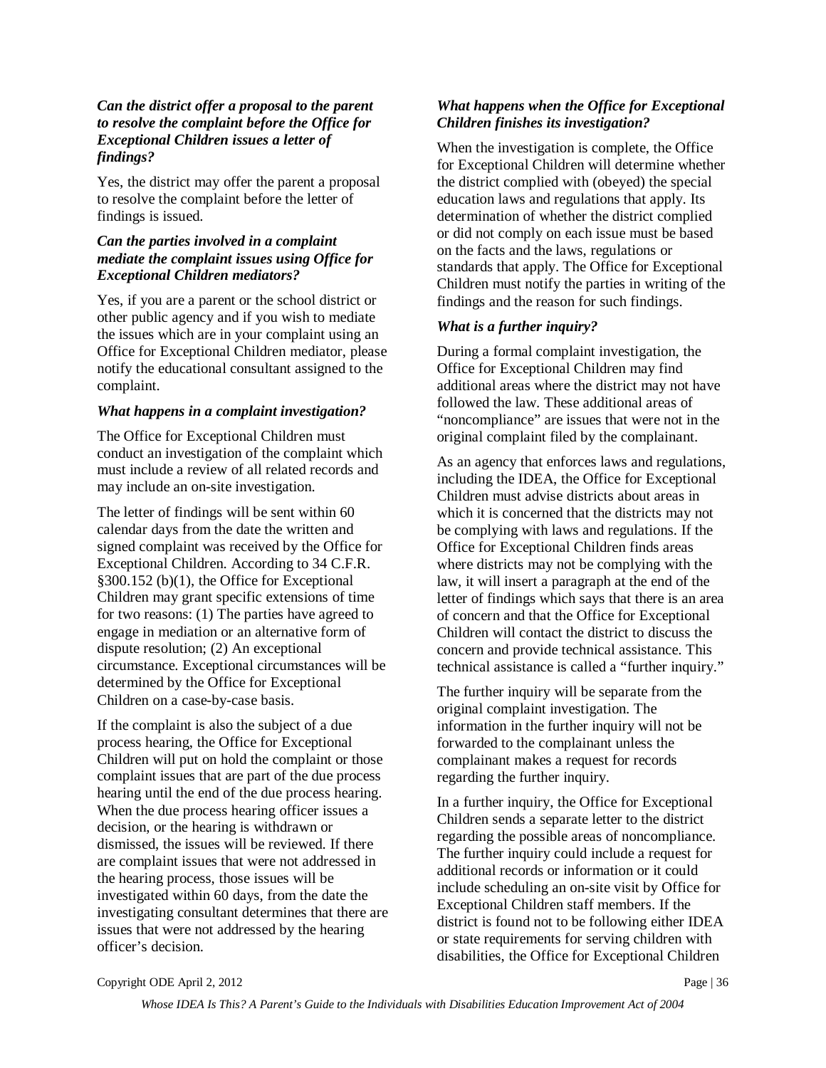### *Can the district offer a proposal to the parent to resolve the complaint before the Office for Exceptional Children issues a letter of findings?*

Yes, the district may offer the parent a proposal to resolve the complaint before the letter of findings is issued.

### *Can the parties involved in a complaint mediate the complaint issues using Office for Exceptional Children mediators?*

Yes, if you are a parent or the school district or other public agency and if you wish to mediate the issues which are in your complaint using an Office for Exceptional Children mediator, please notify the educational consultant assigned to the complaint.

### *What happens in a complaint investigation?*

The Office for Exceptional Children must conduct an investigation of the complaint which must include a review of all related records and may include an on-site investigation.

The letter of findings will be sent within 60 calendar days from the date the written and signed complaint was received by the Office for Exceptional Children. According to 34 C.F.R. §300.152 (b)(1), the Office for Exceptional Children may grant specific extensions of time for two reasons: (1) The parties have agreed to engage in mediation or an alternative form of dispute resolution; (2) An exceptional circumstance. Exceptional circumstances will be determined by the Office for Exceptional Children on a case-by-case basis.

If the complaint is also the subject of a due process hearing, the Office for Exceptional Children will put on hold the complaint or those complaint issues that are part of the due process hearing until the end of the due process hearing. When the due process hearing officer issues a decision, or the hearing is withdrawn or dismissed, the issues will be reviewed. If there are complaint issues that were not addressed in the hearing process, those issues will be investigated within 60 days, from the date the investigating consultant determines that there are issues that were not addressed by the hearing officer's decision.

### *What happens when the Office for Exceptional Children finishes its investigation?*

When the investigation is complete, the Office for Exceptional Children will determine whether the district complied with (obeyed) the special education laws and regulations that apply. Its determination of whether the district complied or did not comply on each issue must be based on the facts and the laws, regulations or standards that apply. The Office for Exceptional Children must notify the parties in writing of the findings and the reason for such findings.

### *What is a further inquiry?*

During a formal complaint investigation, the Office for Exceptional Children may find additional areas where the district may not have followed the law. These additional areas of "noncompliance" are issues that were not in the original complaint filed by the complainant.

As an agency that enforces laws and regulations, including the IDEA, the Office for Exceptional Children must advise districts about areas in which it is concerned that the districts may not be complying with laws and regulations. If the Office for Exceptional Children finds areas where districts may not be complying with the law, it will insert a paragraph at the end of the letter of findings which says that there is an area of concern and that the Office for Exceptional Children will contact the district to discuss the concern and provide technical assistance. This technical assistance is called a "further inquiry."

The further inquiry will be separate from the original complaint investigation. The information in the further inquiry will not be forwarded to the complainant unless the complainant makes a request for records regarding the further inquiry.

In a further inquiry, the Office for Exceptional Children sends a separate letter to the district regarding the possible areas of noncompliance. The further inquiry could include a request for additional records or information or it could include scheduling an on-site visit by Office for Exceptional Children staff members. If the district is found not to be following either IDEA or state requirements for serving children with disabilities, the Office for Exceptional Children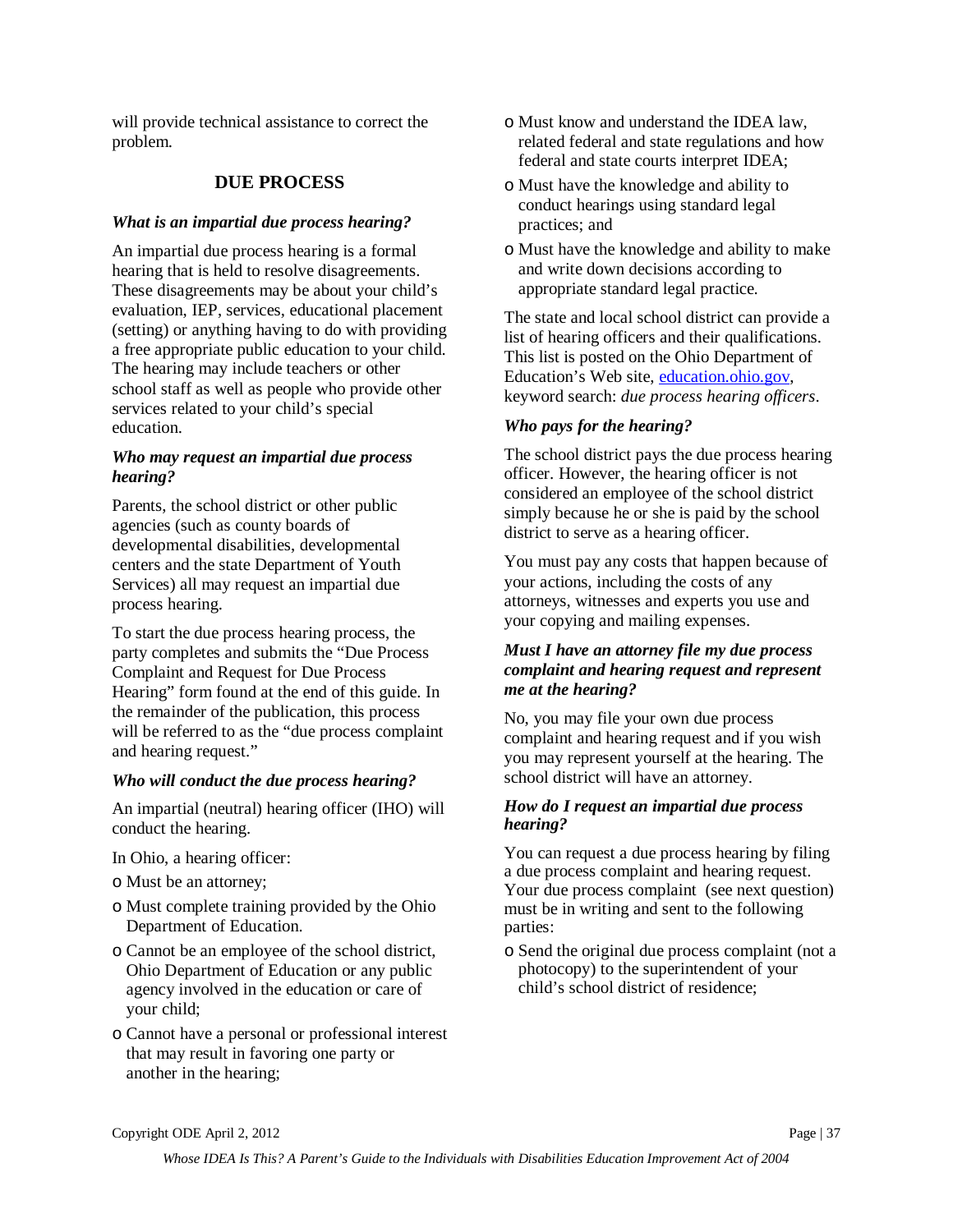will provide technical assistance to correct the problem.

## DUE PROCESS

### *What is an impartial due process hearing?*

An impartial due process hearing is a formal hearing that is held to resolve disagreements. These disagreements may be about your child's evaluation, IEP, services, educational placement (setting) or anything having to do with providing a free appropriate public education to your child. The hearing may include teachers or other school staff as well as people who provide other services related to your child's special education.

### *Who may request an impartial due process hearing?*

Parents, the school district or other public agencies (such as county boards of developmental disabilities, developmental centers and the state Department of Youth Services) all may request an impartial due process hearing.

To start the due process hearing process, the party completes and submits the "Due Process Complaint and Request for Due Process Hearing" form found at the end of this guide. In the remainder of the publication, this process will be referred to as the "due process complaint and hearing request."

### *Who will conduct the due process hearing?*

An impartial (neutral) hearing officer (IHO) will conduct the hearing.

In Ohio, a hearing officer:

- Must be an attorney;
- Must complete training provided by the Ohio Department of Education.
- Cannot be an employee of the school district, Ohio Department of Education or any public agency involved in the education or care of your child;
- Cannot have a personal or professional interest that may result in favoring one party or another in the hearing;
- Must know and understand the IDEA law, related federal and state regulations and how federal and state courts interpret IDEA;
- Must have the knowledge and ability to conduct hearings using standard legal practices; and
- Must have the knowledge and ability to make and write down decisions according to appropriate standard legal practice.

The state and local school district can provide a list of hearing officers and their qualifications. This list is posted on the Ohio Department of Education's Web site, education.ohio.gov, keyword search: *due process hearing officers*.

### *Who pays for the hearing?*

The school district pays the due process hearing officer. However, the hearing officer is not considered an employee of the school district simply because he or she is paid by the school district to serve as a hearing officer.

You must pay any costs that happen because of your actions, including the costs of any attorneys, witnesses and experts you use and your copying and mailing expenses.

### *Must I have an attorney file my due process complaint and hearing request and represent me at the hearing?*

No, you may file your own due process complaint and hearing request and if you wish you may represent yourself at the hearing. The school district will have an attorney.

### *How do I request an impartial due process hearing?*

You can request a due process hearing by filing a due process complaint and hearing request. Your due process complaint (see next question) must be in writing and sent to the following parties:

- Send the original due process complaint (not a photocopy) to the superintendent of your child's school district of residence;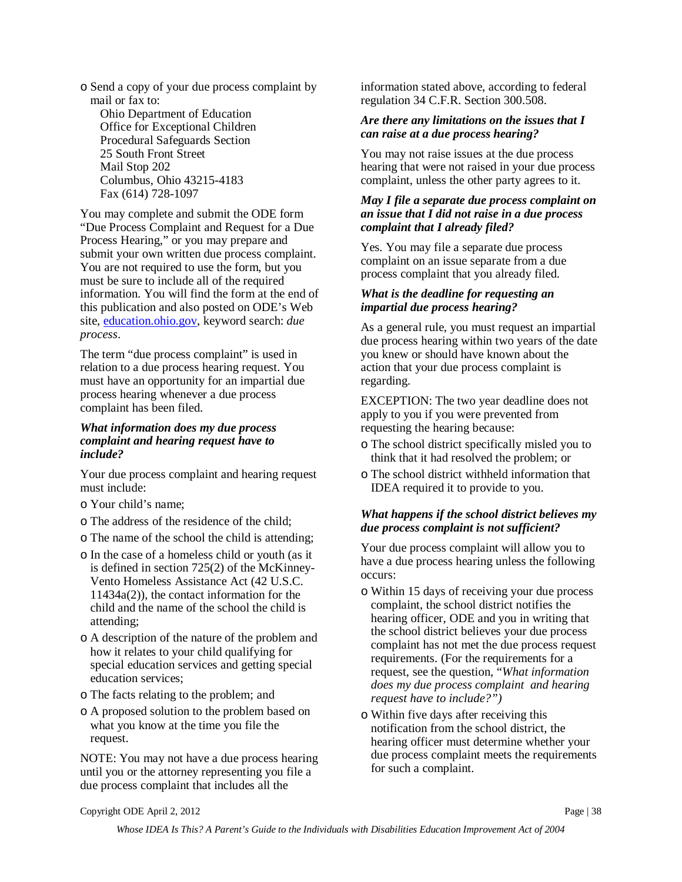- Send a copy of your due process complaint by mail or fax to:
  Ohio Department of Education
  Office for Exceptional Children
  Procedural Safeguards Section
  25 South Front Street
  Mail Stop 202
  Columbus, Ohio 43215-4183
  Fax (614) 728-1097

You may complete and submit the ODE form "Due Process Complaint and Request for a Due Process Hearing," or you may prepare and submit your own written due process complaint. You are not required to use the form, but you must be sure to include all of the required information. You will find the form at the end of this publication and also posted on ODE's Web site, [education.ohio.gov](http://education.ohio.gov), keyword search: *due process*.

The term "due process complaint" is used in relation to a due process hearing request. You must have an opportunity for an impartial due process hearing whenever a due process complaint has been filed.

***What information does my due process complaint and hearing request have to include?***

Your due process complaint and hearing request must include:

- Your child's name;
- The address of the residence of the child;
- The name of the school the child is attending;
- In the case of a homeless child or youth (as it is defined in section 725(2) of the McKinney-Vento Homeless Assistance Act (42 U.S.C. 11434a(2)), the contact information for the child and the name of the school the child is attending;
- A description of the nature of the problem and how it relates to your child qualifying for special education services and getting special education services;
- The facts relating to the problem; and
- A proposed solution to the problem based on what you know at the time you file the request.

NOTE: You may not have a due process hearing until you or the attorney representing you file a due process complaint that includes all the information stated above, according to federal regulation 34 C.F.R. Section 300.508.

***Are there any limitations on the issues that I can raise at a due process hearing?***

You may not raise issues at the due process hearing that were not raised in your due process complaint, unless the other party agrees to it.

***May I file a separate due process complaint on an issue that I did not raise in a due process complaint that I already filed?***

Yes. You may file a separate due process complaint on an issue separate from a due process complaint that you already filed.

***What is the deadline for requesting an impartial due process hearing?***

As a general rule, you must request an impartial due process hearing within two years of the date you knew or should have known about the action that your due process complaint is regarding.

EXCEPTION: The two year deadline does not apply to you if you were prevented from requesting the hearing because:

- The school district specifically misled you to think that it had resolved the problem; or
- The school district withheld information that IDEA required it to provide to you.

***What happens if the school district believes my due process complaint is not sufficient?***

Your due process complaint will allow you to have a due process hearing unless the following occurs:

- Within 15 days of receiving your due process complaint, the school district notifies the hearing officer, ODE and you in writing that the school district believes your due process complaint has not met the due process request requirements. (For the requirements for a request, see the question, "*What information does my due process complaint and hearing request have to include?")*
- Within five days after receiving this notification from the school district, the hearing officer must determine whether your due process complaint meets the requirements for such a complaint.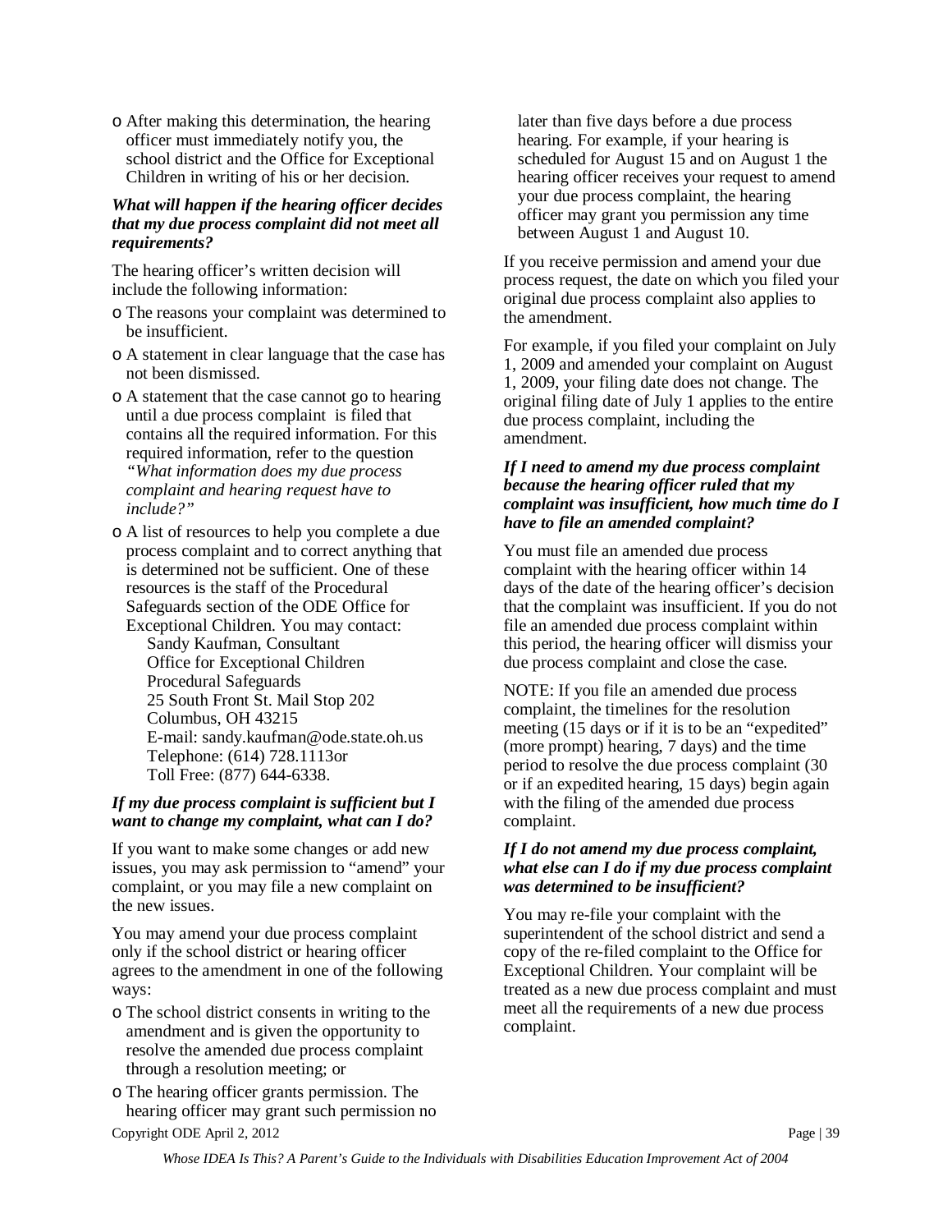- After making this determination, the hearing officer must immediately notify you, the school district and the Office for Exceptional Children in writing of his or her decision.

***What will happen if the hearing officer decides that my due process complaint did not meet all requirements?***

The hearing officer's written decision will include the following information:

- The reasons your complaint was determined to be insufficient.
- A statement in clear language that the case has not been dismissed.
- A statement that the case cannot go to hearing until a due process complaint is filed that contains all the required information. For this required information, refer to the question *"What information does my due process complaint and hearing request have to include?"*
- A list of resources to help you complete a due process complaint and to correct anything that is determined not be sufficient. One of these resources is the staff of the Procedural Safeguards section of the ODE Office for Exceptional Children. You may contact:

  Sandy Kaufman, Consultant  
  Office for Exceptional Children  
  Procedural Safeguards  
  25 South Front St. Mail Stop 202  
  Columbus, OH 43215  
  E-mail: sandy.kaufman@ode.state.oh.us  
  Telephone: (614) 728.1113or  
  Toll Free: (877) 644-6338.

***If my due process complaint is sufficient but I want to change my complaint, what can I do?***

If you want to make some changes or add new issues, you may ask permission to "amend" your complaint, or you may file a new complaint on the new issues.

You may amend your due process complaint only if the school district or hearing officer agrees to the amendment in one of the following ways:

- The school district consents in writing to the amendment and is given the opportunity to resolve the amended due process complaint through a resolution meeting; or
- The hearing officer grants permission. The hearing officer may grant such permission no later than five days before a due process hearing. For example, if your hearing is scheduled for August 15 and on August 1 the hearing officer receives your request to amend your due process complaint, the hearing officer may grant you permission any time between August 1 and August 10.

If you receive permission and amend your due process request, the date on which you filed your original due process complaint also applies to the amendment.

For example, if you filed your complaint on July 1, 2009 and amended your complaint on August 1, 2009, your filing date does not change. The original filing date of July 1 applies to the entire due process complaint, including the amendment.

***If I need to amend my due process complaint because the hearing officer ruled that my complaint was insufficient, how much time do I have to file an amended complaint?***

You must file an amended due process complaint with the hearing officer within 14 days of the date of the hearing officer's decision that the complaint was insufficient. If you do not file an amended due process complaint within this period, the hearing officer will dismiss your due process complaint and close the case.

NOTE: If you file an amended due process complaint, the timelines for the resolution meeting (15 days or if it is to be an "expedited" (more prompt) hearing, 7 days) and the time period to resolve the due process complaint (30 or if an expedited hearing, 15 days) begin again with the filing of the amended due process complaint.

***If I do not amend my due process complaint, what else can I do if my due process complaint was determined to be insufficient?***

You may re-file your complaint with the superintendent of the school district and send a copy of the re-filed complaint to the Office for Exceptional Children. Your complaint will be treated as a new due process complaint and must meet all the requirements of a new due process complaint.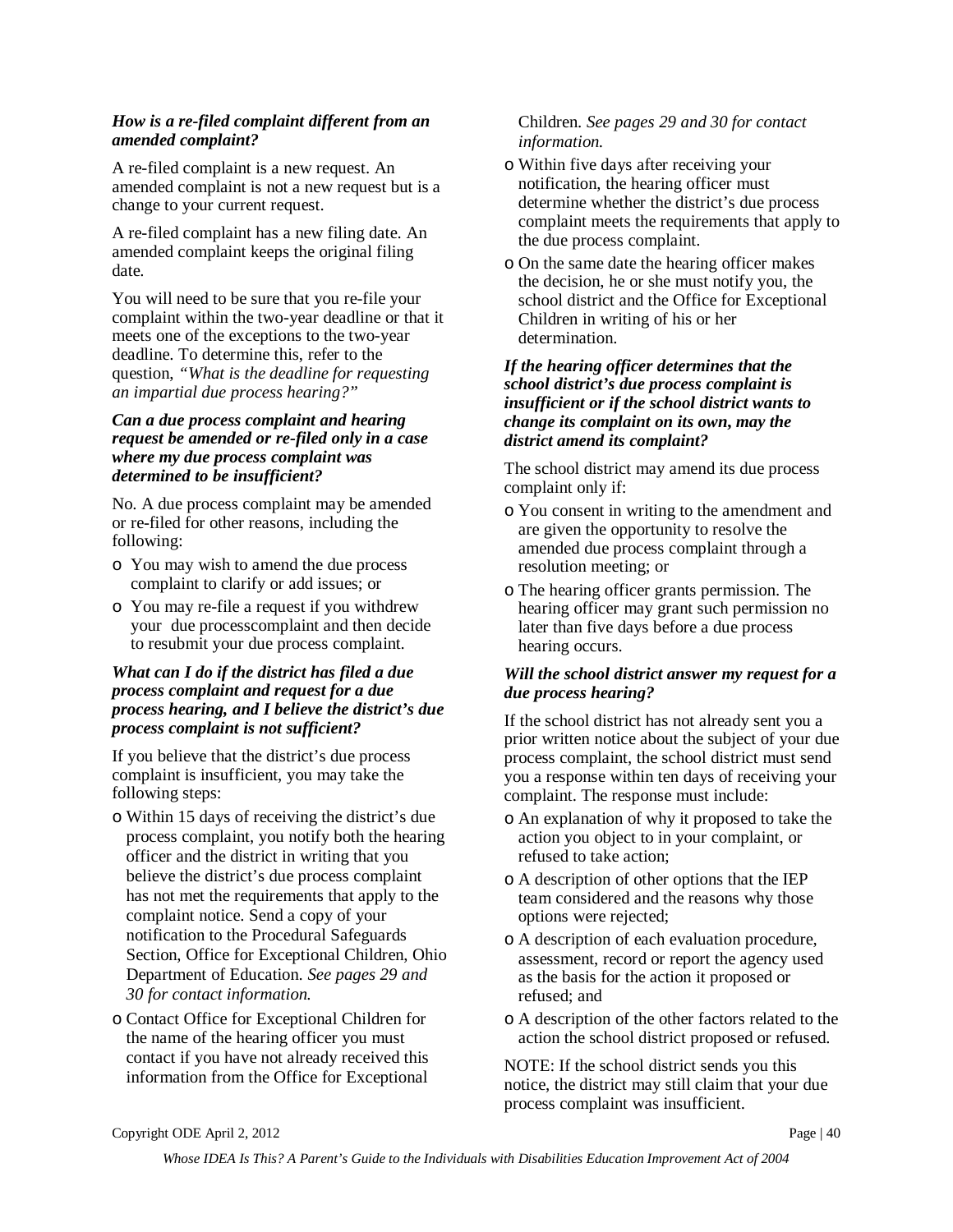***How is a re-filed complaint different from an amended complaint?***

A re-filed complaint is a new request. An amended complaint is not a new request but is a change to your current request.

A re-filed complaint has a new filing date. An amended complaint keeps the original filing date.

You will need to be sure that you re-file your complaint within the two-year deadline or that it meets one of the exceptions to the two-year deadline. To determine this, refer to the question, *"What is the deadline for requesting an impartial due process hearing?"*

***Can a due process complaint and hearing request be amended or re-filed only in a case where my due process complaint was determined to be insufficient?***

No. A due process complaint may be amended or re-filed for other reasons, including the following:

- You may wish to amend the due process complaint to clarify or add issues; or
- You may re-file a request if you withdrew your due processcomplaint and then decide to resubmit your due process complaint.

***What can I do if the district has filed a due process complaint and request for a due process hearing, and I believe the district's due process complaint is not sufficient?***

If you believe that the district's due process complaint is insufficient, you may take the following steps:

- Within 15 days of receiving the district's due process complaint, you notify both the hearing officer and the district in writing that you believe the district's due process complaint has not met the requirements that apply to the complaint notice. Send a copy of your notification to the Procedural Safeguards Section, Office for Exceptional Children, Ohio Department of Education. *See pages 29 and 30 for contact information.*
- Contact Office for Exceptional Children for the name of the hearing officer you must contact if you have not already received this information from the Office for Exceptional Children. *See pages 29 and 30 for contact information.*
- Within five days after receiving your notification, the hearing officer must determine whether the district's due process complaint meets the requirements that apply to the due process complaint.
- On the same date the hearing officer makes the decision, he or she must notify you, the school district and the Office for Exceptional Children in writing of his or her determination.

***If the hearing officer determines that the school district's due process complaint is insufficient or if the school district wants to change its complaint on its own, may the district amend its complaint?***

The school district may amend its due process complaint only if:

- You consent in writing to the amendment and are given the opportunity to resolve the amended due process complaint through a resolution meeting; or
- The hearing officer grants permission. The hearing officer may grant such permission no later than five days before a due process hearing occurs.

***Will the school district answer my request for a due process hearing?***

If the school district has not already sent you a prior written notice about the subject of your due process complaint, the school district must send you a response within ten days of receiving your complaint. The response must include:

- An explanation of why it proposed to take the action you object to in your complaint, or refused to take action;
- A description of other options that the IEP team considered and the reasons why those options were rejected;
- A description of each evaluation procedure, assessment, record or report the agency used as the basis for the action it proposed or refused; and
- A description of the other factors related to the action the school district proposed or refused.

NOTE: If the school district sends you this notice, the district may still claim that your due process complaint was insufficient.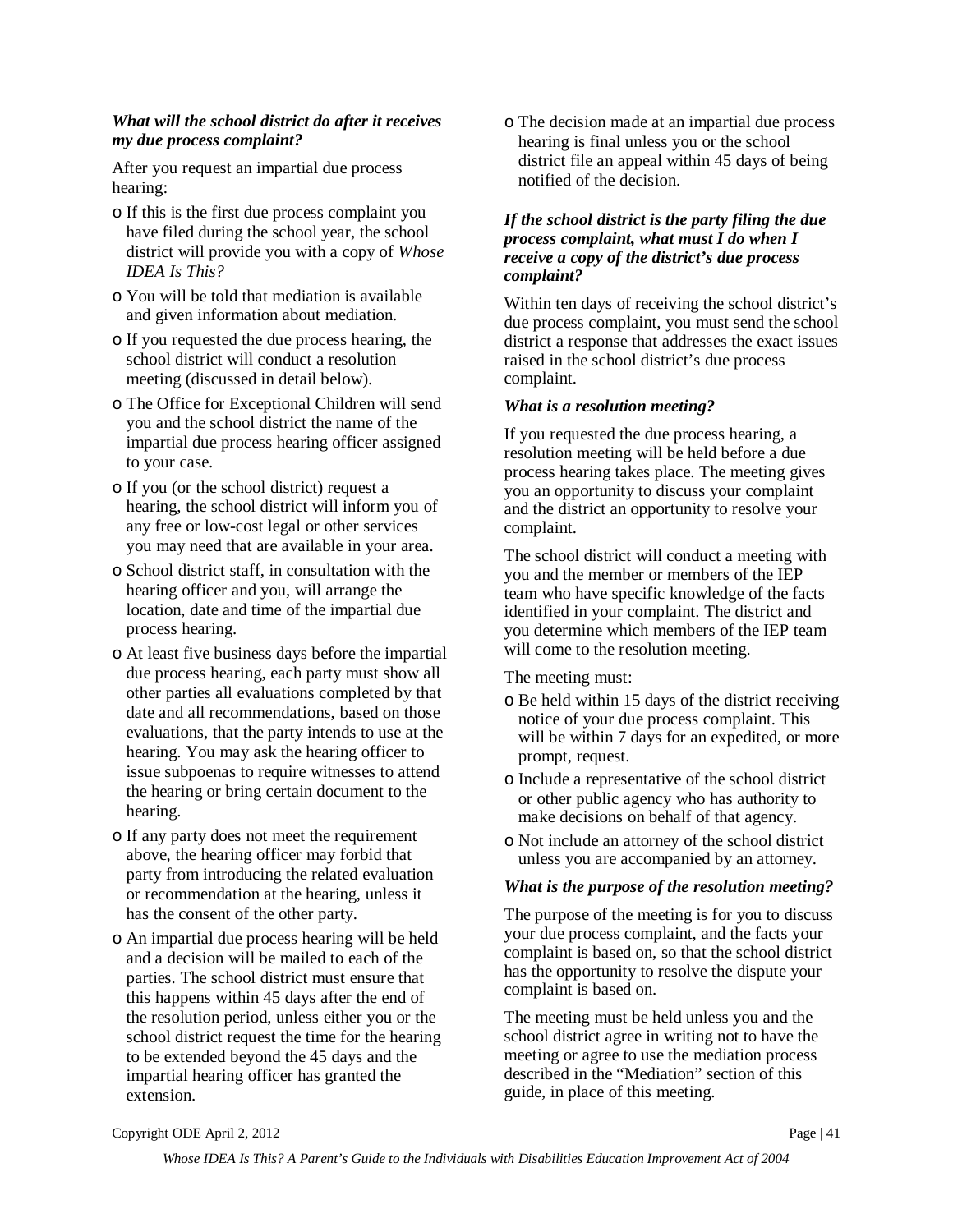***What will the school district do after it receives my due process complaint?***

After you request an impartial due process hearing:

- If this is the first due process complaint you have filed during the school year, the school district will provide you with a copy of *Whose IDEA Is This?*
- You will be told that mediation is available and given information about mediation.
- If you requested the due process hearing, the school district will conduct a resolution meeting (discussed in detail below).
- The Office for Exceptional Children will send you and the school district the name of the impartial due process hearing officer assigned to your case.
- If you (or the school district) request a hearing, the school district will inform you of any free or low-cost legal or other services you may need that are available in your area.
- School district staff, in consultation with the hearing officer and you, will arrange the location, date and time of the impartial due process hearing.
- At least five business days before the impartial due process hearing, each party must show all other parties all evaluations completed by that date and all recommendations, based on those evaluations, that the party intends to use at the hearing. You may ask the hearing officer to issue subpoenas to require witnesses to attend the hearing or bring certain document to the hearing.
- If any party does not meet the requirement above, the hearing officer may forbid that party from introducing the related evaluation or recommendation at the hearing, unless it has the consent of the other party.
- An impartial due process hearing will be held and a decision will be mailed to each of the parties. The school district must ensure that this happens within 45 days after the end of the resolution period, unless either you or the school district request the time for the hearing to be extended beyond the 45 days and the impartial hearing officer has granted the extension.
- The decision made at an impartial due process hearing is final unless you or the school district file an appeal within 45 days of being notified of the decision.

***If the school district is the party filing the due process complaint, what must I do when I receive a copy of the district's due process complaint?***

Within ten days of receiving the school district's due process complaint, you must send the school district a response that addresses the exact issues raised in the school district's due process complaint.

***What is a resolution meeting?***

If you requested the due process hearing, a resolution meeting will be held before a due process hearing takes place. The meeting gives you an opportunity to discuss your complaint and the district an opportunity to resolve your complaint.

The school district will conduct a meeting with you and the member or members of the IEP team who have specific knowledge of the facts identified in your complaint. The district and you determine which members of the IEP team will come to the resolution meeting.

The meeting must:

- Be held within 15 days of the district receiving notice of your due process complaint. This will be within 7 days for an expedited, or more prompt, request.
- Include a representative of the school district or other public agency who has authority to make decisions on behalf of that agency.
- Not include an attorney of the school district unless you are accompanied by an attorney.

***What is the purpose of the resolution meeting?***

The purpose of the meeting is for you to discuss your due process complaint, and the facts your complaint is based on, so that the school district has the opportunity to resolve the dispute your complaint is based on.

The meeting must be held unless you and the school district agree in writing not to have the meeting or agree to use the mediation process described in the "Mediation" section of this guide, in place of this meeting.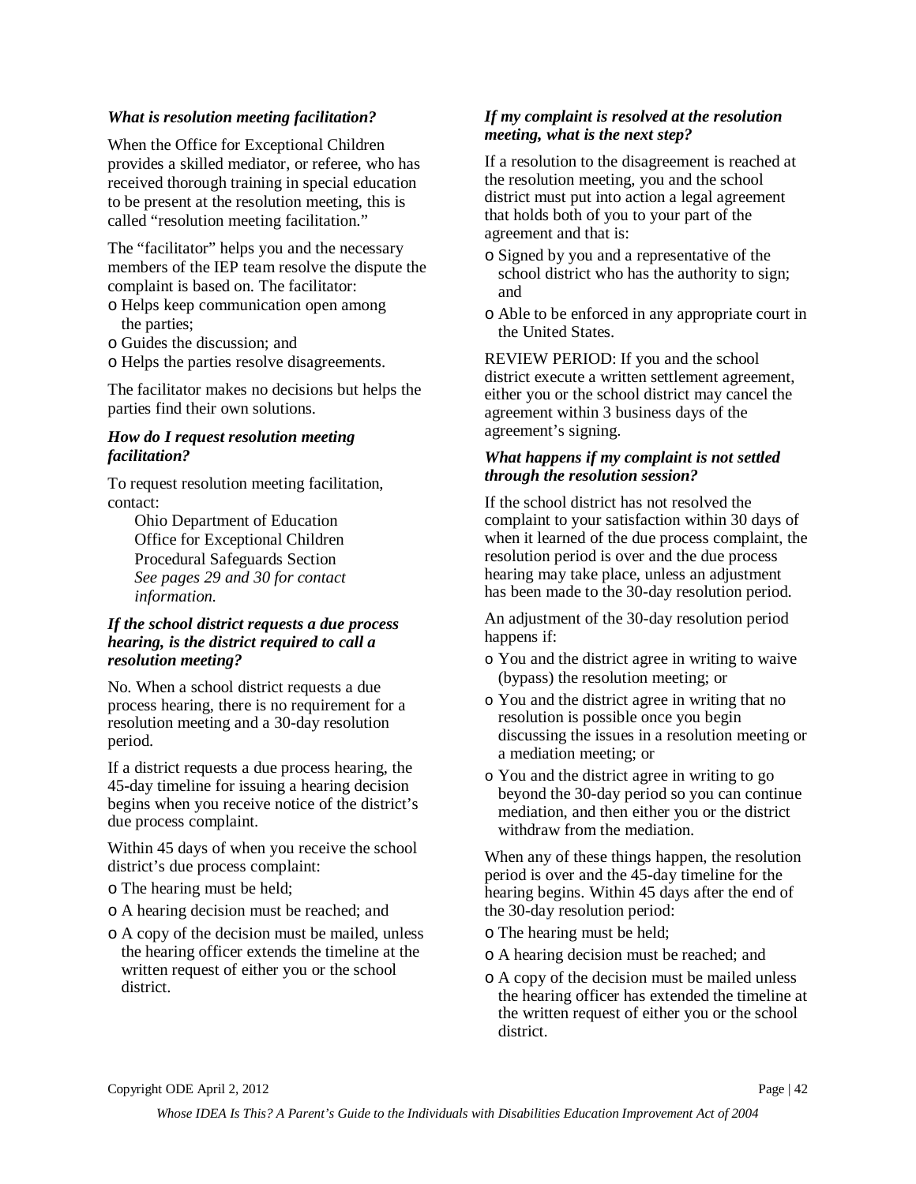### *What is resolution meeting facilitation?*

When the Office for Exceptional Children provides a skilled mediator, or referee, who has received thorough training in special education to be present at the resolution meeting, this is called "resolution meeting facilitation."

The "facilitator" helps you and the necessary members of the IEP team resolve the dispute the complaint is based on. The facilitator:

- Helps keep communication open among the parties;
- Guides the discussion; and
- Helps the parties resolve disagreements.

The facilitator makes no decisions but helps the parties find their own solutions.

### *How do I request resolution meeting facilitation?*

To request resolution meeting facilitation, contact:

> Ohio Department of Education
> Office for Exceptional Children
> Procedural Safeguards Section
> *See pages 29 and 30 for contact information.*

### *If the school district requests a due process hearing, is the district required to call a resolution meeting?*

No. When a school district requests a due process hearing, there is no requirement for a resolution meeting and a 30-day resolution period.

If a district requests a due process hearing, the 45-day timeline for issuing a hearing decision begins when you receive notice of the district's due process complaint.

Within 45 days of when you receive the school district's due process complaint:

- The hearing must be held;
- A hearing decision must be reached; and
- A copy of the decision must be mailed, unless the hearing officer extends the timeline at the written request of either you or the school district.

### *If my complaint is resolved at the resolution meeting, what is the next step?*

If a resolution to the disagreement is reached at the resolution meeting, you and the school district must put into action a legal agreement that holds both of you to your part of the agreement and that is:

- Signed by you and a representative of the school district who has the authority to sign; and
- Able to be enforced in any appropriate court in the United States.

REVIEW PERIOD: If you and the school district execute a written settlement agreement, either you or the school district may cancel the agreement within 3 business days of the agreement's signing.

### *What happens if my complaint is not settled through the resolution session?*

If the school district has not resolved the complaint to your satisfaction within 30 days of when it learned of the due process complaint, the resolution period is over and the due process hearing may take place, unless an adjustment has been made to the 30-day resolution period.

An adjustment of the 30-day resolution period happens if:

- You and the district agree in writing to waive (bypass) the resolution meeting; or
- You and the district agree in writing that no resolution is possible once you begin discussing the issues in a resolution meeting or a mediation meeting; or
- You and the district agree in writing to go beyond the 30-day period so you can continue mediation, and then either you or the district withdraw from the mediation.

When any of these things happen, the resolution period is over and the 45-day timeline for the hearing begins. Within 45 days after the end of the 30-day resolution period:

- The hearing must be held;
- A hearing decision must be reached; and
- A copy of the decision must be mailed unless the hearing officer has extended the timeline at the written request of either you or the school district.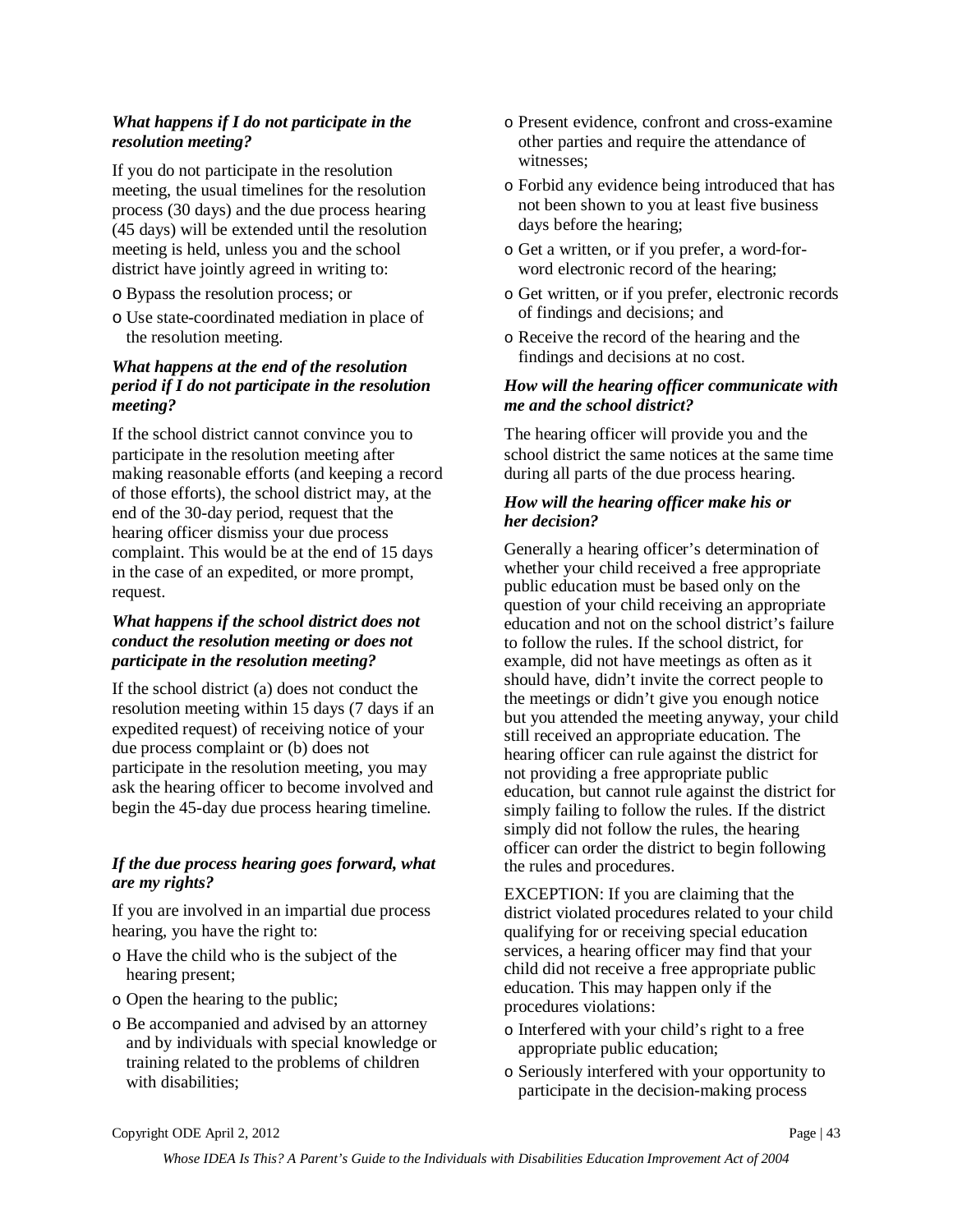***What happens if I do not participate in the resolution meeting?***

If you do not participate in the resolution meeting, the usual timelines for the resolution process (30 days) and the due process hearing (45 days) will be extended until the resolution meeting is held, unless you and the school district have jointly agreed in writing to:

- Bypass the resolution process; or
- Use state-coordinated mediation in place of the resolution meeting.

***What happens at the end of the resolution period if I do not participate in the resolution meeting?***

If the school district cannot convince you to participate in the resolution meeting after making reasonable efforts (and keeping a record of those efforts), the school district may, at the end of the 30-day period, request that the hearing officer dismiss your due process complaint. This would be at the end of 15 days in the case of an expedited, or more prompt, request.

***What happens if the school district does not conduct the resolution meeting or does not participate in the resolution meeting?***

If the school district (a) does not conduct the resolution meeting within 15 days (7 days if an expedited request) of receiving notice of your due process complaint or (b) does not participate in the resolution meeting, you may ask the hearing officer to become involved and begin the 45-day due process hearing timeline.

***If the due process hearing goes forward, what are my rights?***

If you are involved in an impartial due process hearing, you have the right to:

- Have the child who is the subject of the hearing present;
- Open the hearing to the public;
- Be accompanied and advised by an attorney and by individuals with special knowledge or training related to the problems of children with disabilities;
- Present evidence, confront and cross-examine other parties and require the attendance of witnesses;
- Forbid any evidence being introduced that has not been shown to you at least five business days before the hearing;
- Get a written, or if you prefer, a word-for-word electronic record of the hearing;
- Get written, or if you prefer, electronic records of findings and decisions; and
- Receive the record of the hearing and the findings and decisions at no cost.

***How will the hearing officer communicate with me and the school district?***

The hearing officer will provide you and the school district the same notices at the same time during all parts of the due process hearing.

***How will the hearing officer make his or her decision?***

Generally a hearing officer's determination of whether your child received a free appropriate public education must be based only on the question of your child receiving an appropriate education and not on the school district's failure to follow the rules. If the school district, for example, did not have meetings as often as it should have, didn't invite the correct people to the meetings or didn't give you enough notice but you attended the meeting anyway, your child still received an appropriate education. The hearing officer can rule against the district for not providing a free appropriate public education, but cannot rule against the district for simply failing to follow the rules. If the district simply did not follow the rules, the hearing officer can order the district to begin following the rules and procedures.

EXCEPTION: If you are claiming that the district violated procedures related to your child qualifying for or receiving special education services, a hearing officer may find that your child did not receive a free appropriate public education. This may happen only if the procedures violations:

- Interfered with your child's right to a free appropriate public education;
- Seriously interfered with your opportunity to participate in the decision-making process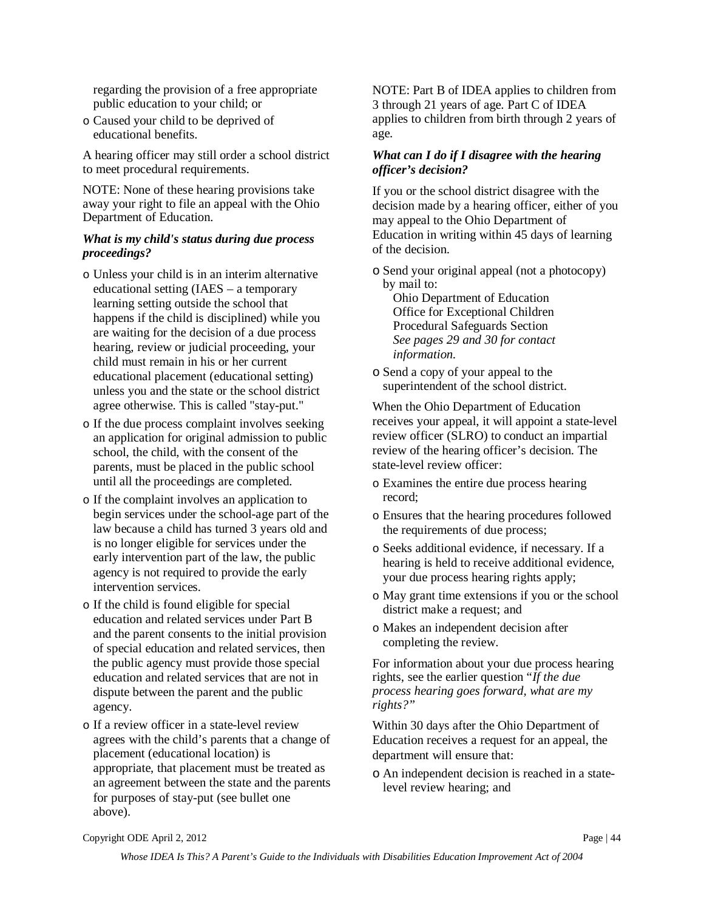regarding the provision of a free appropriate public education to your child; or

- Caused your child to be deprived of educational benefits.

A hearing officer may still order a school district to meet procedural requirements.

NOTE: None of these hearing provisions take away your right to file an appeal with the Ohio Department of Education.

***What is my child's status during due process proceedings?***

- Unless your child is in an interim alternative educational setting (IAES – a temporary learning setting outside the school that happens if the child is disciplined) while you are waiting for the decision of a due process hearing, review or judicial proceeding, your child must remain in his or her current educational placement (educational setting) unless you and the state or the school district agree otherwise. This is called "stay-put."
- If the due process complaint involves seeking an application for original admission to public school, the child, with the consent of the parents, must be placed in the public school until all the proceedings are completed.
- If the complaint involves an application to begin services under the school-age part of the law because a child has turned 3 years old and is no longer eligible for services under the early intervention part of the law, the public agency is not required to provide the early intervention services.
- If the child is found eligible for special education and related services under Part B and the parent consents to the initial provision of special education and related services, then the public agency must provide those special education and related services that are not in dispute between the parent and the public agency.
- If a review officer in a state-level review agrees with the child's parents that a change of placement (educational location) is appropriate, that placement must be treated as an agreement between the state and the parents for purposes of stay-put (see bullet one above).

NOTE: Part B of IDEA applies to children from 3 through 21 years of age. Part C of IDEA applies to children from birth through 2 years of age.

***What can I do if I disagree with the hearing officer's decision?***

If you or the school district disagree with the decision made by a hearing officer, either of you may appeal to the Ohio Department of Education in writing within 45 days of learning of the decision.

- Send your original appeal (not a photocopy) by mail to:
  Ohio Department of Education
  Office for Exceptional Children
  Procedural Safeguards Section
  *See pages 29 and 30 for contact information.*
- Send a copy of your appeal to the superintendent of the school district.

When the Ohio Department of Education receives your appeal, it will appoint a state-level review officer (SLRO) to conduct an impartial review of the hearing officer's decision. The state-level review officer:

- Examines the entire due process hearing record;
- Ensures that the hearing procedures followed the requirements of due process;
- Seeks additional evidence, if necessary. If a hearing is held to receive additional evidence, your due process hearing rights apply;
- May grant time extensions if you or the school district make a request; and
- Makes an independent decision after completing the review.

For information about your due process hearing rights, see the earlier question "*If the due process hearing goes forward, what are my rights?*"

Within 30 days after the Ohio Department of Education receives a request for an appeal, the department will ensure that:

- An independent decision is reached in a state-level review hearing; and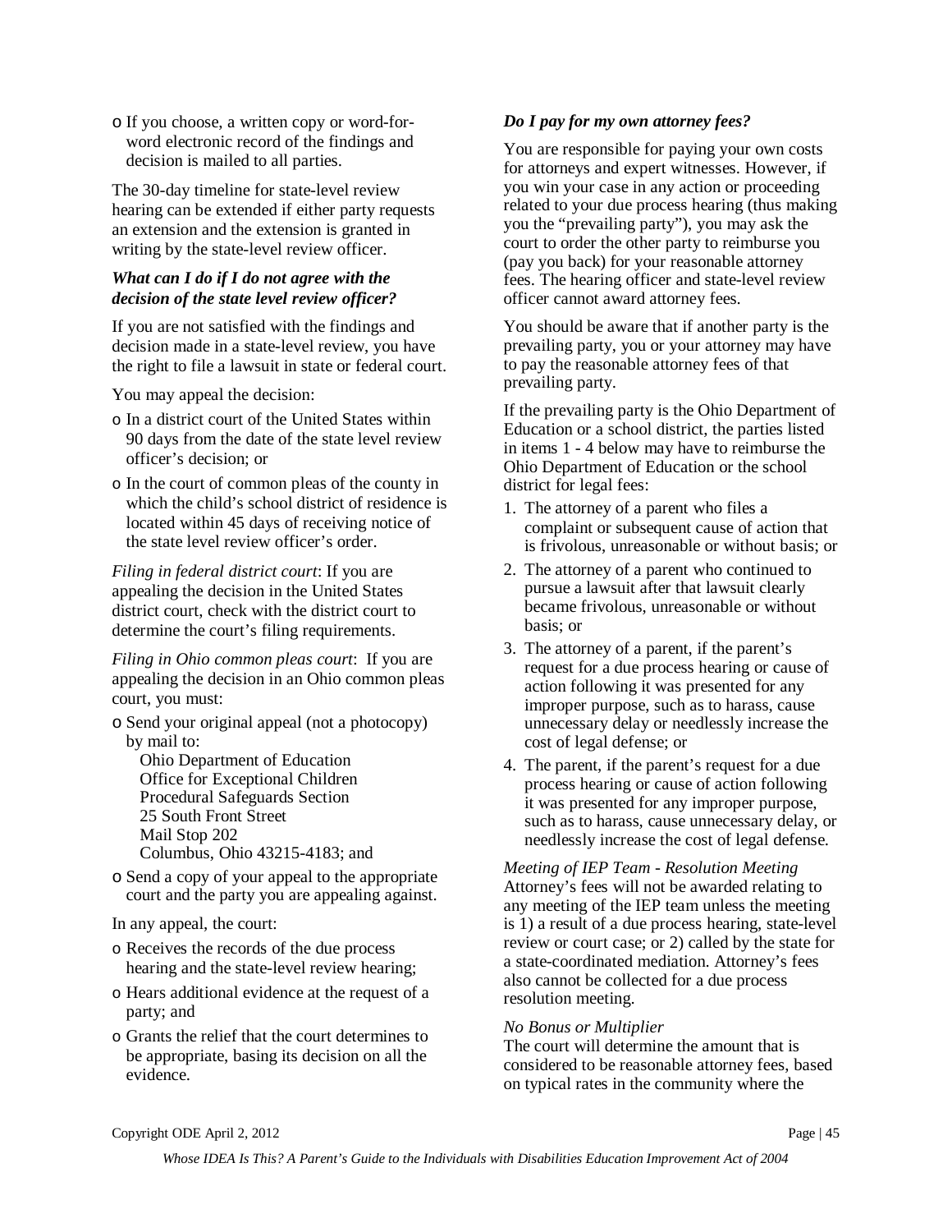- If you choose, a written copy or word-for-word electronic record of the findings and decision is mailed to all parties.

The 30-day timeline for state-level review hearing can be extended if either party requests an extension and the extension is granted in writing by the state-level review officer.

***What can I do if I do not agree with the decision of the state level review officer?***

If you are not satisfied with the findings and decision made in a state-level review, you have the right to file a lawsuit in state or federal court.

You may appeal the decision:

- In a district court of the United States within 90 days from the date of the state level review officer's decision; or
- In the court of common pleas of the county in which the child's school district of residence is located within 45 days of receiving notice of the state level review officer's order.

*Filing in federal district court*: If you are appealing the decision in the United States district court, check with the district court to determine the court's filing requirements.

*Filing in Ohio common pleas court*: If you are appealing the decision in an Ohio common pleas court, you must:

- Send your original appeal (not a photocopy) by mail to:
  Ohio Department of Education
  Office for Exceptional Children
  Procedural Safeguards Section
  25 South Front Street
  Mail Stop 202
  Columbus, Ohio 43215-4183; and
- Send a copy of your appeal to the appropriate court and the party you are appealing against.

In any appeal, the court:

- Receives the records of the due process hearing and the state-level review hearing;
- Hears additional evidence at the request of a party; and
- Grants the relief that the court determines to be appropriate, basing its decision on all the evidence.

***Do I pay for my own attorney fees?***

You are responsible for paying your own costs for attorneys and expert witnesses. However, if you win your case in any action or proceeding related to your due process hearing (thus making you the "prevailing party"), you may ask the court to order the other party to reimburse you (pay you back) for your reasonable attorney fees. The hearing officer and state-level review officer cannot award attorney fees.

You should be aware that if another party is the prevailing party, you or your attorney may have to pay the reasonable attorney fees of that prevailing party.

If the prevailing party is the Ohio Department of Education or a school district, the parties listed in items 1 - 4 below may have to reimburse the Ohio Department of Education or the school district for legal fees:

1. The attorney of a parent who files a complaint or subsequent cause of action that is frivolous, unreasonable or without basis; or
2. The attorney of a parent who continued to pursue a lawsuit after that lawsuit clearly became frivolous, unreasonable or without basis; or
3. The attorney of a parent, if the parent's request for a due process hearing or cause of action following it was presented for any improper purpose, such as to harass, cause unnecessary delay or needlessly increase the cost of legal defense; or
4. The parent, if the parent's request for a due process hearing or cause of action following it was presented for any improper purpose, such as to harass, cause unnecessary delay, or needlessly increase the cost of legal defense.

*Meeting of IEP Team - Resolution Meeting*
Attorney's fees will not be awarded relating to any meeting of the IEP team unless the meeting is 1) a result of a due process hearing, state-level review or court case; or 2) called by the state for a state-coordinated mediation. Attorney's fees also cannot be collected for a due process resolution meeting.

*No Bonus or Multiplier*
The court will determine the amount that is considered to be reasonable attorney fees, based on typical rates in the community where the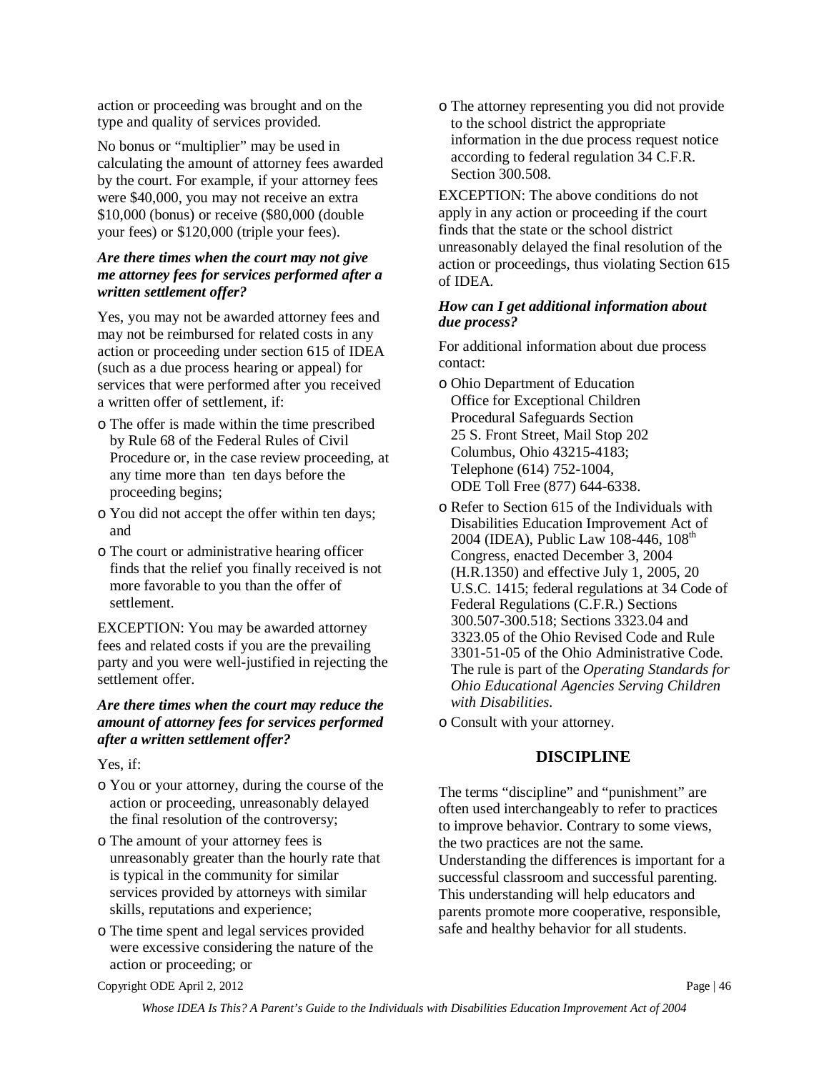action or proceeding was brought and on the type and quality of services provided.

No bonus or "multiplier" may be used in calculating the amount of attorney fees awarded by the court. For example, if your attorney fees were $40,000, you may not receive an extra $10,000 (bonus) or receive ($80,000 (double your fees) or $120,000 (triple your fees).

***Are there times when the court may not give me attorney fees for services performed after a written settlement offer?***

Yes, you may not be awarded attorney fees and may not be reimbursed for related costs in any action or proceeding under section 615 of IDEA (such as a due process hearing or appeal) for services that were performed after you received a written offer of settlement, if:

- The offer is made within the time prescribed by Rule 68 of the Federal Rules of Civil Procedure or, in the case review proceeding, at any time more than ten days before the proceeding begins;
- You did not accept the offer within ten days; and
- The court or administrative hearing officer finds that the relief you finally received is not more favorable to you than the offer of settlement.

EXCEPTION: You may be awarded attorney fees and related costs if you are the prevailing party and you were well-justified in rejecting the settlement offer.

***Are there times when the court may reduce the amount of attorney fees for services performed after a written settlement offer?***

Yes, if:

- You or your attorney, during the course of the action or proceeding, unreasonably delayed the final resolution of the controversy;
- The amount of your attorney fees is unreasonably greater than the hourly rate that is typical in the community for similar services provided by attorneys with similar skills, reputations and experience;
- The time spent and legal services provided were excessive considering the nature of the action or proceeding; or
- The attorney representing you did not provide to the school district the appropriate information in the due process request notice according to federal regulation 34 C.F.R. Section 300.508.

EXCEPTION: The above conditions do not apply in any action or proceeding if the court finds that the state or the school district unreasonably delayed the final resolution of the action or proceedings, thus violating Section 615 of IDEA.

***How can I get additional information about due process?***

For additional information about due process contact:

- Ohio Department of Education  
  Office for Exceptional Children  
  Procedural Safeguards Section  
  25 S. Front Street, Mail Stop 202  
  Columbus, Ohio 43215-4183;  
  Telephone (614) 752-1004,  
  ODE Toll Free (877) 644-6338.
- Refer to Section 615 of the Individuals with Disabilities Education Improvement Act of 2004 (IDEA), Public Law 108-446, 108th Congress, enacted December 3, 2004 (H.R.1350) and effective July 1, 2005, 20 U.S.C. 1415; federal regulations at 34 Code of Federal Regulations (C.F.R.) Sections 300.507-300.518; Sections 3323.04 and 3323.05 of the Ohio Revised Code and Rule 3301-51-05 of the Ohio Administrative Code. The rule is part of the *Operating Standards for Ohio Educational Agencies Serving Children with Disabilities.*
- Consult with your attorney.

## DISCIPLINE

The terms "discipline" and "punishment" are often used interchangeably to refer to practices to improve behavior. Contrary to some views, the two practices are not the same. Understanding the differences is important for a successful classroom and successful parenting. This understanding will help educators and parents promote more cooperative, responsible, safe and healthy behavior for all students.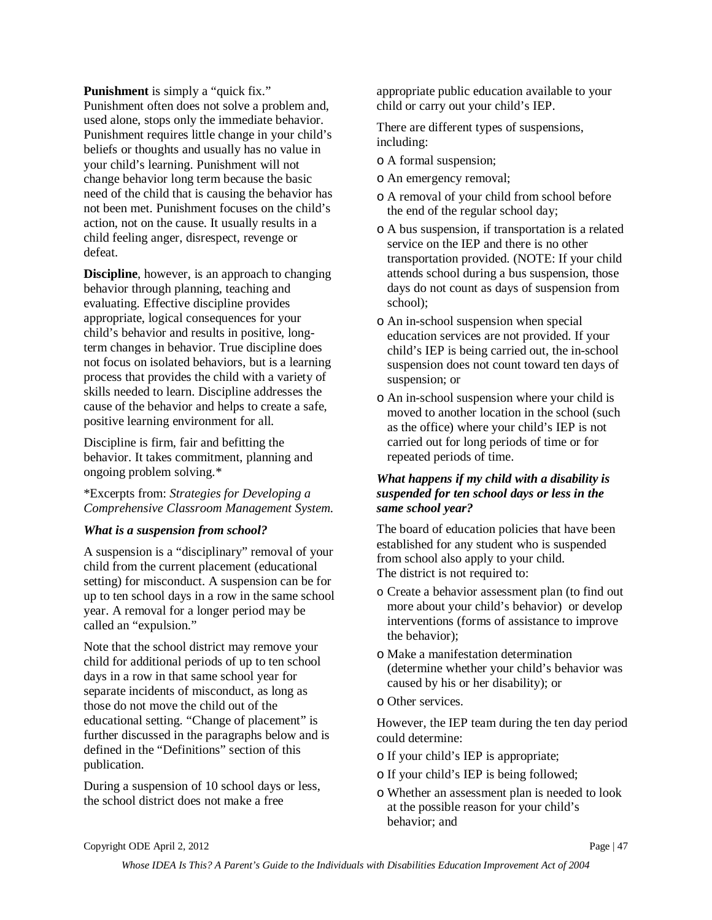**Punishment** is simply a "quick fix." Punishment often does not solve a problem and, used alone, stops only the immediate behavior. Punishment requires little change in your child's beliefs or thoughts and usually has no value in your child's learning. Punishment will not change behavior long term because the basic need of the child that is causing the behavior has not been met. Punishment focuses on the child's action, not on the cause. It usually results in a child feeling anger, disrespect, revenge or defeat.

**Discipline**, however, is an approach to changing behavior through planning, teaching and evaluating. Effective discipline provides appropriate, logical consequences for your child's behavior and results in positive, long-term changes in behavior. True discipline does not focus on isolated behaviors, but is a learning process that provides the child with a variety of skills needed to learn. Discipline addresses the cause of the behavior and helps to create a safe, positive learning environment for all.

Discipline is firm, fair and befitting the behavior. It takes commitment, planning and ongoing problem solving.*

*Excerpts from: *Strategies for Developing a Comprehensive Classroom Management System.*

***What is a suspension from school?***

A suspension is a "disciplinary" removal of your child from the current placement (educational setting) for misconduct. A suspension can be for up to ten school days in a row in the same school year. A removal for a longer period may be called an "expulsion."

Note that the school district may remove your child for additional periods of up to ten school days in a row in that same school year for separate incidents of misconduct, as long as those do not move the child out of the educational setting. "Change of placement" is further discussed in the paragraphs below and is defined in the "Definitions" section of this publication.

During a suspension of 10 school days or less, the school district does not make a free appropriate public education available to your child or carry out your child's IEP.

There are different types of suspensions, including:

- A formal suspension;
- An emergency removal;
- A removal of your child from school before the end of the regular school day;
- A bus suspension, if transportation is a related service on the IEP and there is no other transportation provided. (NOTE: If your child attends school during a bus suspension, those days do not count as days of suspension from school);
- An in-school suspension when special education services are not provided. If your child's IEP is being carried out, the in-school suspension does not count toward ten days of suspension; or
- An in-school suspension where your child is moved to another location in the school (such as the office) where your child's IEP is not carried out for long periods of time or for repeated periods of time.

***What happens if my child with a disability is suspended for ten school days or less in the same school year?***

The board of education policies that have been established for any student who is suspended from school also apply to your child.
The district is not required to:

- Create a behavior assessment plan (to find out more about your child's behavior) or develop interventions (forms of assistance to improve the behavior);
- Make a manifestation determination (determine whether your child's behavior was caused by his or her disability); or
- Other services.

However, the IEP team during the ten day period could determine:

- If your child's IEP is appropriate;
- If your child's IEP is being followed;
- Whether an assessment plan is needed to look at the possible reason for your child's behavior; and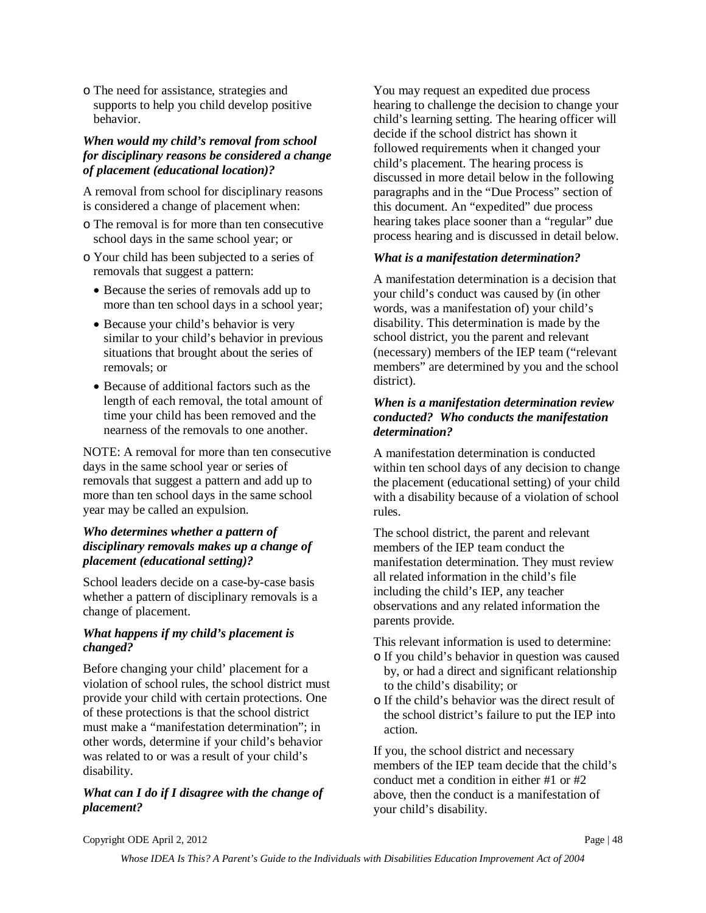- The need for assistance, strategies and supports to help you child develop positive behavior.

***When would my child's removal from school for disciplinary reasons be considered a change of placement (educational location)?***

A removal from school for disciplinary reasons is considered a change of placement when:

- The removal is for more than ten consecutive school days in the same school year; or
- Your child has been subjected to a series of removals that suggest a pattern:
  - Because the series of removals add up to more than ten school days in a school year;
  - Because your child's behavior is very similar to your child's behavior in previous situations that brought about the series of removals; or
  - Because of additional factors such as the length of each removal, the total amount of time your child has been removed and the nearness of the removals to one another.

NOTE: A removal for more than ten consecutive days in the same school year or series of removals that suggest a pattern and add up to more than ten school days in the same school year may be called an expulsion.

***Who determines whether a pattern of disciplinary removals makes up a change of placement (educational setting)?***

School leaders decide on a case-by-case basis whether a pattern of disciplinary removals is a change of placement.

***What happens if my child's placement is changed?***

Before changing your child' placement for a violation of school rules, the school district must provide your child with certain protections. One of these protections is that the school district must make a "manifestation determination"; in other words, determine if your child's behavior was related to or was a result of your child's disability.

***What can I do if I disagree with the change of placement?***

You may request an expedited due process hearing to challenge the decision to change your child's learning setting. The hearing officer will decide if the school district has shown it followed requirements when it changed your child's placement. The hearing process is discussed in more detail below in the following paragraphs and in the "Due Process" section of this document. An "expedited" due process hearing takes place sooner than a "regular" due process hearing and is discussed in detail below.

***What is a manifestation determination?***

A manifestation determination is a decision that your child's conduct was caused by (in other words, was a manifestation of) your child's disability. This determination is made by the school district, you the parent and relevant (necessary) members of the IEP team ("relevant members" are determined by you and the school district).

***When is a manifestation determination review conducted? Who conducts the manifestation determination?***

A manifestation determination is conducted within ten school days of any decision to change the placement (educational setting) of your child with a disability because of a violation of school rules.

The school district, the parent and relevant members of the IEP team conduct the manifestation determination. They must review all related information in the child's file including the child's IEP, any teacher observations and any related information the parents provide.

This relevant information is used to determine:

- If you child's behavior in question was caused by, or had a direct and significant relationship to the child's disability; or
- If the child's behavior was the direct result of the school district's failure to put the IEP into action.

If you, the school district and necessary members of the IEP team decide that the child's conduct met a condition in either #1 or #2 above, then the conduct is a manifestation of your child's disability.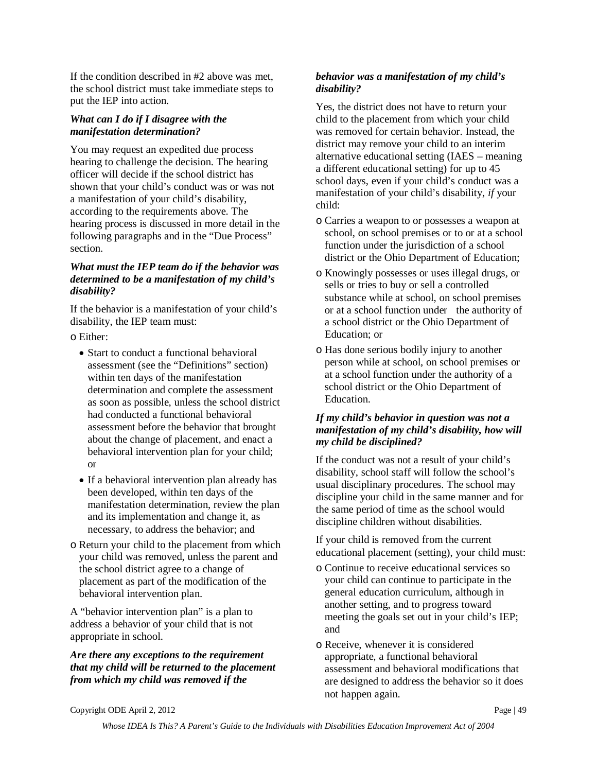If the condition described in #2 above was met, the school district must take immediate steps to put the IEP into action.

***What can I do if I disagree with the manifestation determination?***

You may request an expedited due process hearing to challenge the decision. The hearing officer will decide if the school district has shown that your child's conduct was or was not a manifestation of your child's disability, according to the requirements above. The hearing process is discussed in more detail in the following paragraphs and in the "Due Process" section.

***What must the IEP team do if the behavior was determined to be a manifestation of my child's disability?***

If the behavior is a manifestation of your child's disability, the IEP team must:

- Either:
  - Start to conduct a functional behavioral assessment (see the "Definitions" section) within ten days of the manifestation determination and complete the assessment as soon as possible, unless the school district had conducted a functional behavioral assessment before the behavior that brought about the change of placement, and enact a behavioral intervention plan for your child; or
  - If a behavioral intervention plan already has been developed, within ten days of the manifestation determination, review the plan and its implementation and change it, as necessary, to address the behavior; and
- Return your child to the placement from which your child was removed, unless the parent and the school district agree to a change of placement as part of the modification of the behavioral intervention plan.

A "behavior intervention plan" is a plan to address a behavior of your child that is not appropriate in school.

***Are there any exceptions to the requirement that my child will be returned to the placement from which my child was removed if the behavior was a manifestation of my child's disability?***

Yes, the district does not have to return your child to the placement from which your child was removed for certain behavior. Instead, the district may remove your child to an interim alternative educational setting (IAES – meaning a different educational setting) for up to 45 school days, even if your child's conduct was a manifestation of your child's disability, *if* your child:

- Carries a weapon to or possesses a weapon at school, on school premises or to or at a school function under the jurisdiction of a school district or the Ohio Department of Education;
- Knowingly possesses or uses illegal drugs, or sells or tries to buy or sell a controlled substance while at school, on school premises or at a school function under the authority of a school district or the Ohio Department of Education; or
- Has done serious bodily injury to another person while at school, on school premises or at a school function under the authority of a school district or the Ohio Department of Education.

***If my child's behavior in question was not a manifestation of my child's disability, how will my child be disciplined?***

If the conduct was not a result of your child's disability, school staff will follow the school's usual disciplinary procedures. The school may discipline your child in the same manner and for the same period of time as the school would discipline children without disabilities.

If your child is removed from the current educational placement (setting), your child must:

- Continue to receive educational services so your child can continue to participate in the general education curriculum, although in another setting, and to progress toward meeting the goals set out in your child's IEP; and
- Receive, whenever it is considered appropriate, a functional behavioral assessment and behavioral modifications that are designed to address the behavior so it does not happen again.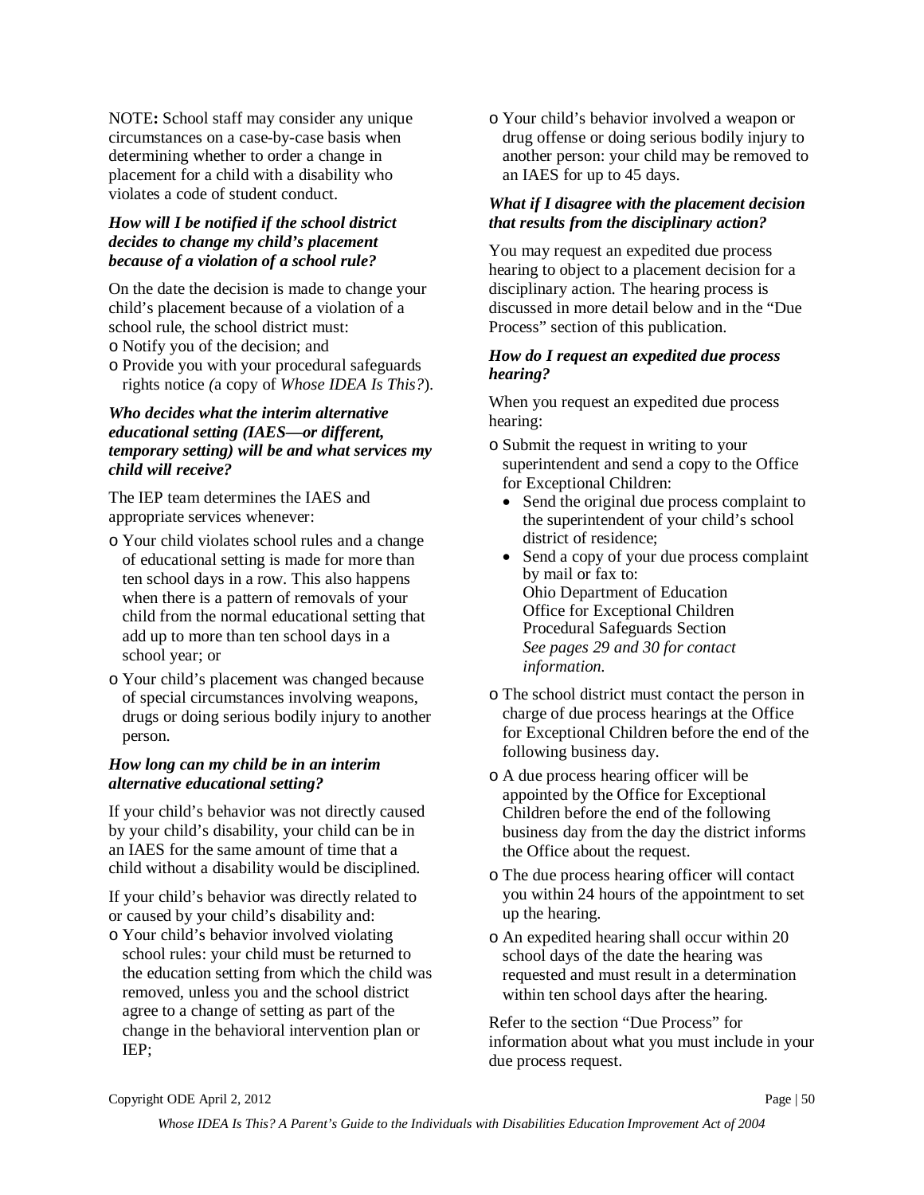NOTE**:** School staff may consider any unique circumstances on a case-by-case basis when determining whether to order a change in placement for a child with a disability who violates a code of student conduct.

***How will I be notified if the school district decides to change my child's placement because of a violation of a school rule?***

On the date the decision is made to change your child's placement because of a violation of a school rule, the school district must:

- Notify you of the decision; and
- Provide you with your procedural safeguards rights notice *(*a copy of *Whose IDEA Is This?*).

***Who decides what the interim alternative educational setting (IAES—or different, temporary setting) will be and what services my child will receive?***

The IEP team determines the IAES and appropriate services whenever:

- Your child violates school rules and a change of educational setting is made for more than ten school days in a row. This also happens when there is a pattern of removals of your child from the normal educational setting that add up to more than ten school days in a school year; or
- Your child's placement was changed because of special circumstances involving weapons, drugs or doing serious bodily injury to another person.

***How long can my child be in an interim alternative educational setting?***

If your child's behavior was not directly caused by your child's disability, your child can be in an IAES for the same amount of time that a child without a disability would be disciplined.

If your child's behavior was directly related to or caused by your child's disability and:

- Your child's behavior involved violating school rules: your child must be returned to the education setting from which the child was removed, unless you and the school district agree to a change of setting as part of the change in the behavioral intervention plan or IEP;
- Your child's behavior involved a weapon or drug offense or doing serious bodily injury to another person: your child may be removed to an IAES for up to 45 days.

***What if I disagree with the placement decision that results from the disciplinary action?***

You may request an expedited due process hearing to object to a placement decision for a disciplinary action. The hearing process is discussed in more detail below and in the "Due Process" section of this publication.

***How do I request an expedited due process hearing?***

When you request an expedited due process hearing:

- Submit the request in writing to your superintendent and send a copy to the Office for Exceptional Children:
  - Send the original due process complaint to the superintendent of your child's school district of residence;
  - Send a copy of your due process complaint by mail or fax to:
    Ohio Department of Education
    Office for Exceptional Children
    Procedural Safeguards Section
    *See pages 29 and 30 for contact information.*
- The school district must contact the person in charge of due process hearings at the Office for Exceptional Children before the end of the following business day.
- A due process hearing officer will be appointed by the Office for Exceptional Children before the end of the following business day from the day the district informs the Office about the request.
- The due process hearing officer will contact you within 24 hours of the appointment to set up the hearing.
- An expedited hearing shall occur within 20 school days of the date the hearing was requested and must result in a determination within ten school days after the hearing.

Refer to the section "Due Process" for information about what you must include in your due process request.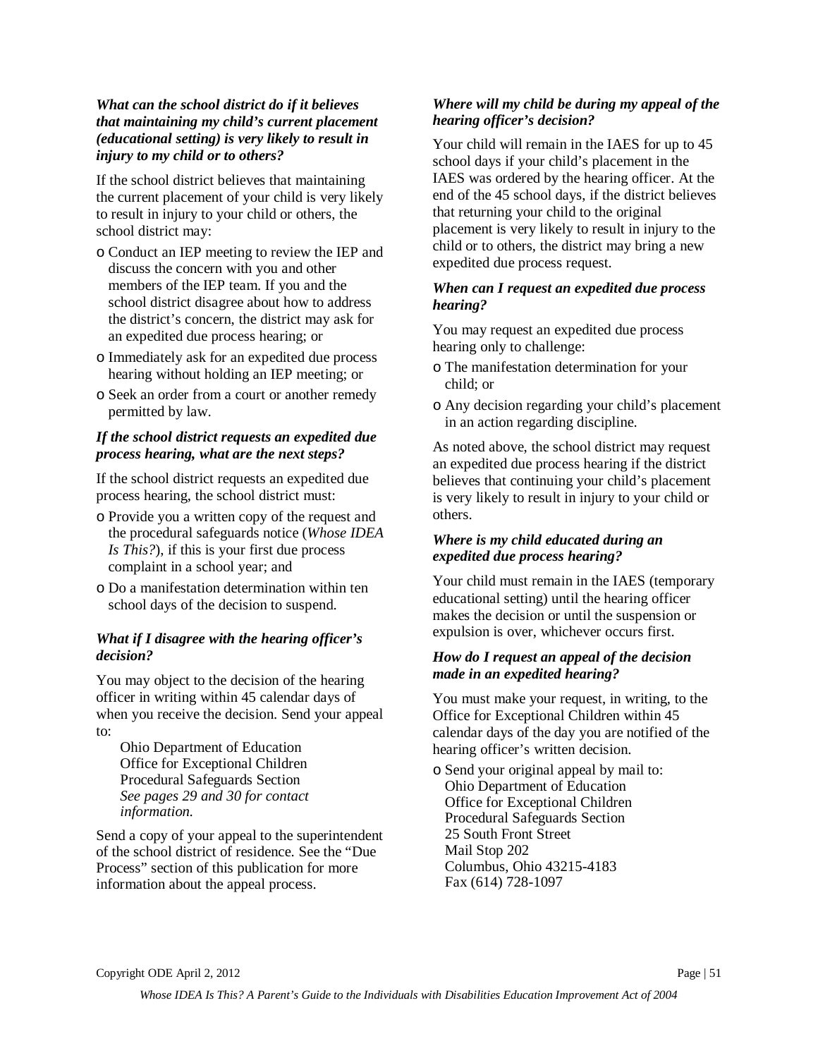### *What can the school district do if it believes that maintaining my child's current placement (educational setting) is very likely to result in injury to my child or to others?*

If the school district believes that maintaining the current placement of your child is very likely to result in injury to your child or others, the school district may:

- Conduct an IEP meeting to review the IEP and discuss the concern with you and other members of the IEP team. If you and the school district disagree about how to address the district's concern, the district may ask for an expedited due process hearing; or
- Immediately ask for an expedited due process hearing without holding an IEP meeting; or
- Seek an order from a court or another remedy permitted by law.

### *If the school district requests an expedited due process hearing, what are the next steps?*

If the school district requests an expedited due process hearing, the school district must:

- Provide you a written copy of the request and the procedural safeguards notice (*Whose IDEA Is This?*), if this is your first due process complaint in a school year; and
- Do a manifestation determination within ten school days of the decision to suspend.

### *What if I disagree with the hearing officer's decision?*

You may object to the decision of the hearing officer in writing within 45 calendar days of when you receive the decision. Send your appeal to:

> Ohio Department of Education
> Office for Exceptional Children
> Procedural Safeguards Section
> *See pages 29 and 30 for contact information.*

Send a copy of your appeal to the superintendent of the school district of residence. See the "Due Process" section of this publication for more information about the appeal process.

### *Where will my child be during my appeal of the hearing officer's decision?*

Your child will remain in the IAES for up to 45 school days if your child's placement in the IAES was ordered by the hearing officer. At the end of the 45 school days, if the district believes that returning your child to the original placement is very likely to result in injury to the child or to others, the district may bring a new expedited due process request.

### *When can I request an expedited due process hearing?*

You may request an expedited due process hearing only to challenge:

- The manifestation determination for your child; or
- Any decision regarding your child's placement in an action regarding discipline.

As noted above, the school district may request an expedited due process hearing if the district believes that continuing your child's placement is very likely to result in injury to your child or others.

### *Where is my child educated during an expedited due process hearing?*

Your child must remain in the IAES (temporary educational setting) until the hearing officer makes the decision or until the suspension or expulsion is over, whichever occurs first.

### *How do I request an appeal of the decision made in an expedited hearing?*

You must make your request, in writing, to the Office for Exceptional Children within 45 calendar days of the day you are notified of the hearing officer's written decision.

- Send your original appeal by mail to:
  Ohio Department of Education
  Office for Exceptional Children
  Procedural Safeguards Section
  25 South Front Street
  Mail Stop 202
  Columbus, Ohio 43215-4183
  Fax (614) 728-1097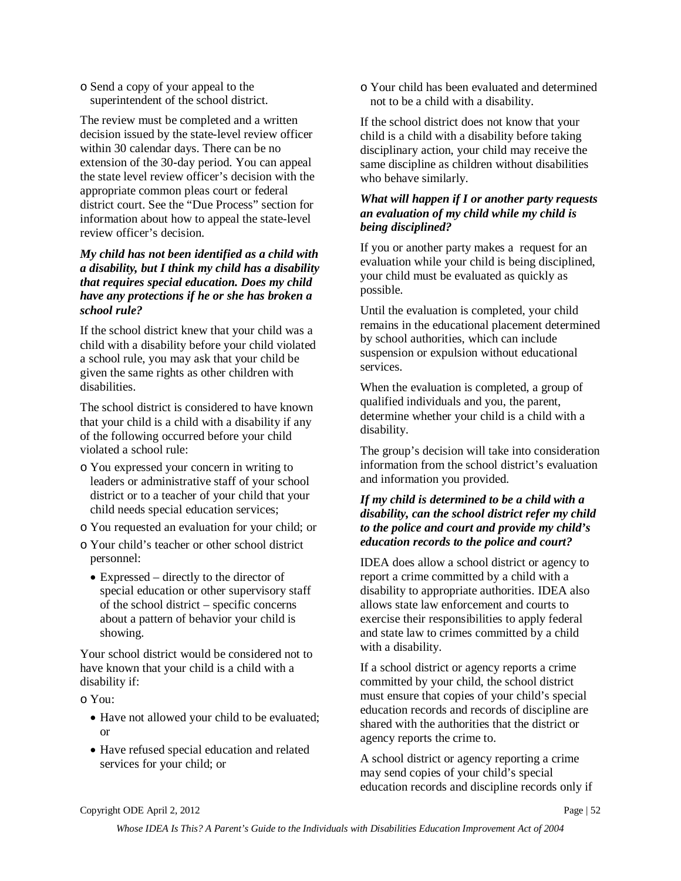- Send a copy of your appeal to the superintendent of the school district.

The review must be completed and a written decision issued by the state-level review officer within 30 calendar days. There can be no extension of the 30-day period. You can appeal the state level review officer's decision with the appropriate common pleas court or federal district court. See the "Due Process" section for information about how to appeal the state-level review officer's decision.

***My child has not been identified as a child with a disability, but I think my child has a disability that requires special education. Does my child have any protections if he or she has broken a school rule?***

If the school district knew that your child was a child with a disability before your child violated a school rule, you may ask that your child be given the same rights as other children with disabilities.

The school district is considered to have known that your child is a child with a disability if any of the following occurred before your child violated a school rule:

- You expressed your concern in writing to leaders or administrative staff of your school district or to a teacher of your child that your child needs special education services;
- You requested an evaluation for your child; or
- Your child's teacher or other school district personnel:
  - Expressed – directly to the director of special education or other supervisory staff of the school district – specific concerns about a pattern of behavior your child is showing.

Your school district would be considered not to have known that your child is a child with a disability if:

- You:
  - Have not allowed your child to be evaluated; or
  - Have refused special education and related services for your child; or
- Your child has been evaluated and determined not to be a child with a disability.

If the school district does not know that your child is a child with a disability before taking disciplinary action, your child may receive the same discipline as children without disabilities who behave similarly.

***What will happen if I or another party requests an evaluation of my child while my child is being disciplined?***

If you or another party makes a request for an evaluation while your child is being disciplined, your child must be evaluated as quickly as possible.

Until the evaluation is completed, your child remains in the educational placement determined by school authorities, which can include suspension or expulsion without educational services.

When the evaluation is completed, a group of qualified individuals and you, the parent, determine whether your child is a child with a disability.

The group's decision will take into consideration information from the school district's evaluation and information you provided.

***If my child is determined to be a child with a disability, can the school district refer my child to the police and court and provide my child's education records to the police and court?***

IDEA does allow a school district or agency to report a crime committed by a child with a disability to appropriate authorities. IDEA also allows state law enforcement and courts to exercise their responsibilities to apply federal and state law to crimes committed by a child with a disability.

If a school district or agency reports a crime committed by your child, the school district must ensure that copies of your child's special education records and records of discipline are shared with the authorities that the district or agency reports the crime to.

A school district or agency reporting a crime may send copies of your child's special education records and discipline records only if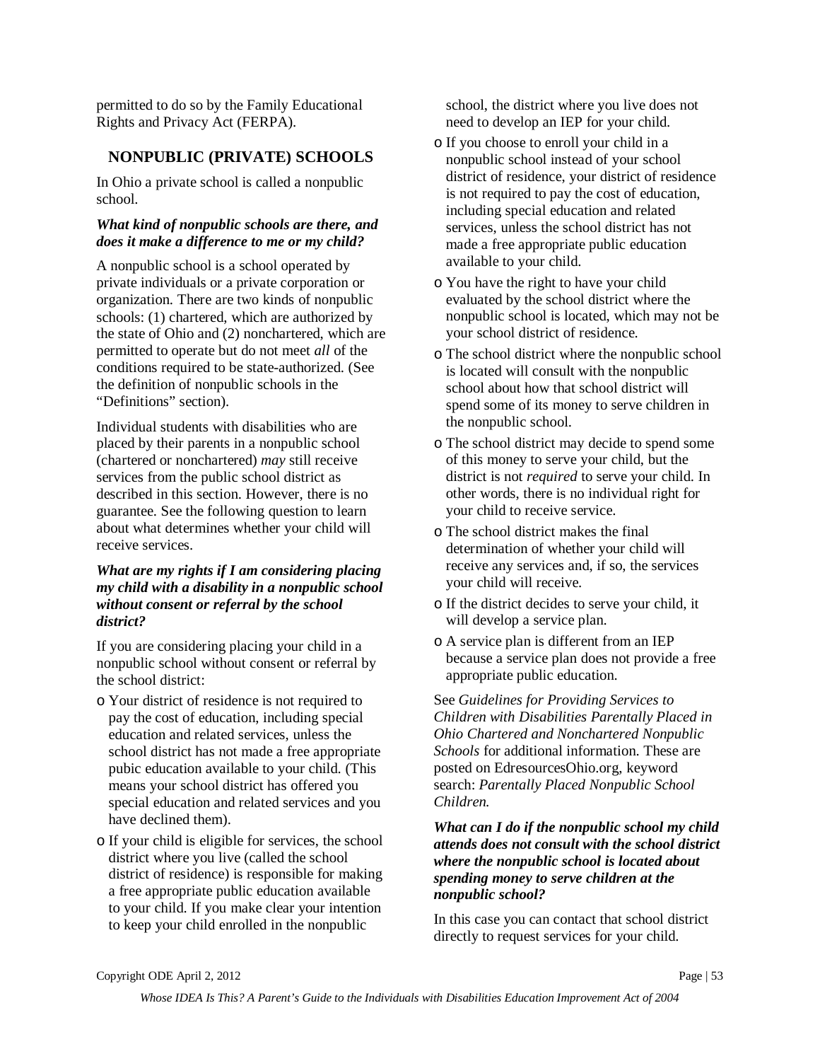permitted to do so by the Family Educational Rights and Privacy Act (FERPA).

## NONPUBLIC (PRIVATE) SCHOOLS

In Ohio a private school is called a nonpublic school.

***What kind of nonpublic schools are there, and does it make a difference to me or my child?***

A nonpublic school is a school operated by private individuals or a private corporation or organization. There are two kinds of nonpublic schools: (1) chartered, which are authorized by the state of Ohio and (2) nonchartered, which are permitted to operate but do not meet *all* of the conditions required to be state-authorized. (See the definition of nonpublic schools in the "Definitions" section).

Individual students with disabilities who are placed by their parents in a nonpublic school (chartered or nonchartered) *may* still receive services from the public school district as described in this section. However, there is no guarantee. See the following question to learn about what determines whether your child will receive services.

***What are my rights if I am considering placing my child with a disability in a nonpublic school without consent or referral by the school district?***

If you are considering placing your child in a nonpublic school without consent or referral by the school district:

- Your district of residence is not required to pay the cost of education, including special education and related services, unless the school district has not made a free appropriate pubic education available to your child. (This means your school district has offered you special education and related services and you have declined them).
- If your child is eligible for services, the school district where you live (called the school district of residence) is responsible for making a free appropriate public education available to your child. If you make clear your intention to keep your child enrolled in the nonpublic school, the district where you live does not need to develop an IEP for your child.
- If you choose to enroll your child in a nonpublic school instead of your school district of residence, your district of residence is not required to pay the cost of education, including special education and related services, unless the school district has not made a free appropriate public education available to your child.
- You have the right to have your child evaluated by the school district where the nonpublic school is located, which may not be your school district of residence.
- The school district where the nonpublic school is located will consult with the nonpublic school about how that school district will spend some of its money to serve children in the nonpublic school.
- The school district may decide to spend some of this money to serve your child, but the district is not *required* to serve your child. In other words, there is no individual right for your child to receive service.
- The school district makes the final determination of whether your child will receive any services and, if so, the services your child will receive.
- If the district decides to serve your child, it will develop a service plan.
- A service plan is different from an IEP because a service plan does not provide a free appropriate public education.

See *Guidelines for Providing Services to Children with Disabilities Parentally Placed in Ohio Chartered and Nonchartered Nonpublic Schools* for additional information. These are posted on EdresourcesOhio.org, keyword search: *Parentally Placed Nonpublic School Children.*

***What can I do if the nonpublic school my child attends does not consult with the school district where the nonpublic school is located about spending money to serve children at the nonpublic school?***

In this case you can contact that school district directly to request services for your child.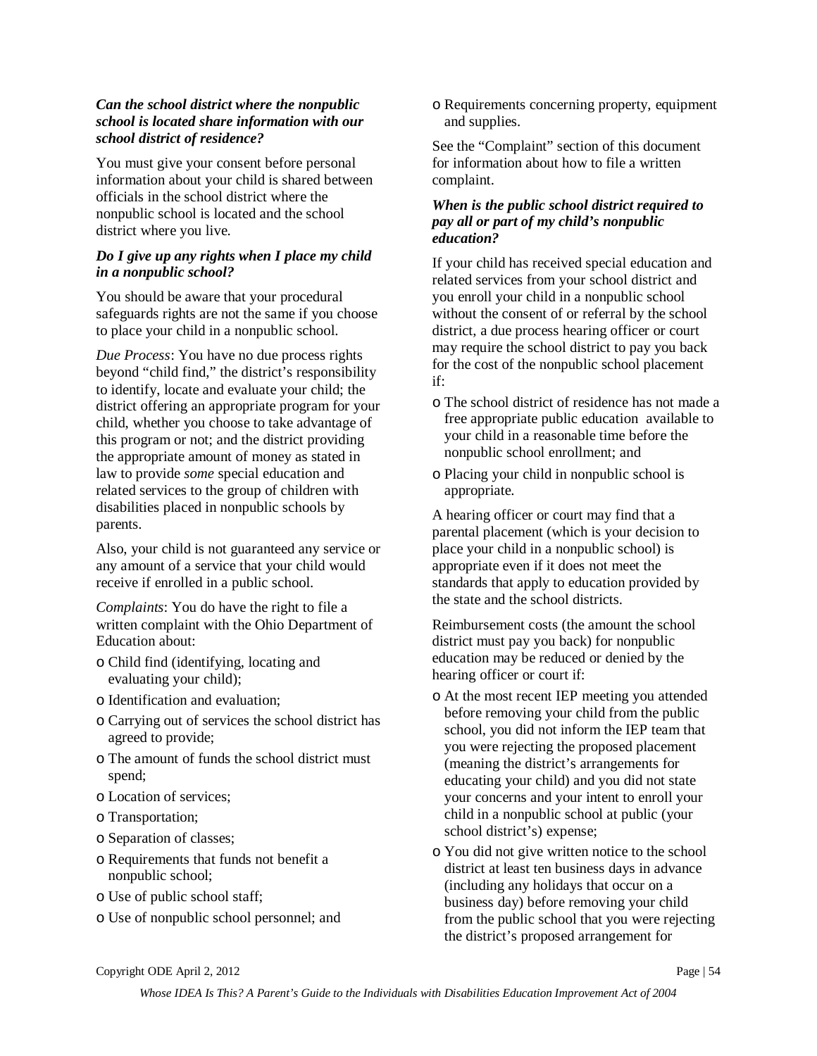***Can the school district where the nonpublic school is located share information with our school district of residence?***

You must give your consent before personal information about your child is shared between officials in the school district where the nonpublic school is located and the school district where you live.

***Do I give up any rights when I place my child in a nonpublic school?***

You should be aware that your procedural safeguards rights are not the same if you choose to place your child in a nonpublic school.

*Due Process*: You have no due process rights beyond "child find," the district's responsibility to identify, locate and evaluate your child; the district offering an appropriate program for your child, whether you choose to take advantage of this program or not; and the district providing the appropriate amount of money as stated in law to provide *some* special education and related services to the group of children with disabilities placed in nonpublic schools by parents.

Also, your child is not guaranteed any service or any amount of a service that your child would receive if enrolled in a public school.

*Complaints*: You do have the right to file a written complaint with the Ohio Department of Education about:

- Child find (identifying, locating and evaluating your child);
- Identification and evaluation;
- Carrying out of services the school district has agreed to provide;
- The amount of funds the school district must spend;
- Location of services;
- Transportation;
- Separation of classes;
- Requirements that funds not benefit a nonpublic school;
- Use of public school staff;
- Use of nonpublic school personnel; and
- Requirements concerning property, equipment and supplies.

See the "Complaint" section of this document for information about how to file a written complaint.

***When is the public school district required to pay all or part of my child's nonpublic education?***

If your child has received special education and related services from your school district and you enroll your child in a nonpublic school without the consent of or referral by the school district, a due process hearing officer or court may require the school district to pay you back for the cost of the nonpublic school placement if:

- The school district of residence has not made a free appropriate public education available to your child in a reasonable time before the nonpublic school enrollment; and
- Placing your child in nonpublic school is appropriate.

A hearing officer or court may find that a parental placement (which is your decision to place your child in a nonpublic school) is appropriate even if it does not meet the standards that apply to education provided by the state and the school districts.

Reimbursement costs (the amount the school district must pay you back) for nonpublic education may be reduced or denied by the hearing officer or court if:

- At the most recent IEP meeting you attended before removing your child from the public school, you did not inform the IEP team that you were rejecting the proposed placement (meaning the district's arrangements for educating your child) and you did not state your concerns and your intent to enroll your child in a nonpublic school at public (your school district's) expense;
- You did not give written notice to the school district at least ten business days in advance (including any holidays that occur on a business day) before removing your child from the public school that you were rejecting the district's proposed arrangement for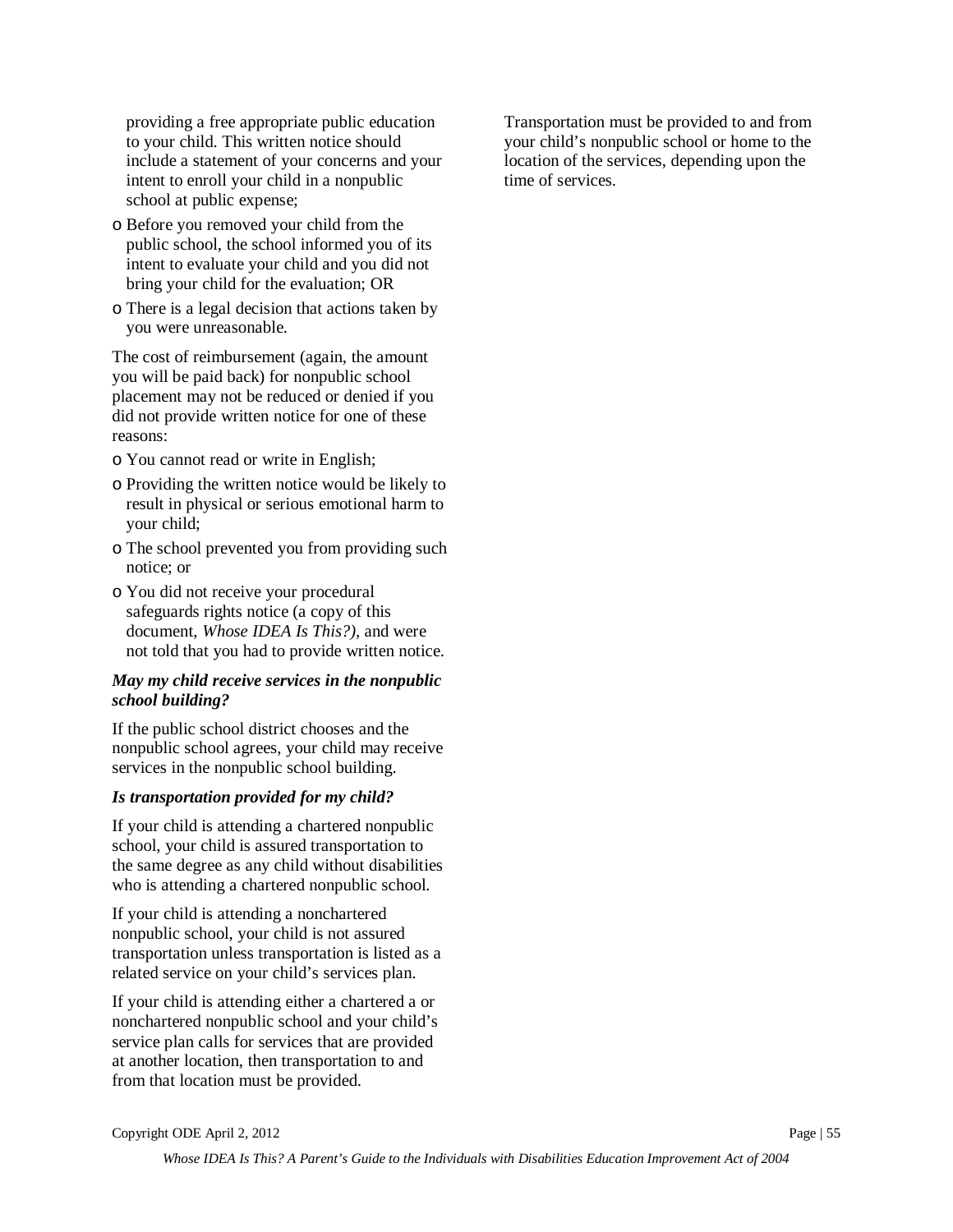providing a free appropriate public education to your child. This written notice should include a statement of your concerns and your intent to enroll your child in a nonpublic school at public expense;

- Before you removed your child from the public school, the school informed you of its intent to evaluate your child and you did not bring your child for the evaluation; OR
- There is a legal decision that actions taken by you were unreasonable.

The cost of reimbursement (again, the amount you will be paid back) for nonpublic school placement may not be reduced or denied if you did not provide written notice for one of these reasons:

- You cannot read or write in English;
- Providing the written notice would be likely to result in physical or serious emotional harm to your child;
- The school prevented you from providing such notice; or
- You did not receive your procedural safeguards rights notice (a copy of this document, *Whose IDEA Is This?),* and were not told that you had to provide written notice.

***May my child receive services in the nonpublic school building?***

If the public school district chooses and the nonpublic school agrees, your child may receive services in the nonpublic school building.

***Is transportation provided for my child?***

If your child is attending a chartered nonpublic school, your child is assured transportation to the same degree as any child without disabilities who is attending a chartered nonpublic school.

If your child is attending a nonchartered nonpublic school, your child is not assured transportation unless transportation is listed as a related service on your child's services plan.

If your child is attending either a chartered a or nonchartered nonpublic school and your child's service plan calls for services that are provided at another location, then transportation to and from that location must be provided.

Transportation must be provided to and from your child's nonpublic school or home to the location of the services, depending upon the time of services.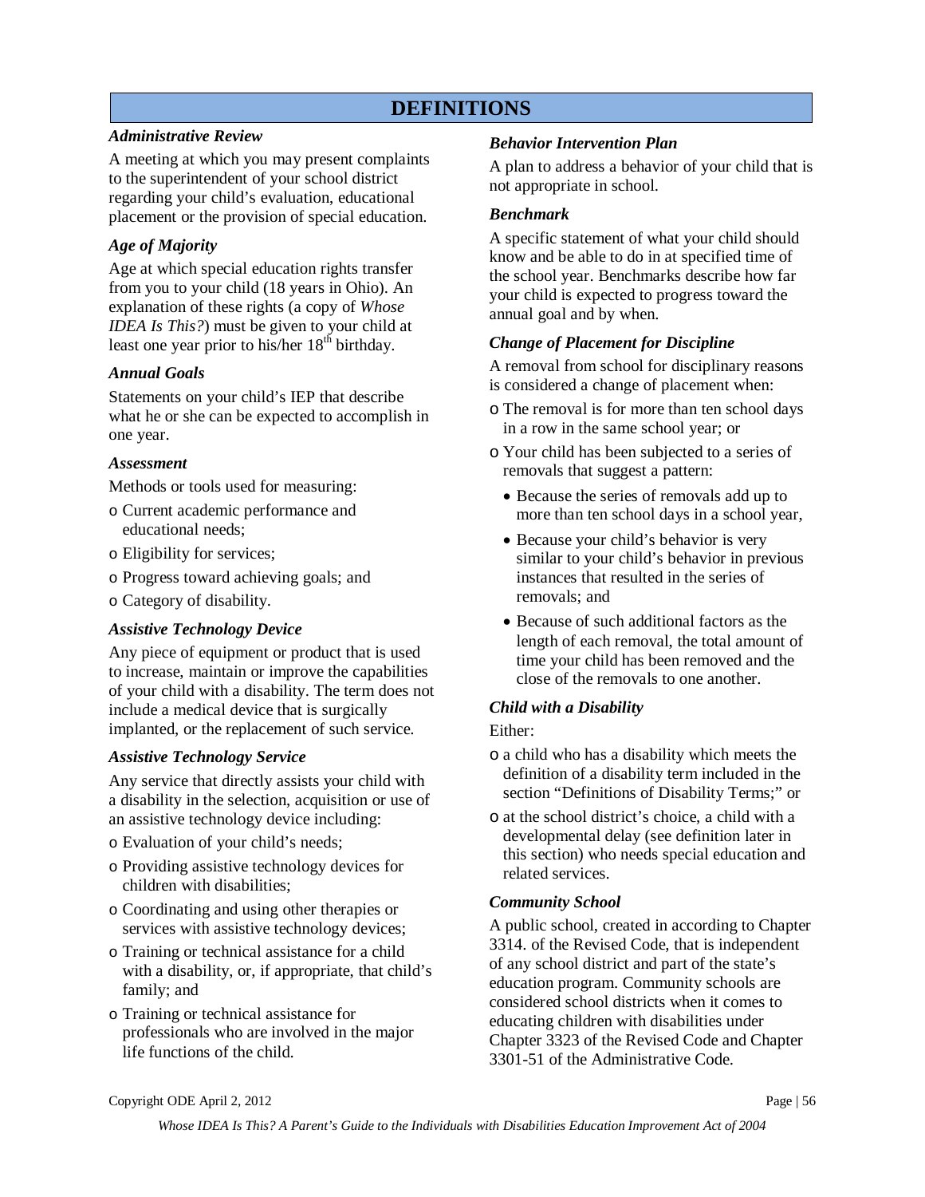# DEFINITIONS

### *Administrative Review*

A meeting at which you may present complaints to the superintendent of your school district regarding your child's evaluation, educational placement or the provision of special education.

### *Age of Majority*

Age at which special education rights transfer from you to your child (18 years in Ohio). An explanation of these rights (a copy of *Whose IDEA Is This?*) must be given to your child at least one year prior to his/her 18th birthday.

### *Annual Goals*

Statements on your child's IEP that describe what he or she can be expected to accomplish in one year.

### *Assessment*

Methods or tools used for measuring:

- Current academic performance and educational needs;
- Eligibility for services;
- Progress toward achieving goals; and
- Category of disability.

### *Assistive Technology Device*

Any piece of equipment or product that is used to increase, maintain or improve the capabilities of your child with a disability. The term does not include a medical device that is surgically implanted, or the replacement of such service.

### *Assistive Technology Service*

Any service that directly assists your child with a disability in the selection, acquisition or use of an assistive technology device including:

- Evaluation of your child's needs;
- Providing assistive technology devices for children with disabilities;
- Coordinating and using other therapies or services with assistive technology devices;
- Training or technical assistance for a child with a disability, or, if appropriate, that child's family; and
- Training or technical assistance for professionals who are involved in the major life functions of the child.

### *Behavior Intervention Plan*

A plan to address a behavior of your child that is not appropriate in school.

### *Benchmark*

A specific statement of what your child should know and be able to do in at specified time of the school year. Benchmarks describe how far your child is expected to progress toward the annual goal and by when.

### *Change of Placement for Discipline*

A removal from school for disciplinary reasons is considered a change of placement when:

- The removal is for more than ten school days in a row in the same school year; or
- Your child has been subjected to a series of removals that suggest a pattern:
  - Because the series of removals add up to more than ten school days in a school year,
  - Because your child's behavior is very similar to your child's behavior in previous instances that resulted in the series of removals; and
  - Because of such additional factors as the length of each removal, the total amount of time your child has been removed and the close of the removals to one another.

### *Child with a Disability*

Either:

- a child who has a disability which meets the definition of a disability term included in the section "Definitions of Disability Terms;" or
- at the school district's choice, a child with a developmental delay (see definition later in this section) who needs special education and related services.

### *Community School*

A public school, created in according to Chapter 3314. of the Revised Code, that is independent of any school district and part of the state's education program. Community schools are considered school districts when it comes to educating children with disabilities under Chapter 3323 of the Revised Code and Chapter 3301-51 of the Administrative Code.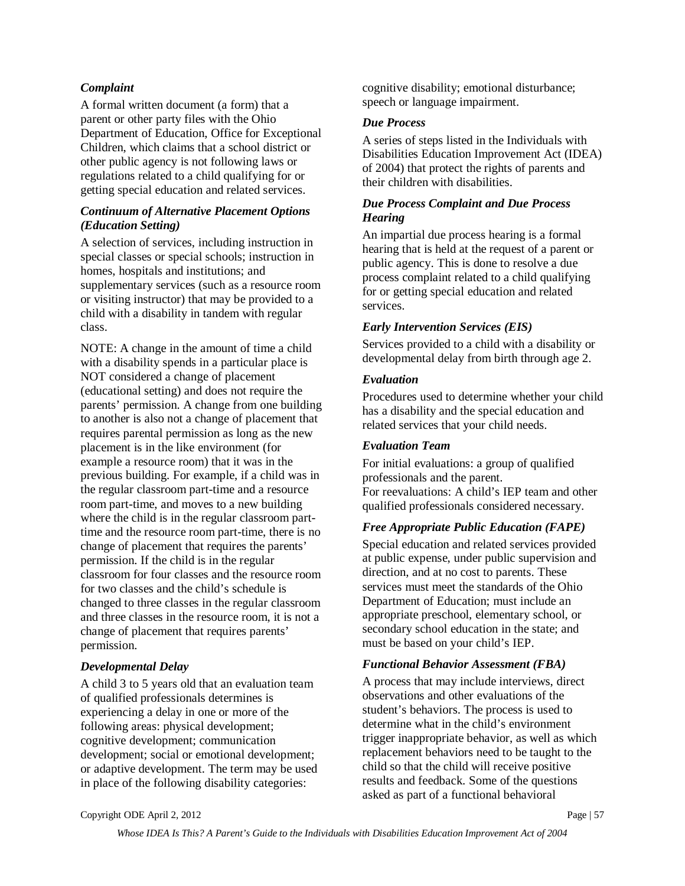### *Complaint*

A formal written document (a form) that a parent or other party files with the Ohio Department of Education, Office for Exceptional Children, which claims that a school district or other public agency is not following laws or regulations related to a child qualifying for or getting special education and related services.

### *Continuum of Alternative Placement Options (Education Setting)*

A selection of services, including instruction in special classes or special schools; instruction in homes, hospitals and institutions; and supplementary services (such as a resource room or visiting instructor) that may be provided to a child with a disability in tandem with regular class.

NOTE: A change in the amount of time a child with a disability spends in a particular place is NOT considered a change of placement (educational setting) and does not require the parents' permission. A change from one building to another is also not a change of placement that requires parental permission as long as the new placement is in the like environment (for example a resource room) that it was in the previous building. For example, if a child was in the regular classroom part-time and a resource room part-time, and moves to a new building where the child is in the regular classroom part-time and the resource room part-time, there is no change of placement that requires the parents' permission. If the child is in the regular classroom for four classes and the resource room for two classes and the child's schedule is changed to three classes in the regular classroom and three classes in the resource room, it is not a change of placement that requires parents' permission.

### *Developmental Delay*

A child 3 to 5 years old that an evaluation team of qualified professionals determines is experiencing a delay in one or more of the following areas: physical development; cognitive development; communication development; social or emotional development; or adaptive development. The term may be used in place of the following disability categories: cognitive disability; emotional disturbance; speech or language impairment.

### *Due Process*

A series of steps listed in the Individuals with Disabilities Education Improvement Act (IDEA) of 2004) that protect the rights of parents and their children with disabilities.

### *Due Process Complaint and Due Process Hearing*

An impartial due process hearing is a formal hearing that is held at the request of a parent or public agency. This is done to resolve a due process complaint related to a child qualifying for or getting special education and related services.

### *Early Intervention Services (EIS)*

Services provided to a child with a disability or developmental delay from birth through age 2.

### *Evaluation*

Procedures used to determine whether your child has a disability and the special education and related services that your child needs.

### *Evaluation Team*

For initial evaluations: a group of qualified professionals and the parent.
For reevaluations: A child's IEP team and other qualified professionals considered necessary.

### *Free Appropriate Public Education (FAPE)*

Special education and related services provided at public expense, under public supervision and direction, and at no cost to parents. These services must meet the standards of the Ohio Department of Education; must include an appropriate preschool, elementary school, or secondary school education in the state; and must be based on your child's IEP.

### *Functional Behavior Assessment (FBA)*

A process that may include interviews, direct observations and other evaluations of the student's behaviors. The process is used to determine what in the child's environment trigger inappropriate behavior, as well as which replacement behaviors need to be taught to the child so that the child will receive positive results and feedback. Some of the questions asked as part of a functional behavioral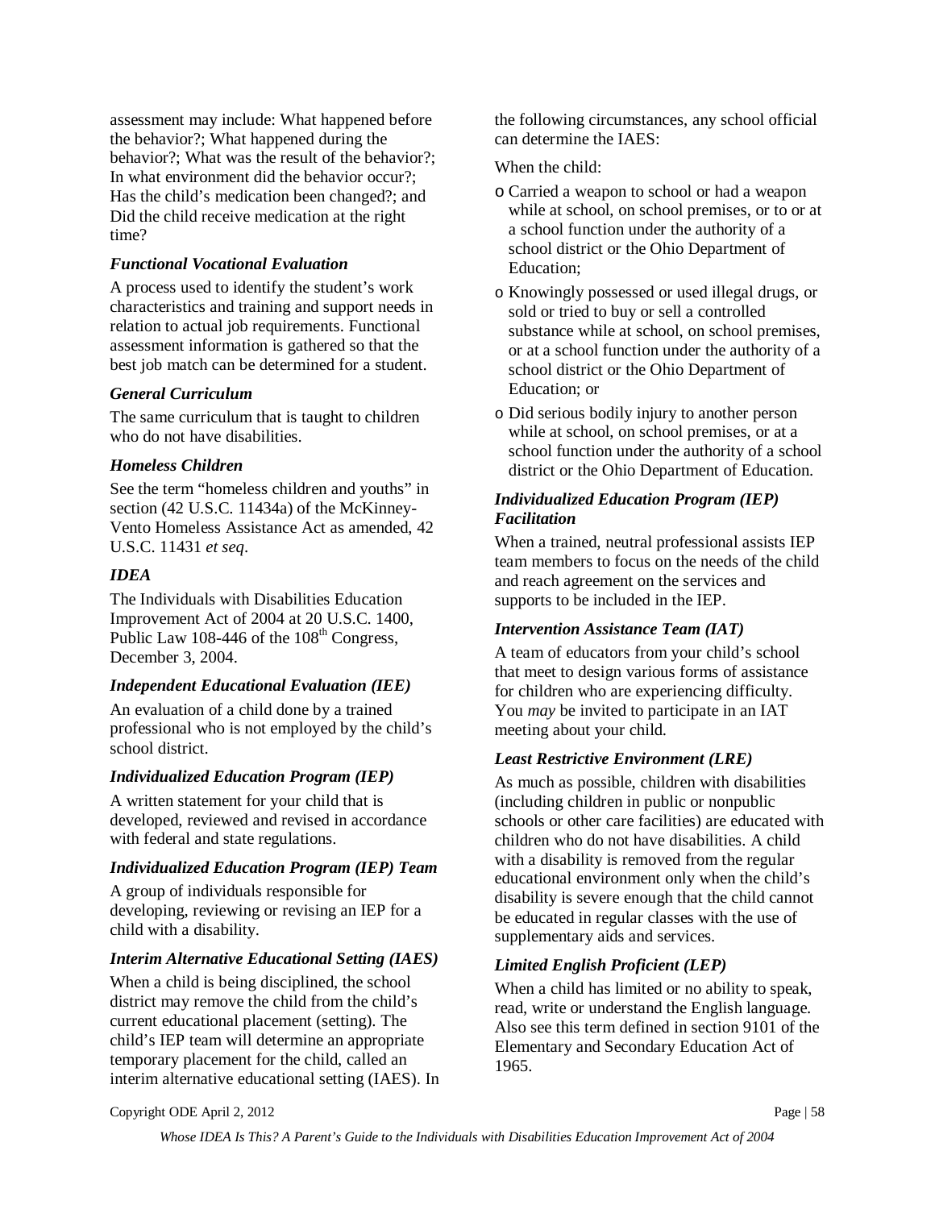assessment may include: What happened before the behavior?; What happened during the behavior?; What was the result of the behavior?; In what environment did the behavior occur?; Has the child's medication been changed?; and Did the child receive medication at the right time?

### *Functional Vocational Evaluation*

A process used to identify the student's work characteristics and training and support needs in relation to actual job requirements. Functional assessment information is gathered so that the best job match can be determined for a student.

### *General Curriculum*

The same curriculum that is taught to children who do not have disabilities.

### *Homeless Children*

See the term "homeless children and youths" in section (42 U.S.C. 11434a) of the McKinney-Vento Homeless Assistance Act as amended, 42 U.S.C. 11431 *et seq*.

### *IDEA*

The Individuals with Disabilities Education Improvement Act of 2004 at 20 U.S.C. 1400, Public Law 108-446 of the 108th Congress, December 3, 2004.

### *Independent Educational Evaluation (IEE)*

An evaluation of a child done by a trained professional who is not employed by the child's school district.

### *Individualized Education Program (IEP)*

A written statement for your child that is developed, reviewed and revised in accordance with federal and state regulations.

### *Individualized Education Program (IEP) Team*

A group of individuals responsible for developing, reviewing or revising an IEP for a child with a disability.

### *Interim Alternative Educational Setting (IAES)*

When a child is being disciplined, the school district may remove the child from the child's current educational placement (setting). The child's IEP team will determine an appropriate temporary placement for the child, called an interim alternative educational setting (IAES). In the following circumstances, any school official can determine the IAES:

When the child:

- Carried a weapon to school or had a weapon while at school, on school premises, or to or at a school function under the authority of a school district or the Ohio Department of Education;
- Knowingly possessed or used illegal drugs, or sold or tried to buy or sell a controlled substance while at school, on school premises, or at a school function under the authority of a school district or the Ohio Department of Education; or
- Did serious bodily injury to another person while at school, on school premises, or at a school function under the authority of a school district or the Ohio Department of Education.

### *Individualized Education Program (IEP) Facilitation*

When a trained, neutral professional assists IEP team members to focus on the needs of the child and reach agreement on the services and supports to be included in the IEP.

### *Intervention Assistance Team (IAT)*

A team of educators from your child's school that meet to design various forms of assistance for children who are experiencing difficulty. You *may* be invited to participate in an IAT meeting about your child.

### *Least Restrictive Environment (LRE)*

As much as possible, children with disabilities (including children in public or nonpublic schools or other care facilities) are educated with children who do not have disabilities. A child with a disability is removed from the regular educational environment only when the child's disability is severe enough that the child cannot be educated in regular classes with the use of supplementary aids and services.

### *Limited English Proficient (LEP)*

When a child has limited or no ability to speak, read, write or understand the English language. Also see this term defined in section 9101 of the Elementary and Secondary Education Act of 1965.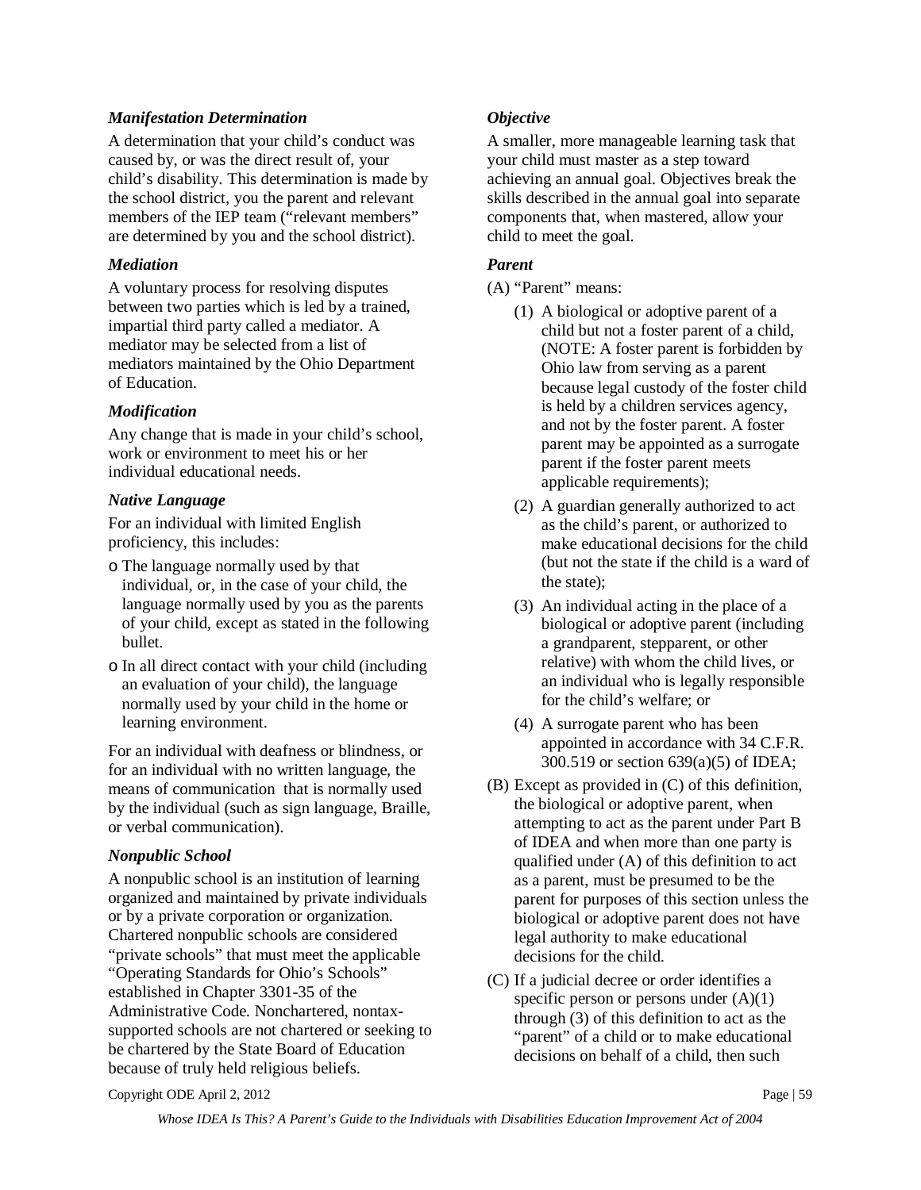### *Manifestation Determination*

A determination that your child's conduct was caused by, or was the direct result of, your child's disability. This determination is made by the school district, you the parent and relevant members of the IEP team ("relevant members" are determined by you and the school district).

### *Mediation*

A voluntary process for resolving disputes between two parties which is led by a trained, impartial third party called a mediator. A mediator may be selected from a list of mediators maintained by the Ohio Department of Education.

### *Modification*

Any change that is made in your child's school, work or environment to meet his or her individual educational needs.

### *Native Language*

For an individual with limited English proficiency, this includes:

- The language normally used by that individual, or, in the case of your child, the language normally used by you as the parents of your child, except as stated in the following bullet.
- In all direct contact with your child (including an evaluation of your child), the language normally used by your child in the home or learning environment.

For an individual with deafness or blindness, or for an individual with no written language, the means of communication that is normally used by the individual (such as sign language, Braille, or verbal communication).

### *Nonpublic School*

A nonpublic school is an institution of learning organized and maintained by private individuals or by a private corporation or organization. Chartered nonpublic schools are considered "private schools" that must meet the applicable "Operating Standards for Ohio's Schools" established in Chapter 3301-35 of the Administrative Code. Nonchartered, nontax-supported schools are not chartered or seeking to be chartered by the State Board of Education because of truly held religious beliefs.

### *Objective*

A smaller, more manageable learning task that your child must master as a step toward achieving an annual goal. Objectives break the skills described in the annual goal into separate components that, when mastered, allow your child to meet the goal.

### *Parent*

(A) "Parent" means:

1. A biological or adoptive parent of a child but not a foster parent of a child, (NOTE: A foster parent is forbidden by Ohio law from serving as a parent because legal custody of the foster child is held by a children services agency, and not by the foster parent. A foster parent may be appointed as a surrogate parent if the foster parent meets applicable requirements);
2. A guardian generally authorized to act as the child's parent, or authorized to make educational decisions for the child (but not the state if the child is a ward of the state);
3. An individual acting in the place of a biological or adoptive parent (including a grandparent, stepparent, or other relative) with whom the child lives, or an individual who is legally responsible for the child's welfare; or
4. A surrogate parent who has been appointed in accordance with 34 C.F.R. 300.519 or section 639(a)(5) of IDEA;

(B) Except as provided in (C) of this definition, the biological or adoptive parent, when attempting to act as the parent under Part B of IDEA and when more than one party is qualified under (A) of this definition to act as a parent, must be presumed to be the parent for purposes of this section unless the biological or adoptive parent does not have legal authority to make educational decisions for the child.

(C) If a judicial decree or order identifies a specific person or persons under (A)(1) through (3) of this definition to act as the "parent" of a child or to make educational decisions on behalf of a child, then such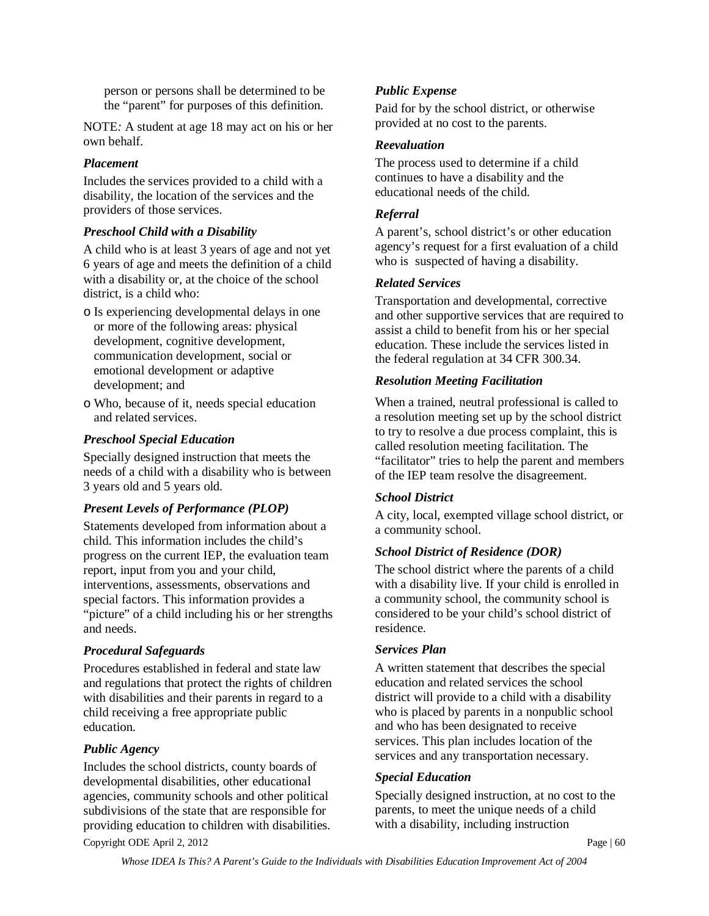person or persons shall be determined to be the "parent" for purposes of this definition.

NOTE: A student at age 18 may act on his or her own behalf.

### *Placement*

Includes the services provided to a child with a disability, the location of the services and the providers of those services.

### *Preschool Child with a Disability*

A child who is at least 3 years of age and not yet 6 years of age and meets the definition of a child with a disability or, at the choice of the school district, is a child who:

- Is experiencing developmental delays in one or more of the following areas: physical development, cognitive development, communication development, social or emotional development or adaptive development; and
- Who, because of it, needs special education and related services.

### *Preschool Special Education*

Specially designed instruction that meets the needs of a child with a disability who is between 3 years old and 5 years old.

### *Present Levels of Performance (PLOP)*

Statements developed from information about a child. This information includes the child's progress on the current IEP, the evaluation team report, input from you and your child, interventions, assessments, observations and special factors. This information provides a "picture" of a child including his or her strengths and needs.

### *Procedural Safeguards*

Procedures established in federal and state law and regulations that protect the rights of children with disabilities and their parents in regard to a child receiving a free appropriate public education.

### *Public Agency*

Includes the school districts, county boards of developmental disabilities, other educational agencies, community schools and other political subdivisions of the state that are responsible for providing education to children with disabilities.

### *Public Expense*

Paid for by the school district, or otherwise provided at no cost to the parents.

### *Reevaluation*

The process used to determine if a child continues to have a disability and the educational needs of the child.

### *Referral*

A parent's, school district's or other education agency's request for a first evaluation of a child who is suspected of having a disability.

### *Related Services*

Transportation and developmental, corrective and other supportive services that are required to assist a child to benefit from his or her special education. These include the services listed in the federal regulation at 34 CFR 300.34.

### *Resolution Meeting Facilitation*

When a trained, neutral professional is called to a resolution meeting set up by the school district to try to resolve a due process complaint, this is called resolution meeting facilitation. The "facilitator" tries to help the parent and members of the IEP team resolve the disagreement.

### *School District*

A city, local, exempted village school district, or a community school.

### *School District of Residence (DOR)*

The school district where the parents of a child with a disability live. If your child is enrolled in a community school, the community school is considered to be your child's school district of residence.

### *Services Plan*

A written statement that describes the special education and related services the school district will provide to a child with a disability who is placed by parents in a nonpublic school and who has been designated to receive services. This plan includes location of the services and any transportation necessary.

### *Special Education*

Specially designed instruction, at no cost to the parents, to meet the unique needs of a child with a disability, including instruction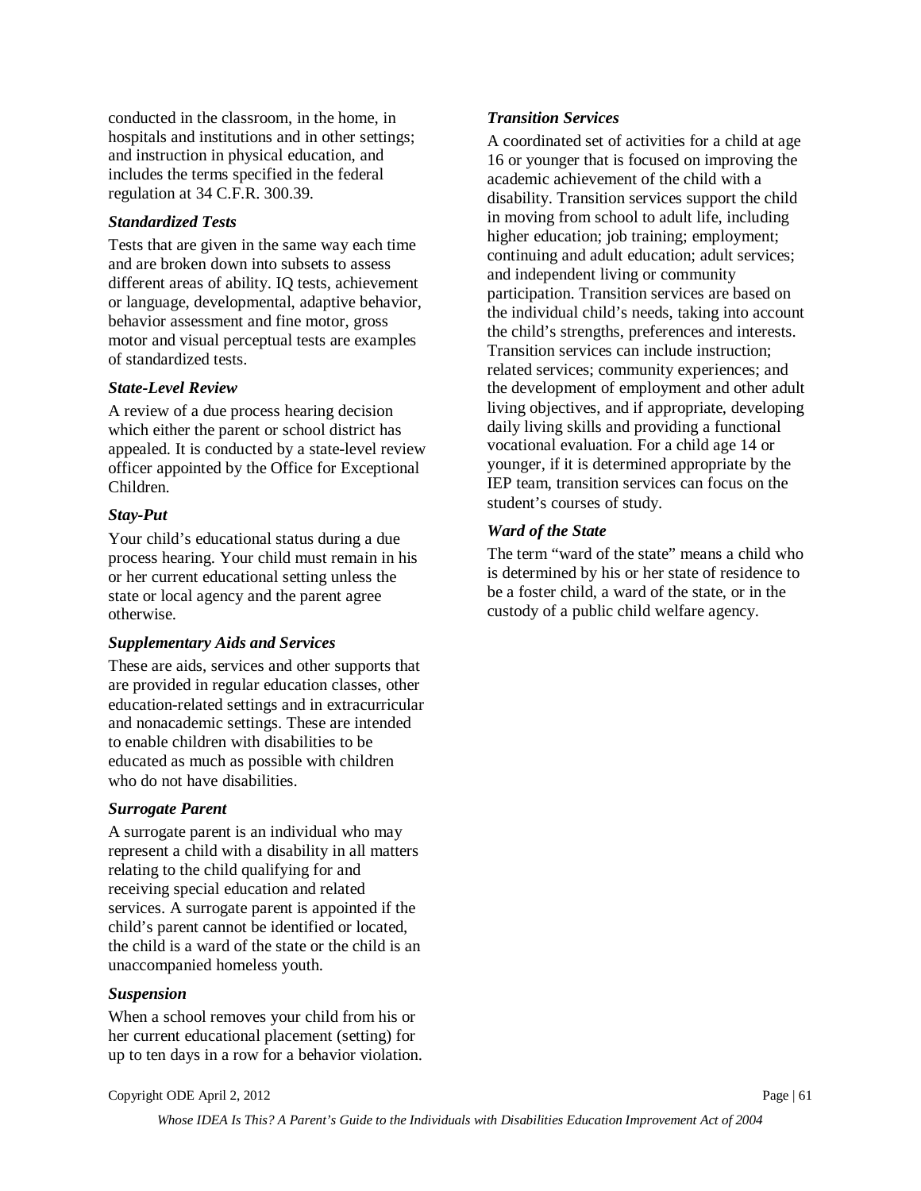conducted in the classroom, in the home, in hospitals and institutions and in other settings; and instruction in physical education, and includes the terms specified in the federal regulation at 34 C.F.R. 300.39.

### *Standardized Tests*

Tests that are given in the same way each time and are broken down into subsets to assess different areas of ability. IQ tests, achievement or language, developmental, adaptive behavior, behavior assessment and fine motor, gross motor and visual perceptual tests are examples of standardized tests.

### *State-Level Review*

A review of a due process hearing decision which either the parent or school district has appealed. It is conducted by a state-level review officer appointed by the Office for Exceptional Children.

### *Stay-Put*

Your child's educational status during a due process hearing. Your child must remain in his or her current educational setting unless the state or local agency and the parent agree otherwise.

### *Supplementary Aids and Services*

These are aids, services and other supports that are provided in regular education classes, other education-related settings and in extracurricular and nonacademic settings. These are intended to enable children with disabilities to be educated as much as possible with children who do not have disabilities.

### *Surrogate Parent*

A surrogate parent is an individual who may represent a child with a disability in all matters relating to the child qualifying for and receiving special education and related services. A surrogate parent is appointed if the child's parent cannot be identified or located, the child is a ward of the state or the child is an unaccompanied homeless youth.

### *Suspension*

When a school removes your child from his or her current educational placement (setting) for up to ten days in a row for a behavior violation.

### *Transition Services*

A coordinated set of activities for a child at age 16 or younger that is focused on improving the academic achievement of the child with a disability. Transition services support the child in moving from school to adult life, including higher education; job training; employment; continuing and adult education; adult services; and independent living or community participation. Transition services are based on the individual child's needs, taking into account the child's strengths, preferences and interests. Transition services can include instruction; related services; community experiences; and the development of employment and other adult living objectives, and if appropriate, developing daily living skills and providing a functional vocational evaluation. For a child age 14 or younger, if it is determined appropriate by the IEP team, transition services can focus on the student's courses of study.

### *Ward of the State*

The term "ward of the state" means a child who is determined by his or her state of residence to be a foster child, a ward of the state, or in the custody of a public child welfare agency.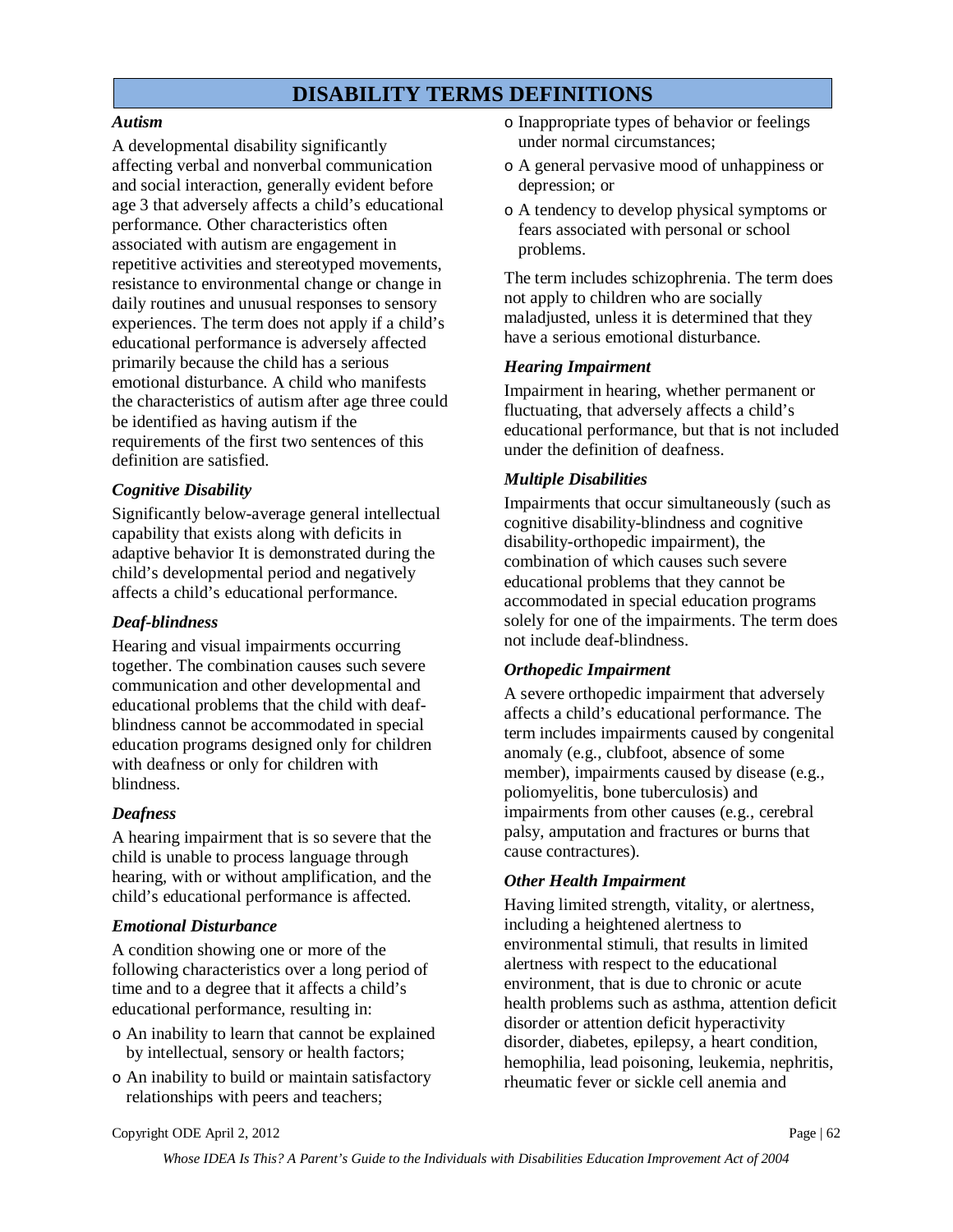# DISABILITY TERMS DEFINITIONS

***Autism***

A developmental disability significantly affecting verbal and nonverbal communication and social interaction, generally evident before age 3 that adversely affects a child's educational performance. Other characteristics often associated with autism are engagement in repetitive activities and stereotyped movements, resistance to environmental change or change in daily routines and unusual responses to sensory experiences. The term does not apply if a child's educational performance is adversely affected primarily because the child has a serious emotional disturbance. A child who manifests the characteristics of autism after age three could be identified as having autism if the requirements of the first two sentences of this definition are satisfied.

***Cognitive Disability***

Significantly below-average general intellectual capability that exists along with deficits in adaptive behavior It is demonstrated during the child's developmental period and negatively affects a child's educational performance.

***Deaf-blindness***

Hearing and visual impairments occurring together. The combination causes such severe communication and other developmental and educational problems that the child with deaf-blindness cannot be accommodated in special education programs designed only for children with deafness or only for children with blindness.

***Deafness***

A hearing impairment that is so severe that the child is unable to process language through hearing, with or without amplification, and the child's educational performance is affected.

***Emotional Disturbance***

A condition showing one or more of the following characteristics over a long period of time and to a degree that it affects a child's educational performance, resulting in:

- An inability to learn that cannot be explained by intellectual, sensory or health factors;
- An inability to build or maintain satisfactory relationships with peers and teachers;
- Inappropriate types of behavior or feelings under normal circumstances;
- A general pervasive mood of unhappiness or depression; or
- A tendency to develop physical symptoms or fears associated with personal or school problems.

The term includes schizophrenia. The term does not apply to children who are socially maladjusted, unless it is determined that they have a serious emotional disturbance.

***Hearing Impairment***

Impairment in hearing, whether permanent or fluctuating, that adversely affects a child's educational performance, but that is not included under the definition of deafness.

***Multiple Disabilities***

Impairments that occur simultaneously (such as cognitive disability-blindness and cognitive disability-orthopedic impairment), the combination of which causes such severe educational problems that they cannot be accommodated in special education programs solely for one of the impairments. The term does not include deaf-blindness.

***Orthopedic Impairment***

A severe orthopedic impairment that adversely affects a child's educational performance. The term includes impairments caused by congenital anomaly (e.g., clubfoot, absence of some member), impairments caused by disease (e.g., poliomyelitis, bone tuberculosis) and impairments from other causes (e.g., cerebral palsy, amputation and fractures or burns that cause contractures).

***Other Health Impairment***

Having limited strength, vitality, or alertness, including a heightened alertness to environmental stimuli, that results in limited alertness with respect to the educational environment, that is due to chronic or acute health problems such as asthma, attention deficit disorder or attention deficit hyperactivity disorder, diabetes, epilepsy, a heart condition, hemophilia, lead poisoning, leukemia, nephritis, rheumatic fever or sickle cell anemia and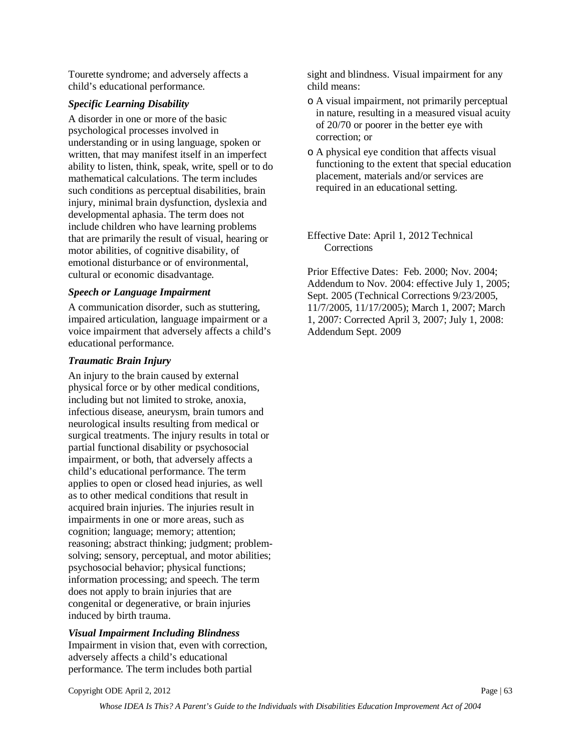Tourette syndrome; and adversely affects a child's educational performance.

***Specific Learning Disability***

A disorder in one or more of the basic psychological processes involved in understanding or in using language, spoken or written, that may manifest itself in an imperfect ability to listen, think, speak, write, spell or to do mathematical calculations. The term includes such conditions as perceptual disabilities, brain injury, minimal brain dysfunction, dyslexia and developmental aphasia. The term does not include children who have learning problems that are primarily the result of visual, hearing or motor abilities, of cognitive disability, of emotional disturbance or of environmental, cultural or economic disadvantage.

***Speech or Language Impairment***

A communication disorder, such as stuttering, impaired articulation, language impairment or a voice impairment that adversely affects a child's educational performance.

***Traumatic Brain Injury***

An injury to the brain caused by external physical force or by other medical conditions, including but not limited to stroke, anoxia, infectious disease, aneurysm, brain tumors and neurological insults resulting from medical or surgical treatments. The injury results in total or partial functional disability or psychosocial impairment, or both, that adversely affects a child's educational performance. The term applies to open or closed head injuries, as well as to other medical conditions that result in acquired brain injuries. The injuries result in impairments in one or more areas, such as cognition; language; memory; attention; reasoning; abstract thinking; judgment; problem-solving; sensory, perceptual, and motor abilities; psychosocial behavior; physical functions; information processing; and speech. The term does not apply to brain injuries that are congenital or degenerative, or brain injuries induced by birth trauma.

***Visual Impairment Including Blindness***

Impairment in vision that, even with correction, adversely affects a child's educational performance. The term includes both partial sight and blindness. Visual impairment for any child means:

- A visual impairment, not primarily perceptual in nature, resulting in a measured visual acuity of 20/70 or poorer in the better eye with correction; or
- A physical eye condition that affects visual functioning to the extent that special education placement, materials and/or services are required in an educational setting.

Effective Date: April 1, 2012 Technical Corrections

Prior Effective Dates: Feb. 2000; Nov. 2004; Addendum to Nov. 2004: effective July 1, 2005; Sept. 2005 (Technical Corrections 9/23/2005, 11/7/2005, 11/17/2005); March 1, 2007; March 1, 2007: Corrected April 3, 2007; July 1, 2008: Addendum Sept. 2009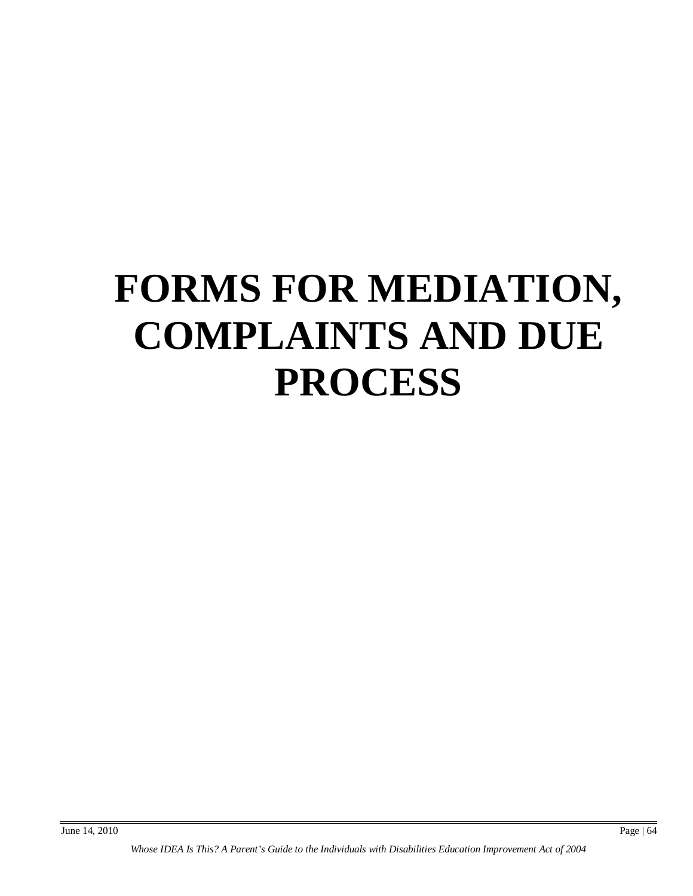# FORMS FOR MEDIATION, COMPLAINTS AND DUE PROCESS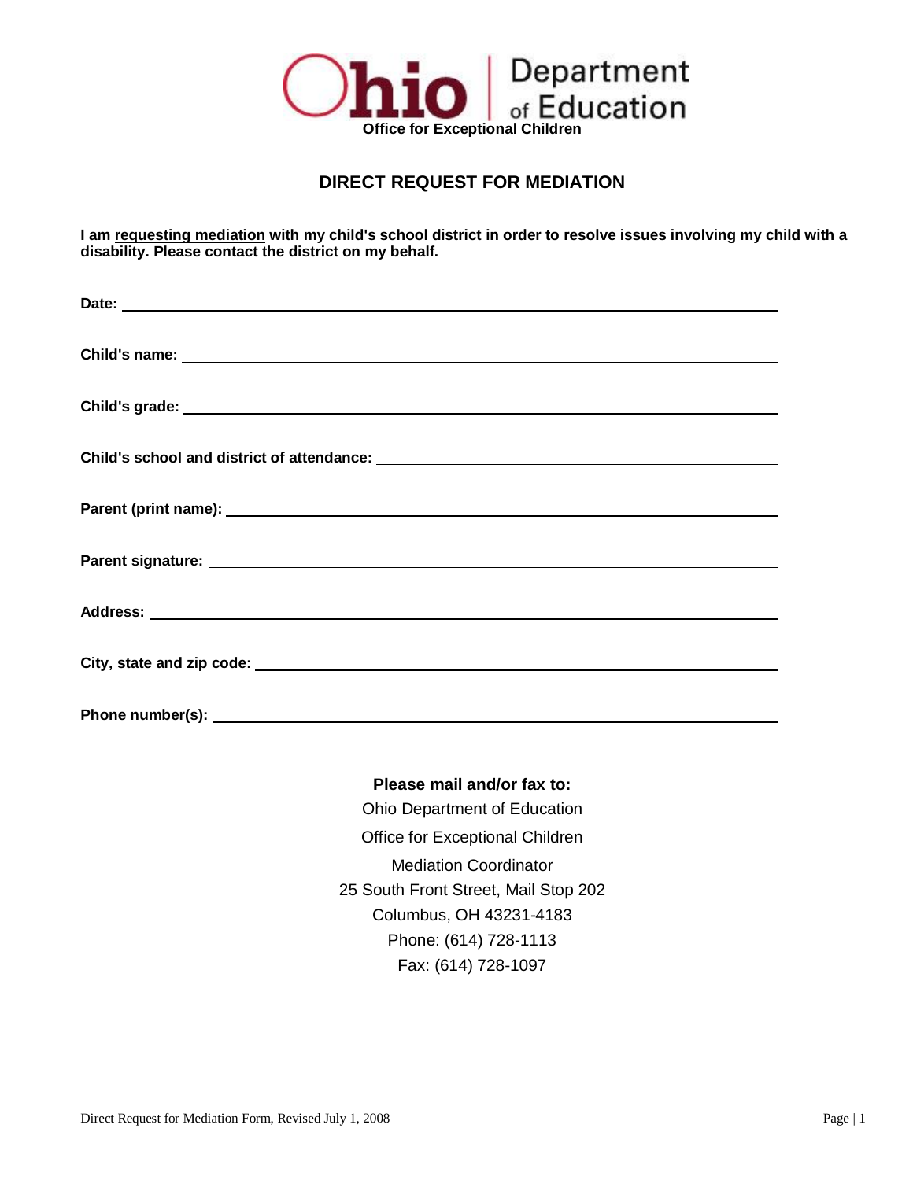Ohio Department of Education

Office for Exceptional Children

# DIRECT REQUEST FOR MEDIATION

**I am requesting mediation with my child's school district in order to resolve issues involving my child with a disability. Please contact the district on my behalf.**

**Date:** ______________________________

**Child's name:** ______________________________

**Child's grade:** ______________________________

**Child's school and district of attendance:** ______________________________

**Parent (print name):** ______________________________

**Parent signature:** ______________________________

**Address:** ______________________________

**City, state and zip code:** ______________________________

**Phone number(s):** ______________________________

**Please mail and/or fax to:**

Ohio Department of Education

Office for Exceptional Children

Mediation Coordinator

25 South Front Street, Mail Stop 202

Columbus, OH 43231-4183

Phone: (614) 728-1113

Fax: (614) 728-1097

Direct Request for Mediation Form, Revised July 1, 2008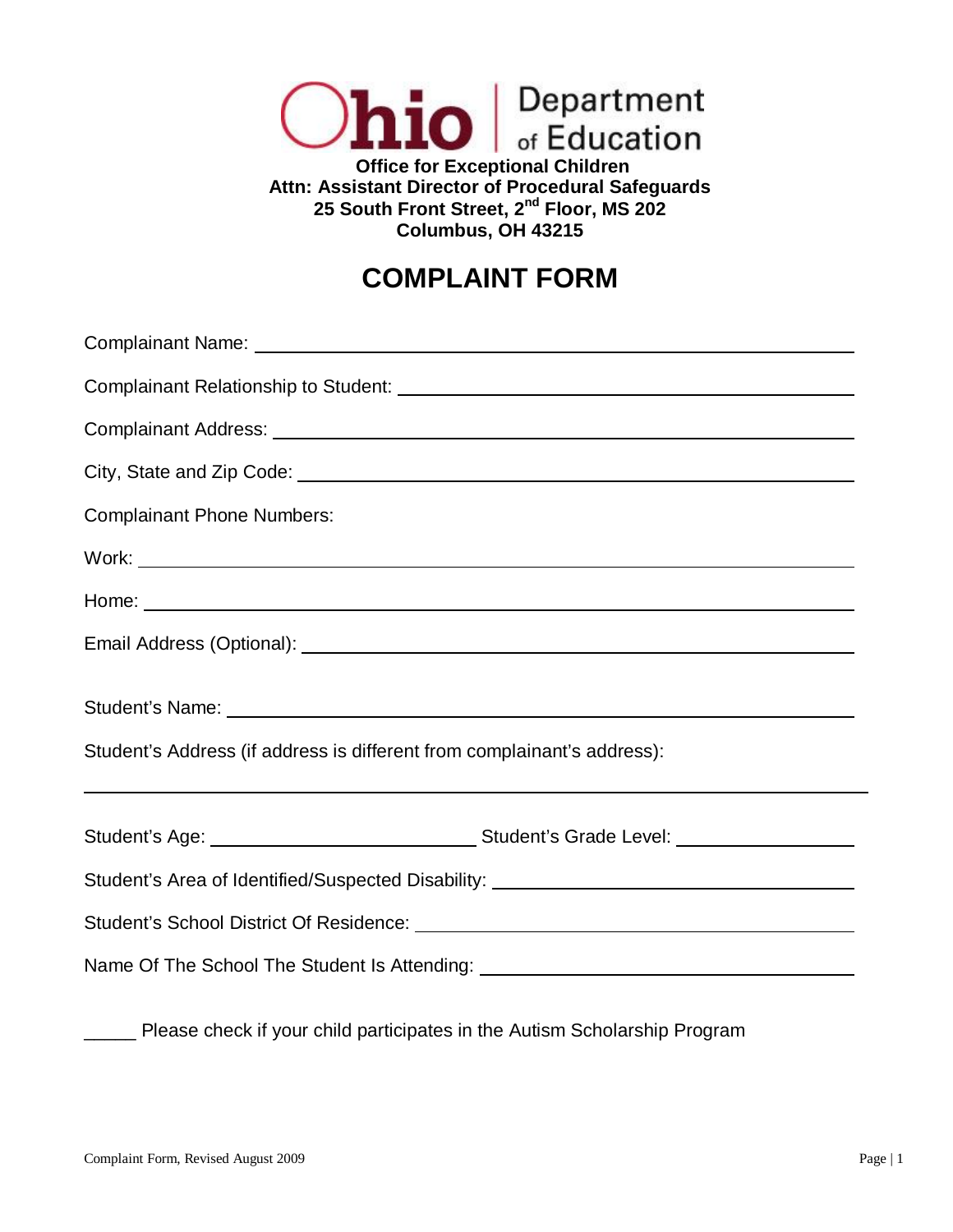Ohio Department of Education

**Office for Exceptional Children**
**Attn: Assistant Director of Procedural Safeguards**
**25 South Front Street, 2nd Floor, MS 202**
**Columbus, OH 43215**

# COMPLAINT FORM

Complainant Name: ____________________________________________

Complainant Relationship to Student: ____________________________________________

Complainant Address: ____________________________________________

City, State and Zip Code: ____________________________________________

Complainant Phone Numbers:

Work: ____________________________________________

Home: ____________________________________________

Email Address (Optional): ____________________________________________

Student's Name: ____________________________________________

Student's Address (if address is different from complainant's address):

____________________________________________

Student's Age: ____________________ Student's Grade Level: ____________________

Student's Area of Identified/Suspected Disability: ____________________________________________

Student's School District Of Residence: ____________________________________________

Name Of The School The Student Is Attending: ____________________________________________

_____ Please check if your child participates in the Autism Scholarship Program

Complaint Form, Revised August 2009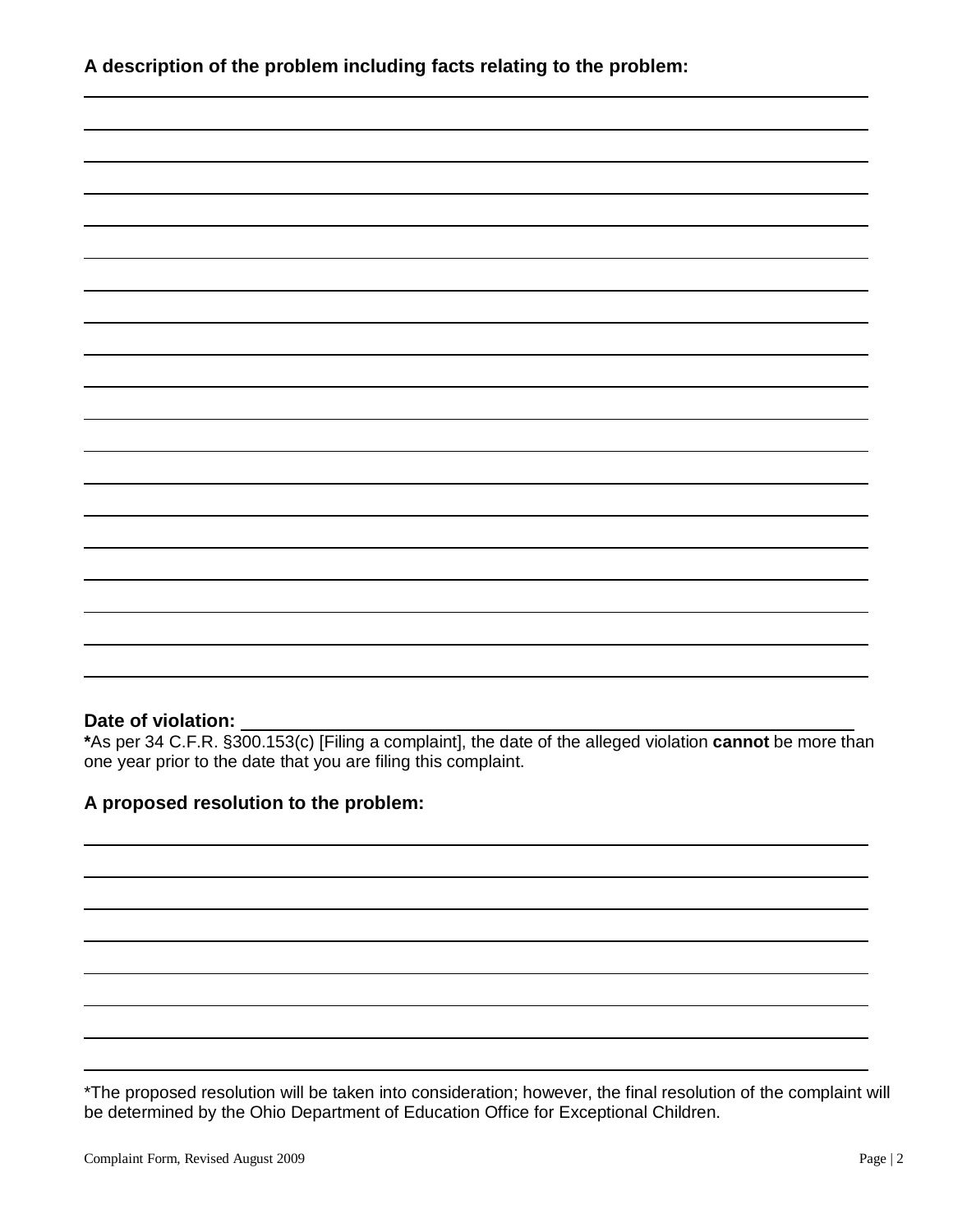**A description of the problem including facts relating to the problem:**

______________________________________________________________________________

______________________________________________________________________________

______________________________________________________________________________

______________________________________________________________________________

______________________________________________________________________________

______________________________________________________________________________

______________________________________________________________________________

______________________________________________________________________________

______________________________________________________________________________

______________________________________________________________________________

______________________________________________________________________________

______________________________________________________________________________

______________________________________________________________________________

______________________________________________________________________________

______________________________________________________________________________

______________________________________________________________________________

______________________________________________________________________________

______________________________________________________________________________

**Date of violation:** ______________________________________________________

**\***As per 34 C.F.R. §300.153(c) [Filing a complaint], the date of the alleged violation **cannot** be more than one year prior to the date that you are filing this complaint.

**A proposed resolution to the problem:**

______________________________________________________________________________

______________________________________________________________________________

______________________________________________________________________________

______________________________________________________________________________

______________________________________________________________________________

______________________________________________________________________________

______________________________________________________________________________

______________________________________________________________________________

*The proposed resolution will be taken into consideration; however, the final resolution of the complaint will be determined by the Ohio Department of Education Office for Exceptional Children.

Complaint Form, Revised August 2009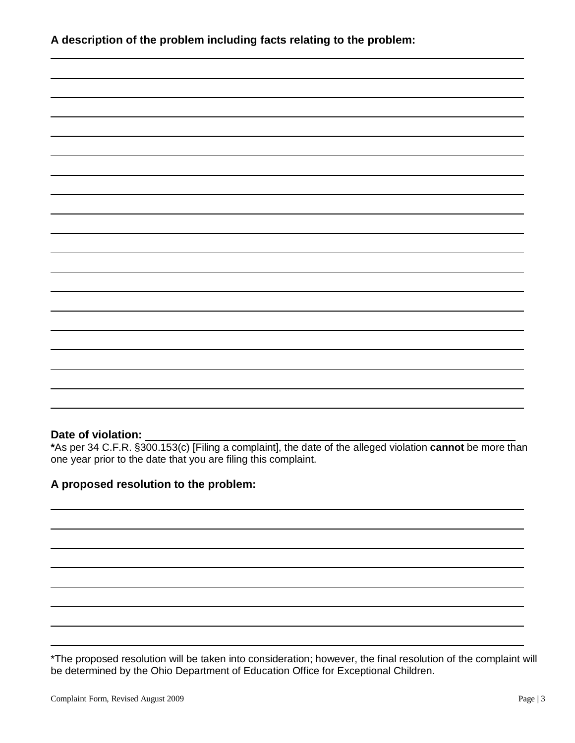**A description of the problem including facts relating to the problem:**

**Date of violation:** \_\_\_\_\_\_\_\_\_\_\_\_\_\_\_\_\_\_\_\_\_\_\_\_\_\_\_\_\_\_\_\_\_\_\_\_\_\_\_\_

***As per 34 C.F.R. §300.153(c) [Filing a complaint], the date of the alleged violation **cannot** be more than one year prior to the date that you are filing this complaint.

**A proposed resolution to the problem:**

*The proposed resolution will be taken into consideration; however, the final resolution of the complaint will be determined by the Ohio Department of Education Office for Exceptional Children.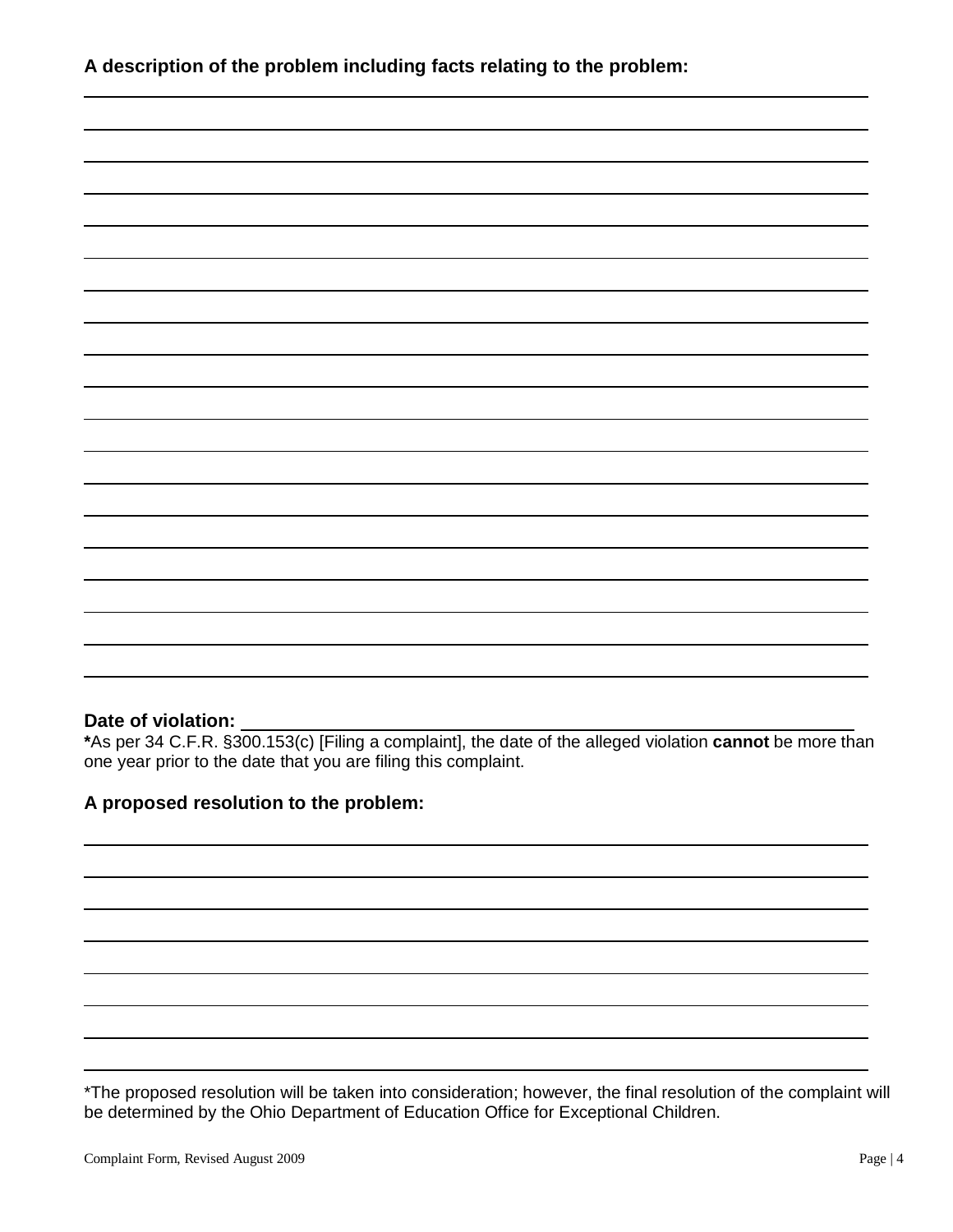**A description of the problem including facts relating to the problem:**

______________________________________________________________________________

______________________________________________________________________________

______________________________________________________________________________

______________________________________________________________________________

______________________________________________________________________________

______________________________________________________________________________

______________________________________________________________________________

______________________________________________________________________________

______________________________________________________________________________

______________________________________________________________________________

______________________________________________________________________________

______________________________________________________________________________

______________________________________________________________________________

______________________________________________________________________________

______________________________________________________________________________

______________________________________________________________________________

______________________________________________________________________________

______________________________________________________________________________

**Date of violation:** ____________________________________________________________

**\***As per 34 C.F.R. §300.153(c) [Filing a complaint], the date of the alleged violation **cannot** be more than one year prior to the date that you are filing this complaint.

**A proposed resolution to the problem:**

______________________________________________________________________________

______________________________________________________________________________

______________________________________________________________________________

______________________________________________________________________________

______________________________________________________________________________

______________________________________________________________________________

______________________________________________________________________________

______________________________________________________________________________

*The proposed resolution will be taken into consideration; however, the final resolution of the complaint will be determined by the Ohio Department of Education Office for Exceptional Children.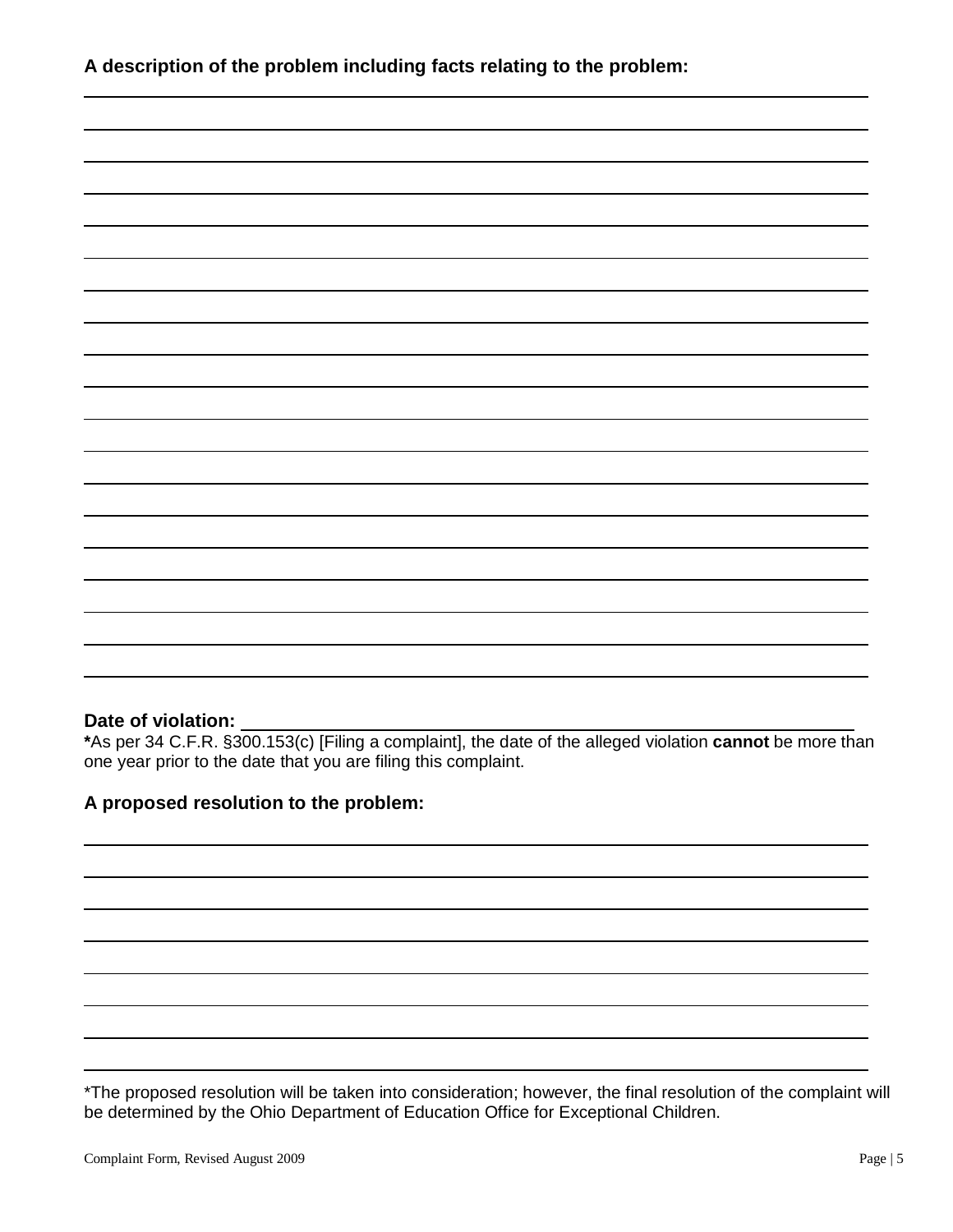**A description of the problem including facts relating to the problem:**

**Date of violation:** ____________________

***As per 34 C.F.R. §300.153(c) [Filing a complaint], the date of the alleged violation **cannot** be more than one year prior to the date that you are filing this complaint.

**A proposed resolution to the problem:**

*The proposed resolution will be taken into consideration; however, the final resolution of the complaint will be determined by the Ohio Department of Education Office for Exceptional Children.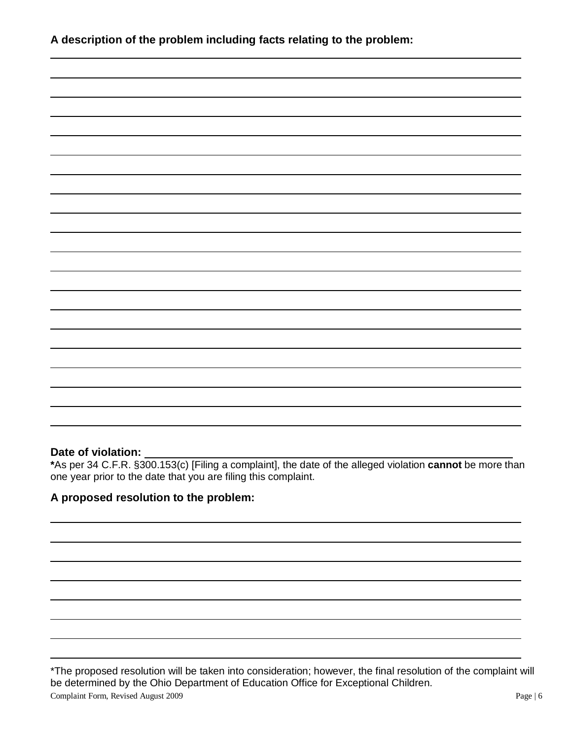**A description of the problem including facts relating to the problem:**

______________________________________________________________________________

______________________________________________________________________________

______________________________________________________________________________

______________________________________________________________________________

______________________________________________________________________________

______________________________________________________________________________

______________________________________________________________________________

______________________________________________________________________________

______________________________________________________________________________

______________________________________________________________________________

______________________________________________________________________________

______________________________________________________________________________

______________________________________________________________________________

______________________________________________________________________________

______________________________________________________________________________

______________________________________________________________________________

______________________________________________________________________________

______________________________________________________________________________

______________________________________________________________________________

**Date of violation:** ______________________________________________________

**\***As per 34 C.F.R. §300.153(c) [Filing a complaint], the date of the alleged violation **cannot** be more than one year prior to the date that you are filing this complaint.

**A proposed resolution to the problem:**

______________________________________________________________________________

______________________________________________________________________________

______________________________________________________________________________

______________________________________________________________________________

______________________________________________________________________________

______________________________________________________________________________

______________________________________________________________________________

______________________________________________________________________________

*The proposed resolution will be taken into consideration; however, the final resolution of the complaint will be determined by the Ohio Department of Education Office for Exceptional Children.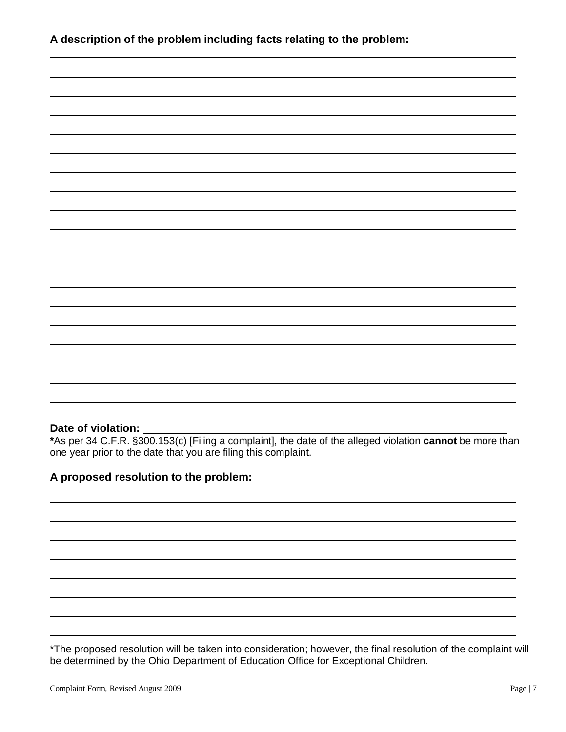**A description of the problem including facts relating to the problem:**

______________________________________________________________________

______________________________________________________________________

______________________________________________________________________

______________________________________________________________________

______________________________________________________________________

______________________________________________________________________

______________________________________________________________________

______________________________________________________________________

______________________________________________________________________

______________________________________________________________________

______________________________________________________________________

______________________________________________________________________

______________________________________________________________________

______________________________________________________________________

______________________________________________________________________

______________________________________________________________________

______________________________________________________________________

______________________________________________________________________

**Date of violation:** ______________________________________________

***As per 34 C.F.R. §300.153(c) [Filing a complaint], the date of the alleged violation **cannot** be more than one year prior to the date that you are filing this complaint.

**A proposed resolution to the problem:**

______________________________________________________________________

______________________________________________________________________

______________________________________________________________________

______________________________________________________________________

______________________________________________________________________

______________________________________________________________________

______________________________________________________________________

______________________________________________________________________

*The proposed resolution will be taken into consideration; however, the final resolution of the complaint will be determined by the Ohio Department of Education Office for Exceptional Children.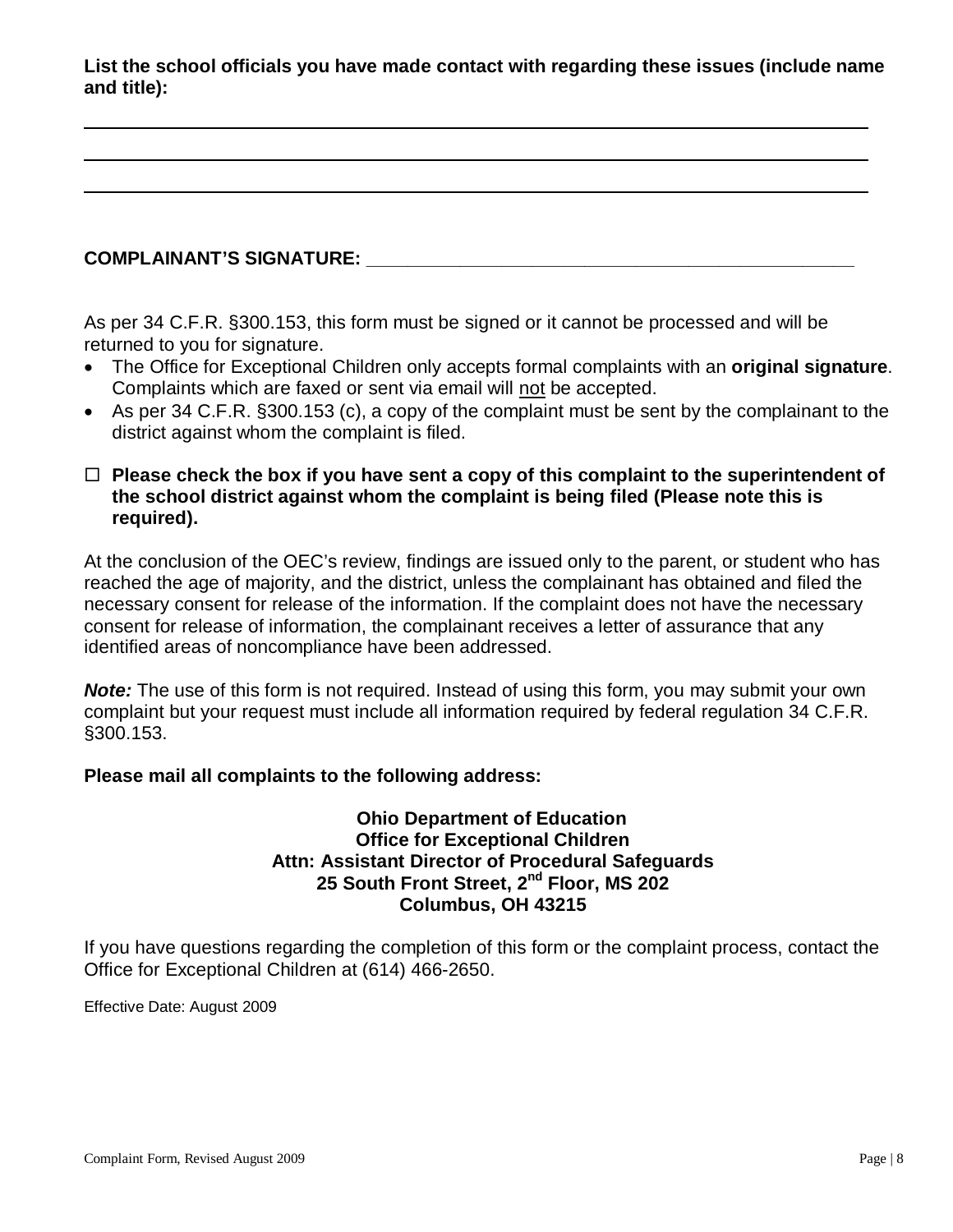**List the school officials you have made contact with regarding these issues (include name and title):**

\_\_\_\_\_\_\_\_\_\_\_\_\_\_\_\_\_\_\_\_\_\_\_\_\_\_\_\_\_\_\_\_\_\_\_\_\_\_\_\_\_\_\_\_\_\_\_\_\_\_\_\_\_\_\_\_\_\_\_\_\_\_\_\_\_\_\_\_\_\_\_\_

\_\_\_\_\_\_\_\_\_\_\_\_\_\_\_\_\_\_\_\_\_\_\_\_\_\_\_\_\_\_\_\_\_\_\_\_\_\_\_\_\_\_\_\_\_\_\_\_\_\_\_\_\_\_\_\_\_\_\_\_\_\_\_\_\_\_\_\_\_\_\_\_

\_\_\_\_\_\_\_\_\_\_\_\_\_\_\_\_\_\_\_\_\_\_\_\_\_\_\_\_\_\_\_\_\_\_\_\_\_\_\_\_\_\_\_\_\_\_\_\_\_\_\_\_\_\_\_\_\_\_\_\_\_\_\_\_\_\_\_\_\_\_\_\_

**COMPLAINANT'S SIGNATURE:** \_\_\_\_\_\_\_\_\_\_\_\_\_\_\_\_\_\_\_\_\_\_\_\_\_\_\_\_\_\_\_\_\_\_\_\_\_\_\_\_\_\_\_\_\_\_\_\_

As per 34 C.F.R. §300.153, this form must be signed or it cannot be processed and will be returned to you for signature.

- The Office for Exceptional Children only accepts formal complaints with an **original signature**. Complaints which are faxed or sent via email will <u>not</u> be accepted.
- As per 34 C.F.R. §300.153 (c), a copy of the complaint must be sent by the complainant to the district against whom the complaint is filed.

☐ **Please check the box if you have sent a copy of this complaint to the superintendent of the school district against whom the complaint is being filed (Please note this is required).**

At the conclusion of the OEC's review, findings are issued only to the parent, or student who has reached the age of majority, and the district, unless the complainant has obtained and filed the necessary consent for release of the information. If the complaint does not have the necessary consent for release of information, the complainant receives a letter of assurance that any identified areas of noncompliance have been addressed.

***Note:*** The use of this form is not required. Instead of using this form, you may submit your own complaint but your request must include all information required by federal regulation 34 C.F.R. §300.153.

**Please mail all complaints to the following address:**

**Ohio Department of Education**
**Office for Exceptional Children**
**Attn: Assistant Director of Procedural Safeguards**
**25 South Front Street, 2nd Floor, MS 202**
**Columbus, OH 43215**

If you have questions regarding the completion of this form or the complaint process, contact the Office for Exceptional Children at (614) 466-2650.

Effective Date: August 2009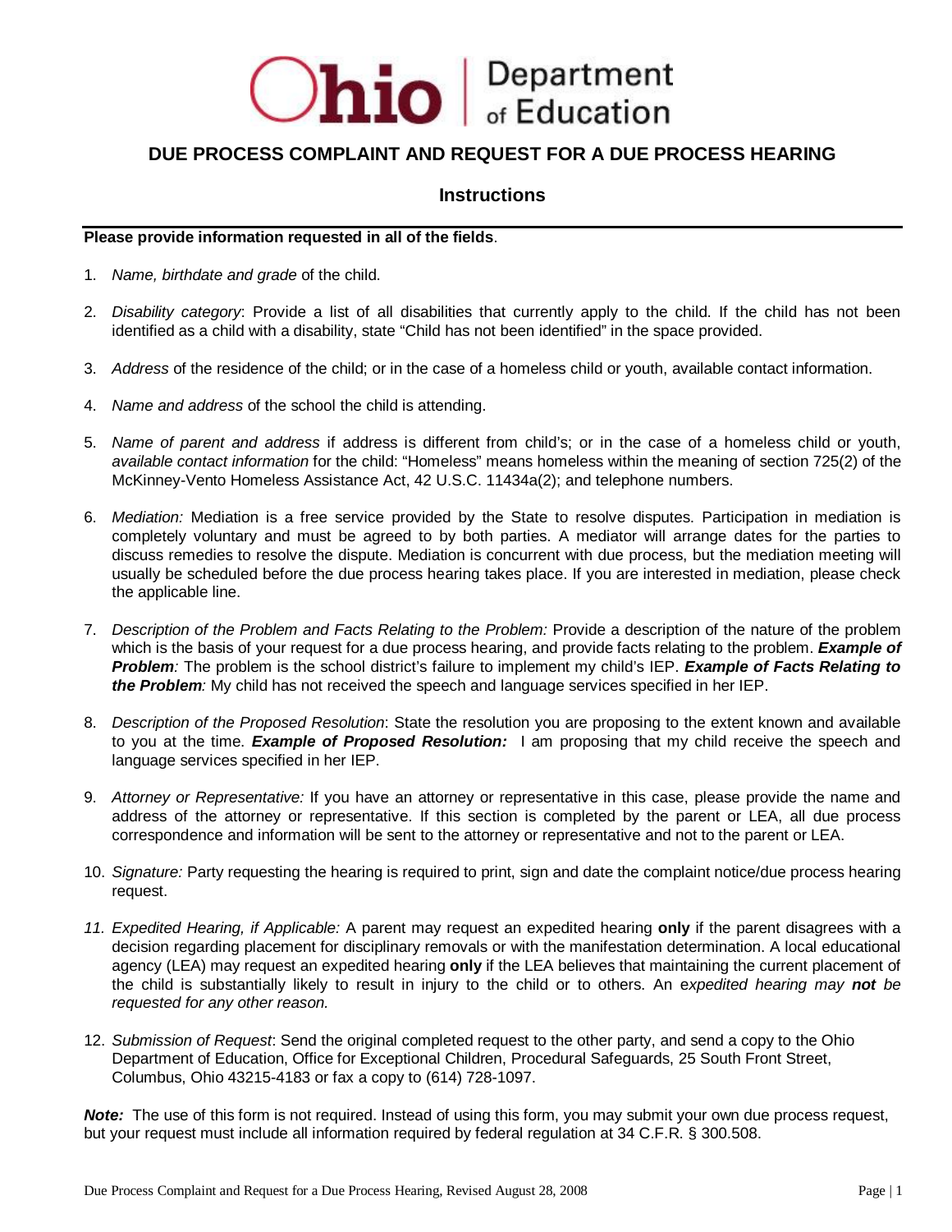# Ohio | Department of Education

## DUE PROCESS COMPLAINT AND REQUEST FOR A DUE PROCESS HEARING

### Instructions

**Please provide information requested in all of the fields**.

1. *Name, birthdate and grade* of the child.

2. *Disability category*: Provide a list of all disabilities that currently apply to the child. If the child has not been identified as a child with a disability, state "Child has not been identified" in the space provided.

3. *Address* of the residence of the child; or in the case of a homeless child or youth, available contact information.

4. *Name and address* of the school the child is attending.

5. *Name of parent and address* if address is different from child's; or in the case of a homeless child or youth, *available contact information* for the child: "Homeless" means homeless within the meaning of section 725(2) of the McKinney-Vento Homeless Assistance Act, 42 U.S.C. 11434a(2); and telephone numbers.

6. *Mediation:* Mediation is a free service provided by the State to resolve disputes. Participation in mediation is completely voluntary and must be agreed to by both parties. A mediator will arrange dates for the parties to discuss remedies to resolve the dispute. Mediation is concurrent with due process, but the mediation meeting will usually be scheduled before the due process hearing takes place. If you are interested in mediation, please check the applicable line.

7. *Description of the Problem and Facts Relating to the Problem:* Provide a description of the nature of the problem which is the basis of your request for a due process hearing, and provide facts relating to the problem. ***Example of Problem****:* The problem is the school district's failure to implement my child's IEP. ***Example of Facts Relating to the Problem****:* My child has not received the speech and language services specified in her IEP.

8. *Description of the Proposed Resolution*: State the resolution you are proposing to the extent known and available to you at the time. ***Example of Proposed Resolution:*** I am proposing that my child receive the speech and language services specified in her IEP.

9. *Attorney or Representative:* If you have an attorney or representative in this case, please provide the name and address of the attorney or representative. If this section is completed by the parent or LEA, all due process correspondence and information will be sent to the attorney or representative and not to the parent or LEA.

10. *Signature:* Party requesting the hearing is required to print, sign and date the complaint notice/due process hearing request.

11. *Expedited Hearing, if Applicable:* A parent may request an expedited hearing **only** if the parent disagrees with a decision regarding placement for disciplinary removals or with the manifestation determination. A local educational agency (LEA) may request an expedited hearing **only** if the LEA believes that maintaining the current placement of the child is substantially likely to result in injury to the child or to others. An *expedited hearing may **not** be requested for any other reason.*

12. *Submission of Request*: Send the original completed request to the other party, and send a copy to the Ohio Department of Education, Office for Exceptional Children, Procedural Safeguards, 25 South Front Street, Columbus, Ohio 43215-4183 or fax a copy to (614) 728-1097.

***Note:*** The use of this form is not required. Instead of using this form, you may submit your own due process request, but your request must include all information required by federal regulation at 34 C.F.R. § 300.508.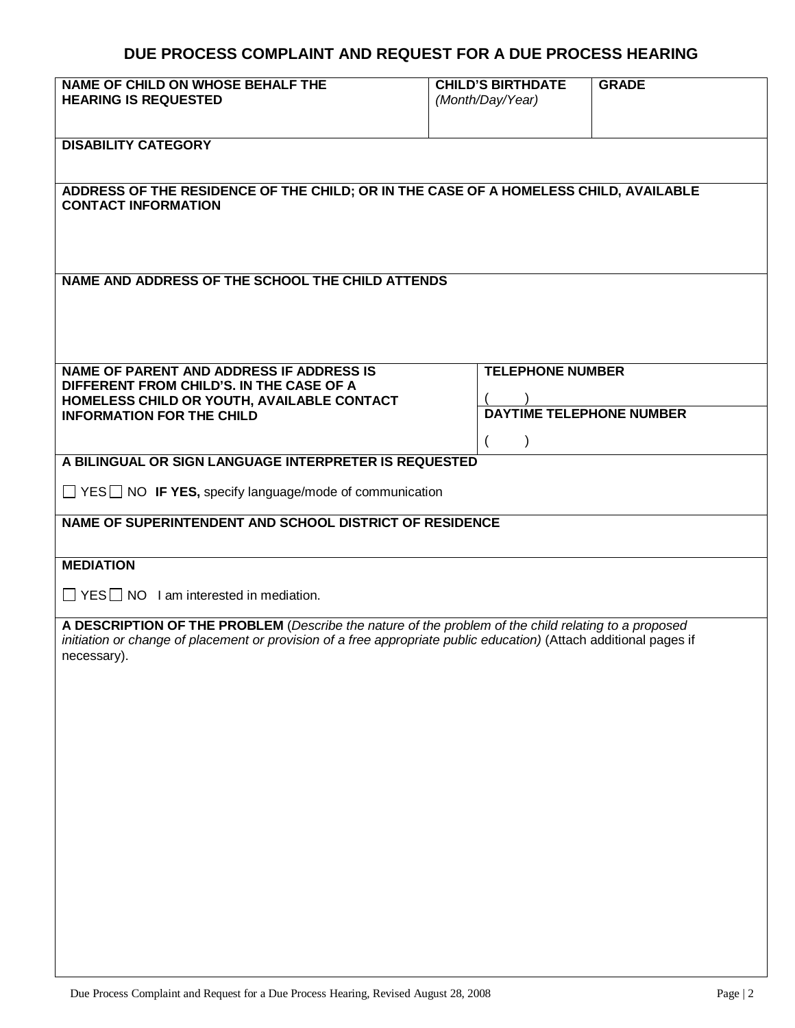# DUE PROCESS COMPLAINT AND REQUEST FOR A DUE PROCESS HEARING

| **NAME OF CHILD ON WHOSE BEHALF THE HEARING IS REQUESTED** | **CHILD'S BIRTHDATE** *(Month/Day/Year)* | **GRADE** |
|---|---|---|
| | | |

**DISABILITY CATEGORY**

**ADDRESS OF THE RESIDENCE OF THE CHILD; OR IN THE CASE OF A HOMELESS CHILD, AVAILABLE CONTACT INFORMATION**

**NAME AND ADDRESS OF THE SCHOOL THE CHILD ATTENDS**

| **NAME OF PARENT AND ADDRESS IF ADDRESS IS DIFFERENT FROM CHILD'S. IN THE CASE OF A HOMELESS CHILD OR YOUTH, AVAILABLE CONTACT INFORMATION FOR THE CHILD** | **TELEPHONE NUMBER** ( ) |
|---|---|
| | **DAYTIME TELEPHONE NUMBER** ( ) |

**A BILINGUAL OR SIGN LANGUAGE INTERPRETER IS REQUESTED**

☐ YES ☐ NO **IF YES,** specify language/mode of communication

**NAME OF SUPERINTENDENT AND SCHOOL DISTRICT OF RESIDENCE**

**MEDIATION**

☐ YES ☐ NO I am interested in mediation.

**A DESCRIPTION OF THE PROBLEM** (*Describe the nature of the problem of the child relating to a proposed initiation or change of placement or provision of a free appropriate public education)* (Attach additional pages if necessary).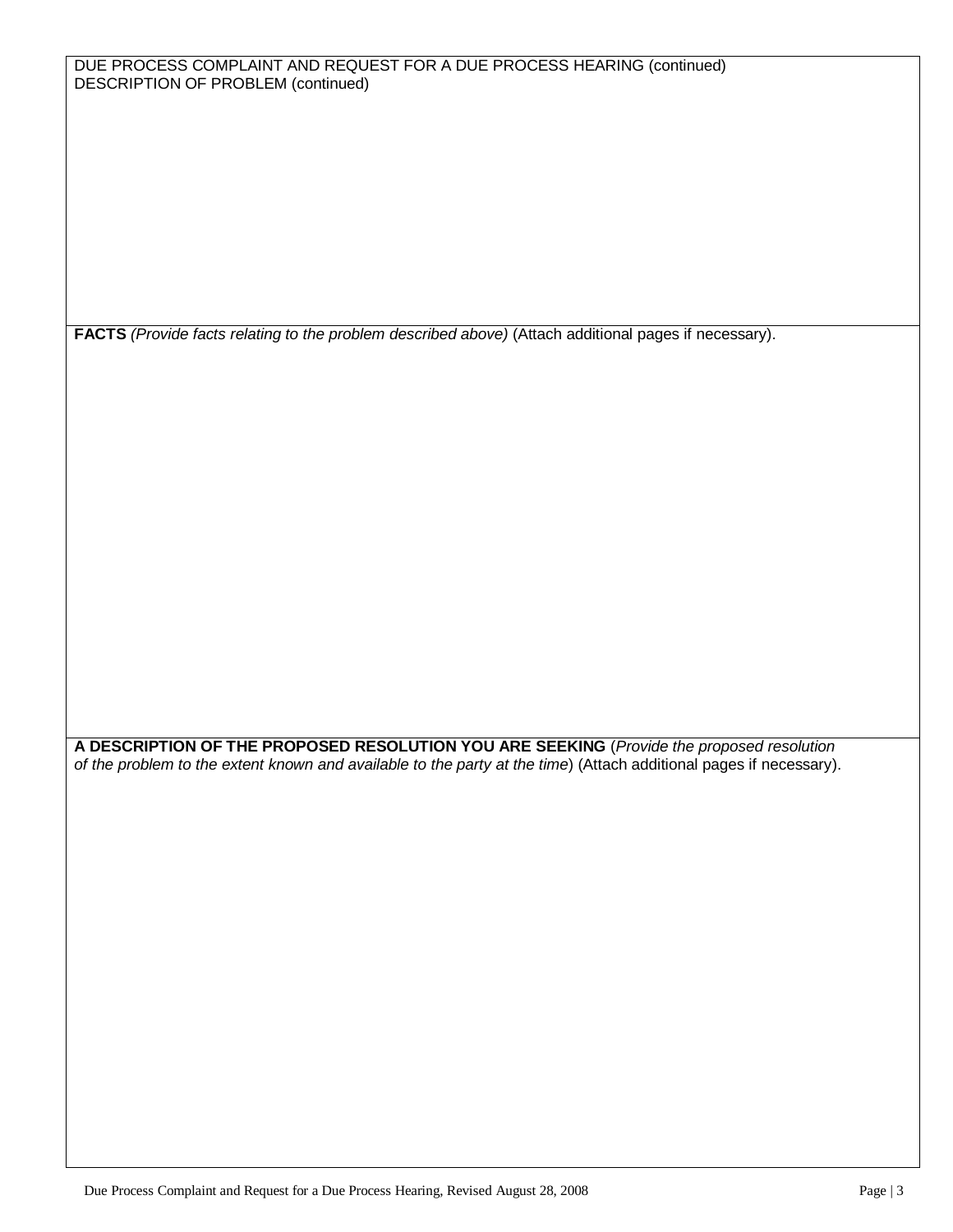DUE PROCESS COMPLAINT AND REQUEST FOR A DUE PROCESS HEARING (continued)
DESCRIPTION OF PROBLEM (continued)

**FACTS** *(Provide facts relating to the problem described above)* (Attach additional pages if necessary).

**A DESCRIPTION OF THE PROPOSED RESOLUTION YOU ARE SEEKING** (*Provide the proposed resolution of the problem to the extent known and available to the party at the time*) (Attach additional pages if necessary).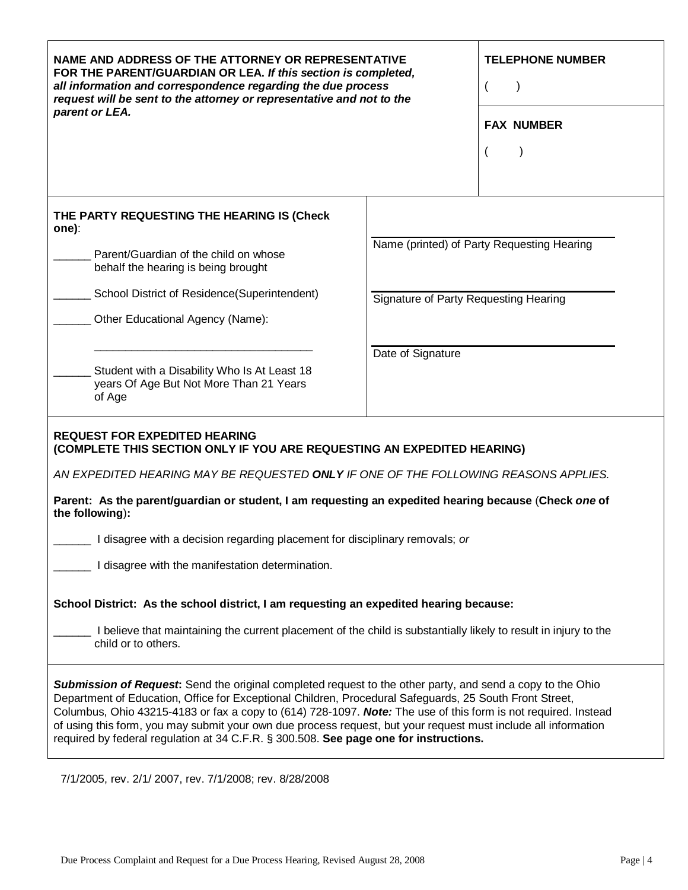| NAME AND ADDRESS OF THE ATTORNEY OR REPRESENTATIVE FOR THE PARENT/GUARDIAN OR LEA. *If this section is completed, all information and correspondence regarding the due process request will be sent to the attorney or representative and not to the parent or LEA.* | **TELEPHONE NUMBER** ( ) |
| --- | --- |
| | **FAX NUMBER** ( ) |

**THE PARTY REQUESTING THE HEARING IS (Check one)**:

______ Parent/Guardian of the child on whose behalf the hearing is being brought

______ School District of Residence(Superintendent)

______ Other Educational Agency (Name):

___________________________________

______ Student with a Disability Who Is At Least 18 years Of Age But Not More Than 21 Years of Age

___________________________________
Name (printed) of Party Requesting Hearing

___________________________________
Signature of Party Requesting Hearing

___________________________________
Date of Signature

**REQUEST FOR EXPEDITED HEARING**
**(COMPLETE THIS SECTION ONLY IF YOU ARE REQUESTING AN EXPEDITED HEARING)**

*AN EXPEDITED HEARING MAY BE REQUESTED **ONLY** IF ONE OF THE FOLLOWING REASONS APPLIES.*

**Parent: As the parent/guardian or student, I am requesting an expedited hearing because** (**Check *one* of the following**):

______ I disagree with a decision regarding placement for disciplinary removals; *or*

______ I disagree with the manifestation determination.

**School District: As the school district, I am requesting an expedited hearing because:**

______ I believe that maintaining the current placement of the child is substantially likely to result in injury to the child or to others.

***Submission of Request*:** Send the original completed request to the other party, and send a copy to the Ohio Department of Education, Office for Exceptional Children, Procedural Safeguards, 25 South Front Street, Columbus, Ohio 43215-4183 or fax a copy to (614) 728-1097. ***Note:*** The use of this form is not required. Instead of using this form, you may submit your own due process request, but your request must include all information required by federal regulation at 34 C.F.R. § 300.508. **See page one for instructions.**

7/1/2005, rev. 2/1/ 2007, rev. 7/1/2008; rev. 8/28/2008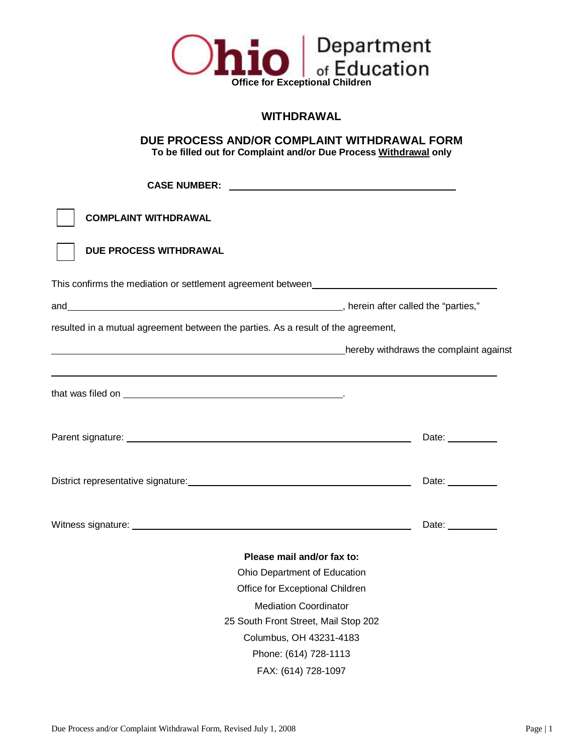Ohio | Department of Education
Office for Exceptional Children

# WITHDRAWAL

## DUE PROCESS AND/OR COMPLAINT WITHDRAWAL FORM

**To be filled out for Complaint and/or Due Process Withdrawal only**

**CASE NUMBER:** ______________________________

☐ **COMPLAINT WITHDRAWAL**

☐ **DUE PROCESS WITHDRAWAL**

This confirms the mediation or settlement agreement between______________________________

and______________________________, herein after called the "parties,"

resulted in a mutual agreement between the parties. As a result of the agreement,

______________________________hereby withdraws the complaint against

______________________________

that was filed on ______________________________.

Parent signature: ______________________________ Date: __________

District representative signature:______________________________ Date: __________

Witness signature: ______________________________ Date: __________

**Please mail and/or fax to:**

Ohio Department of Education
Office for Exceptional Children
Mediation Coordinator
25 South Front Street, Mail Stop 202
Columbus, OH 43231-4183
Phone: (614) 728-1113
FAX: (614) 728-1097

Due Process and/or Complaint Withdrawal Form, Revised July 1, 2008